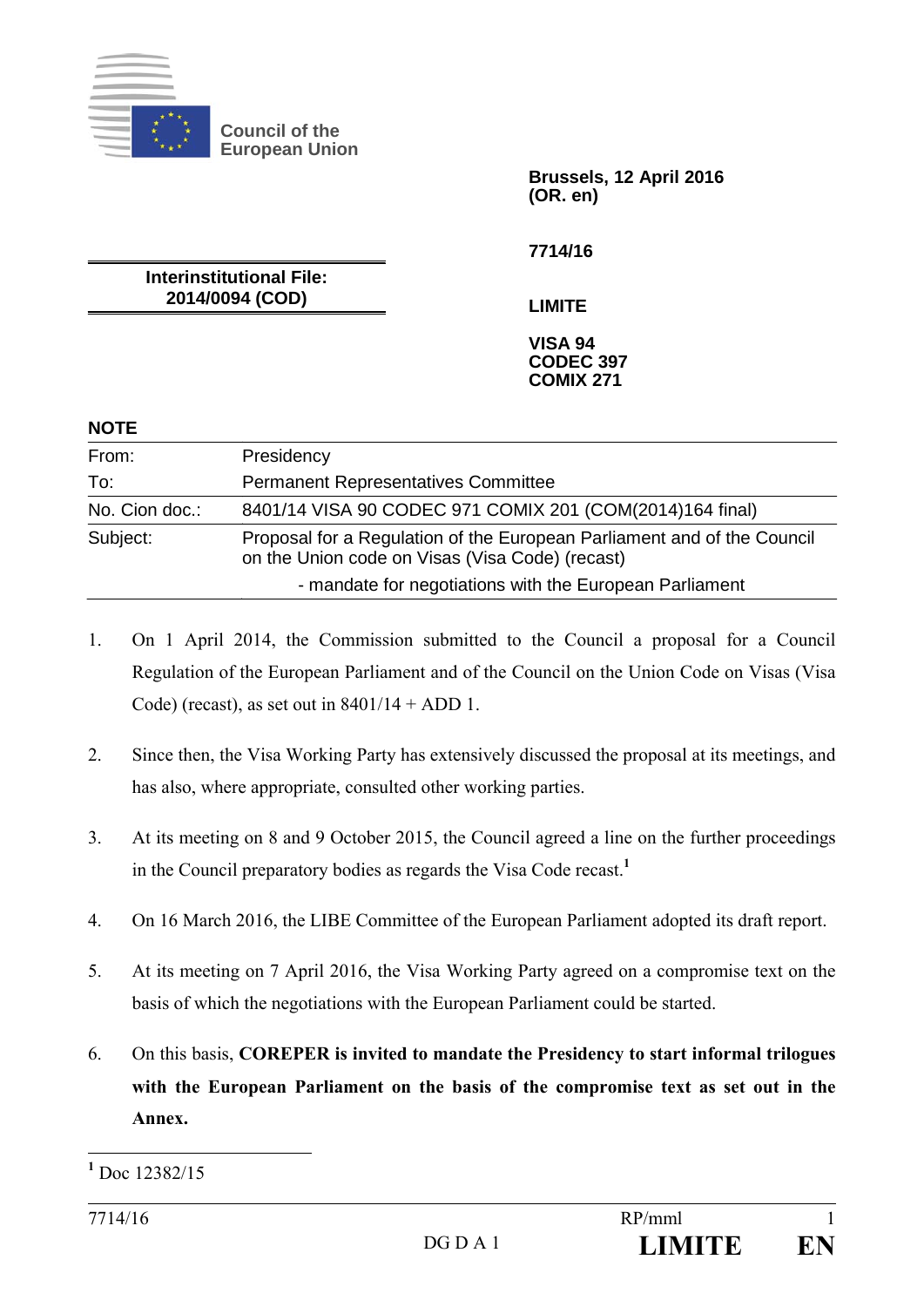Council of the European Union

**Brussels, 12 April 2016**
**(OR. en)**

**7714/16**

**Interinstitutional File:**
**2014/0094 (COD)**

**LIMITE**

**VISA 94**
**CODEC 397**
**COMIX 271**

**NOTE**

| | |
|---|---|
| From: | Presidency |
| To: | Permanent Representatives Committee |
| No. Cion doc.: | 8401/14 VISA 90 CODEC 971 COMIX 201 (COM(2014)164 final) |
| Subject: | Proposal for a Regulation of the European Parliament and of the Council on the Union code on Visas (Visa Code) (recast)<br>- mandate for negotiations with the European Parliament |

1. On 1 April 2014, the Commission submitted to the Council a proposal for a Council Regulation of the European Parliament and of the Council on the Union Code on Visas (Visa Code) (recast), as set out in 8401/14 + ADD 1.

2. Since then, the Visa Working Party has extensively discussed the proposal at its meetings, and has also, where appropriate, consulted other working parties.

3. At its meeting on 8 and 9 October 2015, the Council agreed a line on the further proceedings in the Council preparatory bodies as regards the Visa Code recast.[1]

4. On 16 March 2016, the LIBE Committee of the European Parliament adopted its draft report.

5. At its meeting on 7 April 2016, the Visa Working Party agreed on a compromise text on the basis of which the negotiations with the European Parliament could be started.

6. On this basis, **COREPER is invited to mandate the Presidency to start informal trilogues with the European Parliament on the basis of the compromise text as set out in the Annex.**

[1] Doc 12382/15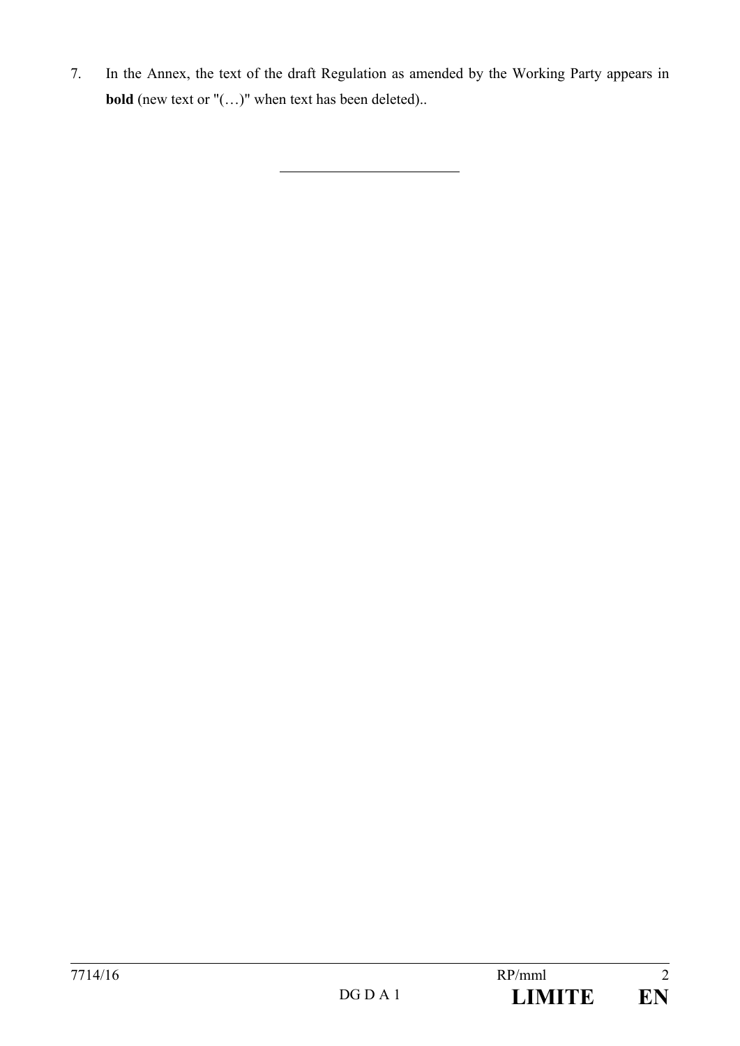7. In the Annex, the text of the draft Regulation as amended by the Working Party appears in **bold** (new text or "(…)" when text has been deleted)..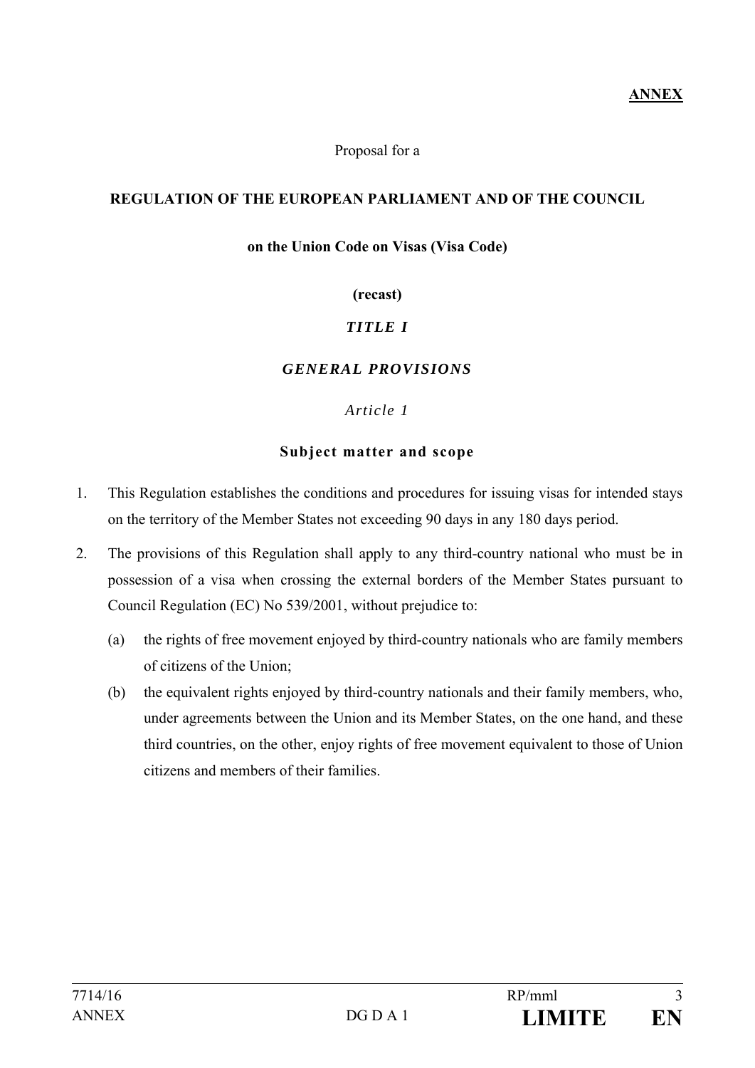**ANNEX**

Proposal for a

**REGULATION OF THE EUROPEAN PARLIAMENT AND OF THE COUNCIL**

**on the Union Code on Visas (Visa Code)**

**(recast)**

# *TITLE I*

# *GENERAL PROVISIONS*

## *Article 1*

### **Subject matter and scope**

1. This Regulation establishes the conditions and procedures for issuing visas for intended stays on the territory of the Member States not exceeding 90 days in any 180 days period.

2. The provisions of this Regulation shall apply to any third-country national who must be in possession of a visa when crossing the external borders of the Member States pursuant to Council Regulation (EC) No 539/2001, without prejudice to:

   (a) the rights of free movement enjoyed by third-country nationals who are family members of citizens of the Union;

   (b) the equivalent rights enjoyed by third-country nationals and their family members, who, under agreements between the Union and its Member States, on the one hand, and these third countries, on the other, enjoy rights of free movement equivalent to those of Union citizens and members of their families.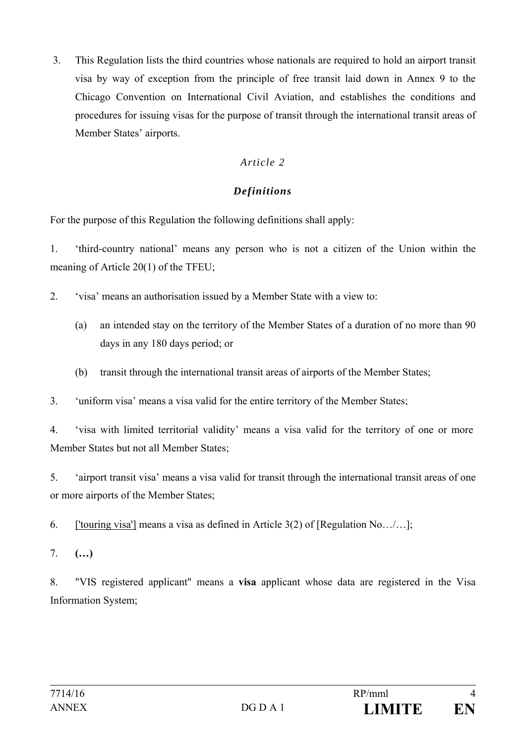3. This Regulation lists the third countries whose nationals are required to hold an airport transit visa by way of exception from the principle of free transit laid down in Annex 9 to the Chicago Convention on International Civil Aviation, and establishes the conditions and procedures for issuing visas for the purpose of transit through the international transit areas of Member States' airports.

*Article 2*

***Definitions***

For the purpose of this Regulation the following definitions shall apply:

1. 'third-country national' means any person who is not a citizen of the Union within the meaning of Article 20(1) of the TFEU;

2. 'visa' means an authorisation issued by a Member State with a view to:

   (a) an intended stay on the territory of the Member States of a duration of no more than 90 days in any 180 days period; or

   (b) transit through the international transit areas of airports of the Member States;

3. 'uniform visa' means a visa valid for the entire territory of the Member States;

4. 'visa with limited territorial validity' means a visa valid for the territory of one or more Member States but not all Member States;

5. 'airport transit visa' means a visa valid for transit through the international transit areas of one or more airports of the Member States;

6. ['touring visa'] means a visa as defined in Article 3(2) of [Regulation No…/…];

7. **(…)**

8. "VIS registered applicant" means a **visa** applicant whose data are registered in the Visa Information System;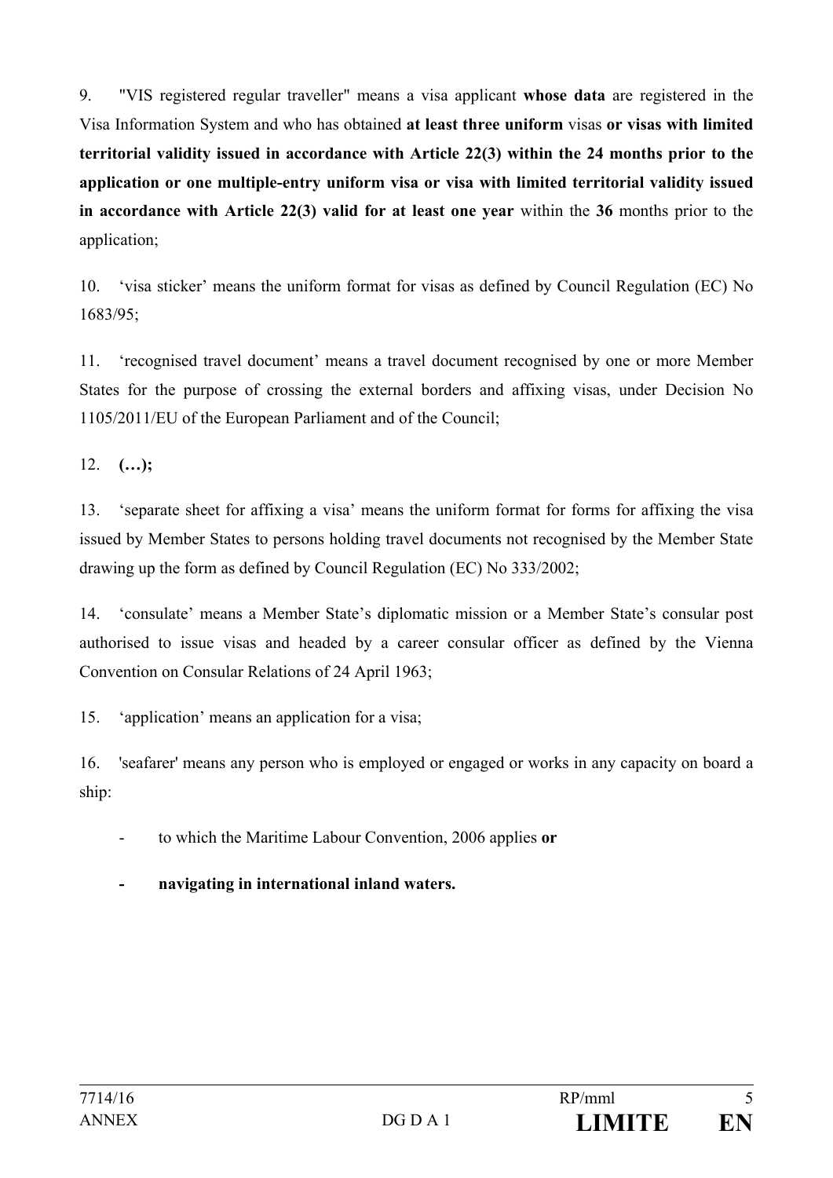9. "VIS registered regular traveller" means a visa applicant **whose data** are registered in the Visa Information System and who has obtained **at least three uniform** visas **or visas with limited territorial validity issued in accordance with Article 22(3) within the 24 months prior to the application or one multiple-entry uniform visa or visa with limited territorial validity issued in accordance with Article 22(3) valid for at least one year** within the **36** months prior to the application;

10. 'visa sticker' means the uniform format for visas as defined by Council Regulation (EC) No 1683/95;

11. 'recognised travel document' means a travel document recognised by one or more Member States for the purpose of crossing the external borders and affixing visas, under Decision No 1105/2011/EU of the European Parliament and of the Council;

12. **(…);**

13. 'separate sheet for affixing a visa' means the uniform format for forms for affixing the visa issued by Member States to persons holding travel documents not recognised by the Member State drawing up the form as defined by Council Regulation (EC) No 333/2002;

14. 'consulate' means a Member State's diplomatic mission or a Member State's consular post authorised to issue visas and headed by a career consular officer as defined by the Vienna Convention on Consular Relations of 24 April 1963;

15. 'application' means an application for a visa;

16. 'seafarer' means any person who is employed or engaged or works in any capacity on board a ship:

- to which the Maritime Labour Convention, 2006 applies **or**
- **navigating in international inland waters.**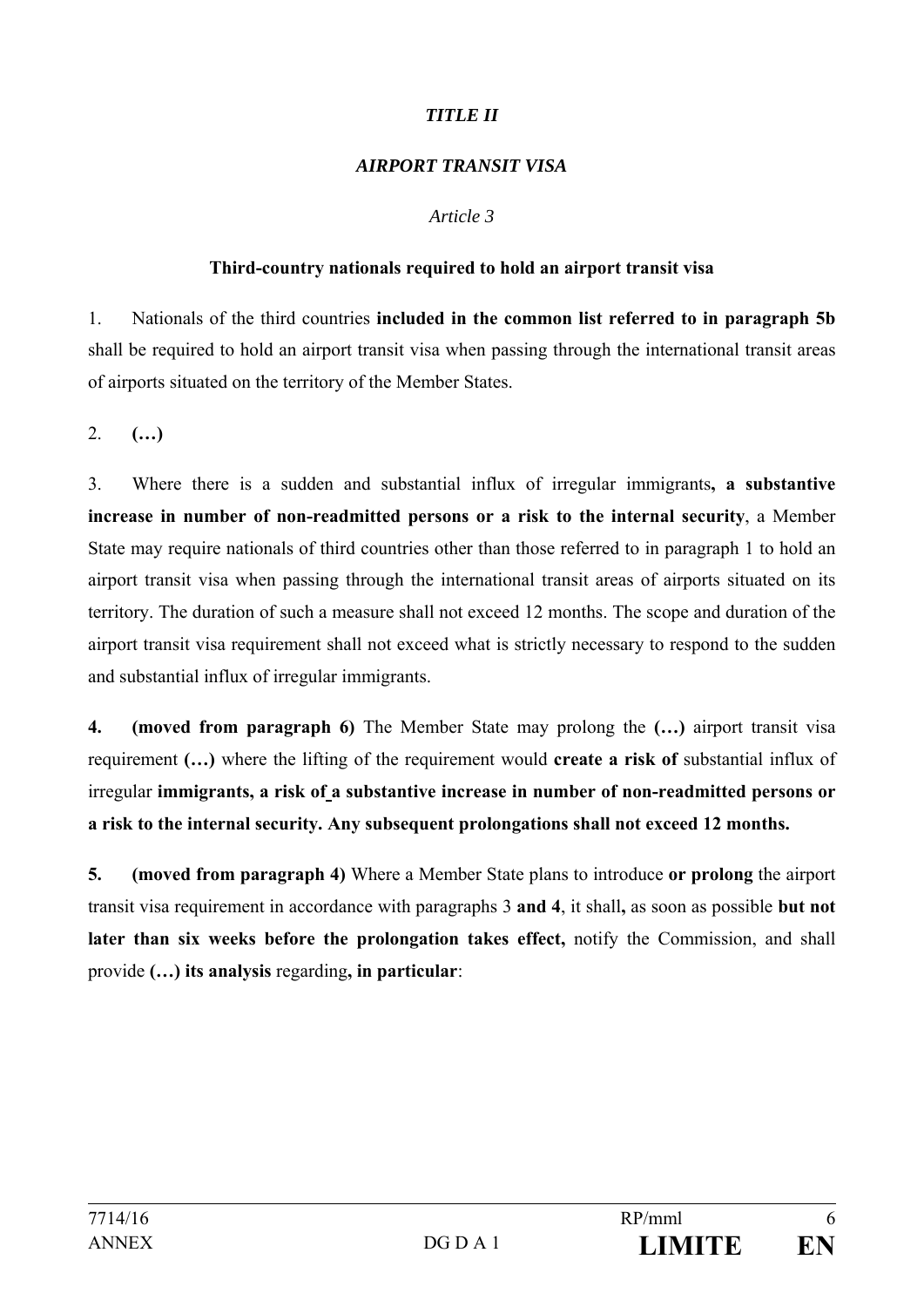*TITLE II*

*AIRPORT TRANSIT VISA*

*Article 3*

**Third-country nationals required to hold an airport transit visa**

1. Nationals of the third countries **included in the common list referred to in paragraph 5b** shall be required to hold an airport transit visa when passing through the international transit areas of airports situated on the territory of the Member States.

2. **(…)**

3. Where there is a sudden and substantial influx of irregular immigrants**, a substantive increase in number of non-readmitted persons or a risk to the internal security**, a Member State may require nationals of third countries other than those referred to in paragraph 1 to hold an airport transit visa when passing through the international transit areas of airports situated on its territory. The duration of such a measure shall not exceed 12 months. The scope and duration of the airport transit visa requirement shall not exceed what is strictly necessary to respond to the sudden and substantial influx of irregular immigrants.

**4. (moved from paragraph 6)** The Member State may prolong the **(…)** airport transit visa requirement **(…)** where the lifting of the requirement would **create a risk of** substantial influx of irregular **immigrants, a risk of a substantive increase in number of non-readmitted persons or a risk to the internal security. Any subsequent prolongations shall not exceed 12 months.**

**5. (moved from paragraph 4)** Where a Member State plans to introduce **or prolong** the airport transit visa requirement in accordance with paragraphs 3 **and 4**, it shall**,** as soon as possible **but not later than six weeks before the prolongation takes effect,** notify the Commission, and shall provide **(…) its analysis** regarding**, in particular**: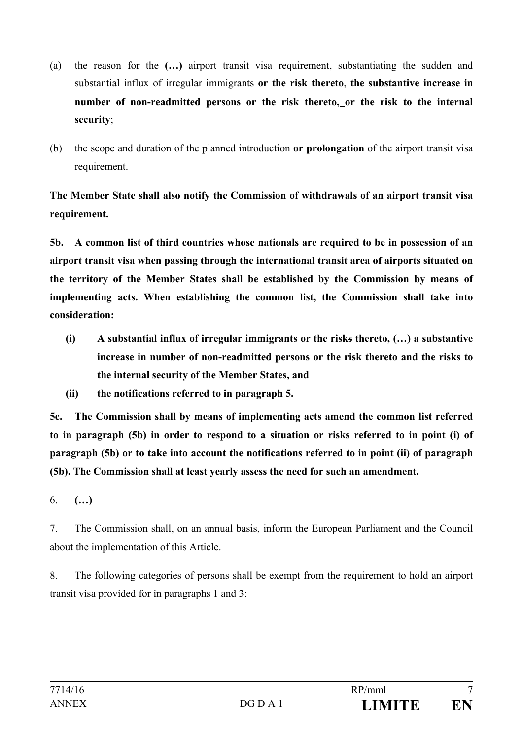(a) the reason for the **(…)** airport transit visa requirement, substantiating the sudden and substantial influx of irregular immigrants **or the risk thereto**, **the substantive increase in number of non-readmitted persons or the risk thereto, or the risk to the internal security**;

(b) the scope and duration of the planned introduction **or prolongation** of the airport transit visa requirement.

**The Member State shall also notify the Commission of withdrawals of an airport transit visa requirement.**

**5b. A common list of third countries whose nationals are required to be in possession of an airport transit visa when passing through the international transit area of airports situated on the territory of the Member States shall be established by the Commission by means of implementing acts. When establishing the common list, the Commission shall take into consideration:**

**(i) A substantial influx of irregular immigrants or the risks thereto, (…) a substantive increase in number of non-readmitted persons or the risk thereto and the risks to the internal security of the Member States, and**

**(ii) the notifications referred to in paragraph 5.**

**5c. The Commission shall by means of implementing acts amend the common list referred to in paragraph (5b) in order to respond to a situation or risks referred to in point (i) of paragraph (5b) or to take into account the notifications referred to in point (ii) of paragraph (5b). The Commission shall at least yearly assess the need for such an amendment.**

6. **(…)**

7. The Commission shall, on an annual basis, inform the European Parliament and the Council about the implementation of this Article.

8. The following categories of persons shall be exempt from the requirement to hold an airport transit visa provided for in paragraphs 1 and 3: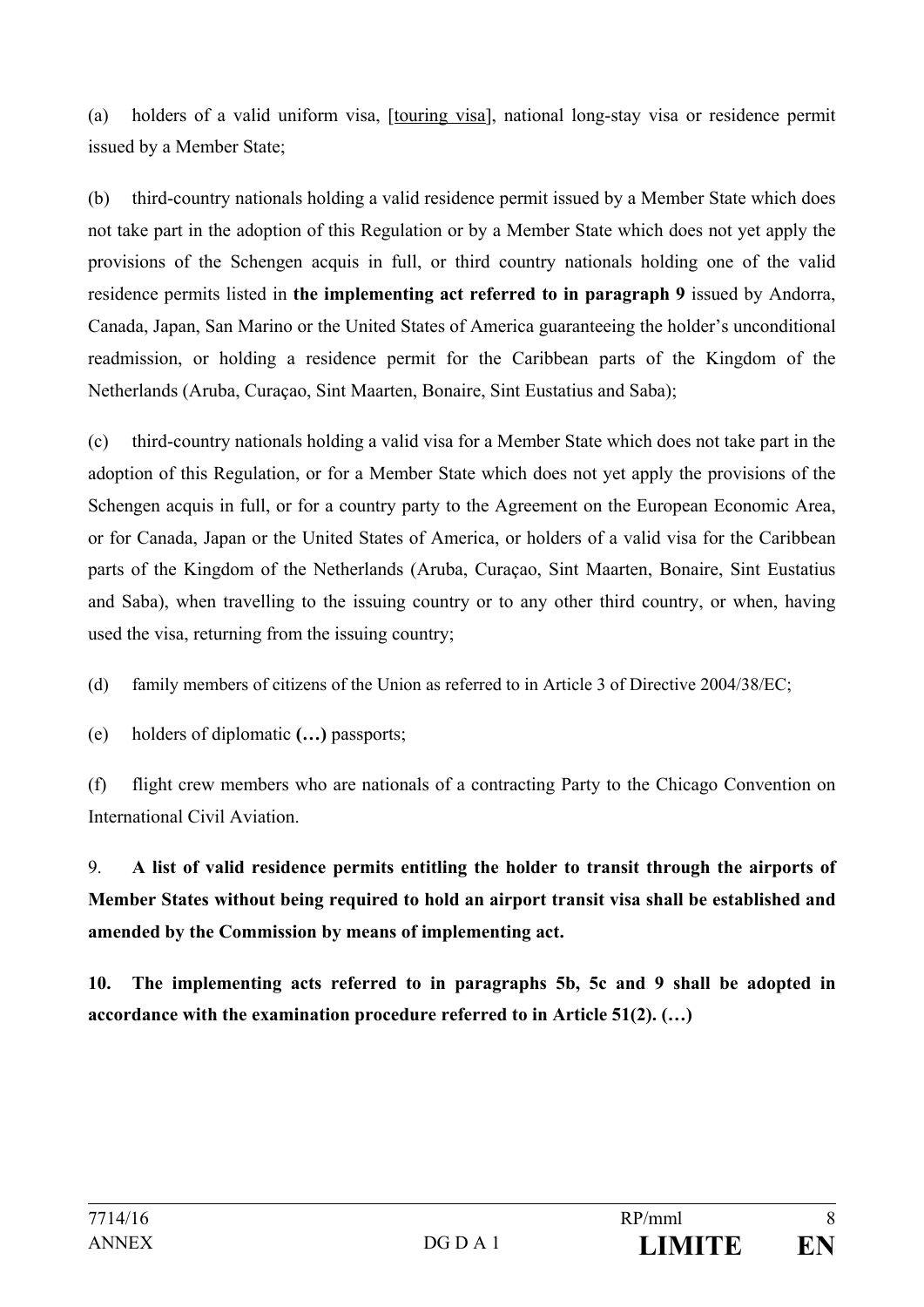(a) holders of a valid uniform visa, [touring visa], national long-stay visa or residence permit issued by a Member State;

(b) third-country nationals holding a valid residence permit issued by a Member State which does not take part in the adoption of this Regulation or by a Member State which does not yet apply the provisions of the Schengen acquis in full, or third country nationals holding one of the valid residence permits listed in **the implementing act referred to in paragraph 9** issued by Andorra, Canada, Japan, San Marino or the United States of America guaranteeing the holder's unconditional readmission, or holding a residence permit for the Caribbean parts of the Kingdom of the Netherlands (Aruba, Curaçao, Sint Maarten, Bonaire, Sint Eustatius and Saba);

(c) third-country nationals holding a valid visa for a Member State which does not take part in the adoption of this Regulation, or for a Member State which does not yet apply the provisions of the Schengen acquis in full, or for a country party to the Agreement on the European Economic Area, or for Canada, Japan or the United States of America, or holders of a valid visa for the Caribbean parts of the Kingdom of the Netherlands (Aruba, Curaçao, Sint Maarten, Bonaire, Sint Eustatius and Saba), when travelling to the issuing country or to any other third country, or when, having used the visa, returning from the issuing country;

(d) family members of citizens of the Union as referred to in Article 3 of Directive 2004/38/EC;

(e) holders of diplomatic **(…)** passports;

(f) flight crew members who are nationals of a contracting Party to the Chicago Convention on International Civil Aviation.

9. **A list of valid residence permits entitling the holder to transit through the airports of Member States without being required to hold an airport transit visa shall be established and amended by the Commission by means of implementing act.**

**10. The implementing acts referred to in paragraphs 5b, 5c and 9 shall be adopted in accordance with the examination procedure referred to in Article 51(2). (…)**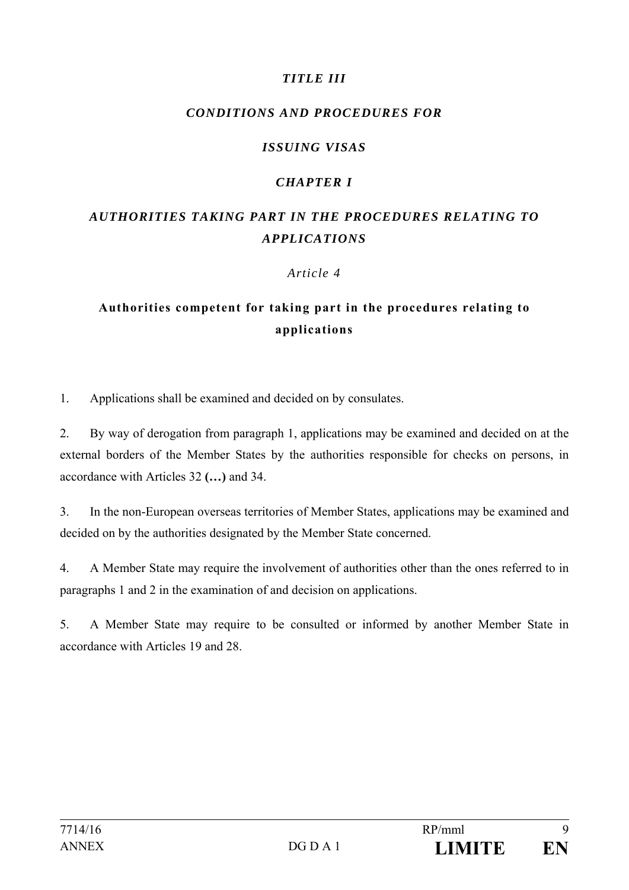*TITLE III*

*CONDITIONS AND PROCEDURES FOR*

*ISSUING VISAS*

*CHAPTER I*

*AUTHORITIES TAKING PART IN THE PROCEDURES RELATING TO APPLICATIONS*

*Article 4*

**Authorities competent for taking part in the procedures relating to applications**

1. Applications shall be examined and decided on by consulates.

2. By way of derogation from paragraph 1, applications may be examined and decided on at the external borders of the Member States by the authorities responsible for checks on persons, in accordance with Articles 32 **(…)** and 34.

3. In the non-European overseas territories of Member States, applications may be examined and decided on by the authorities designated by the Member State concerned.

4. A Member State may require the involvement of authorities other than the ones referred to in paragraphs 1 and 2 in the examination of and decision on applications.

5. A Member State may require to be consulted or informed by another Member State in accordance with Articles 19 and 28.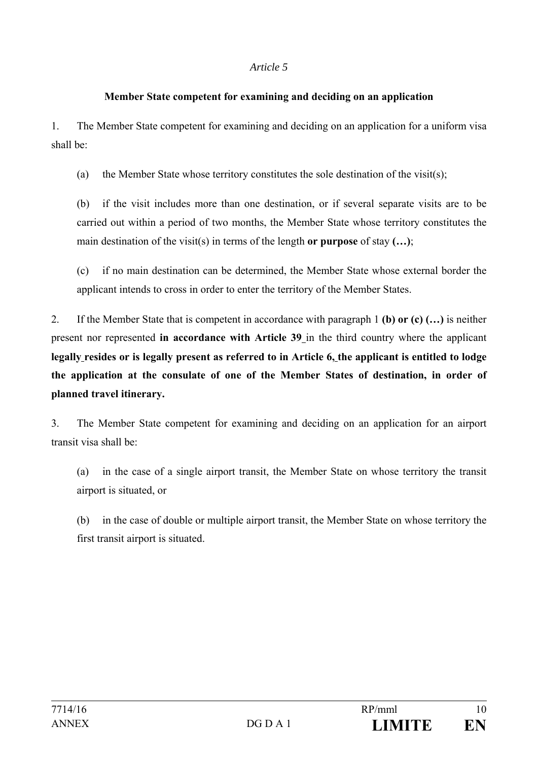*Article 5*

**Member State competent for examining and deciding on an application**

1. The Member State competent for examining and deciding on an application for a uniform visa shall be:

(a) the Member State whose territory constitutes the sole destination of the visit(s);

(b) if the visit includes more than one destination, or if several separate visits are to be carried out within a period of two months, the Member State whose territory constitutes the main destination of the visit(s) in terms of the length **or purpose** of stay **(…)**;

(c) if no main destination can be determined, the Member State whose external border the applicant intends to cross in order to enter the territory of the Member States.

2. If the Member State that is competent in accordance with paragraph 1 **(b) or (c) (…)** is neither present nor represented **in accordance with Article 39** in the third country where the applicant **legally resides or is legally present as referred to in Article 6, the applicant is entitled to lodge the application at the consulate of one of the Member States of destination, in order of planned travel itinerary.**

3. The Member State competent for examining and deciding on an application for an airport transit visa shall be:

(a) in the case of a single airport transit, the Member State on whose territory the transit airport is situated, or

(b) in the case of double or multiple airport transit, the Member State on whose territory the first transit airport is situated.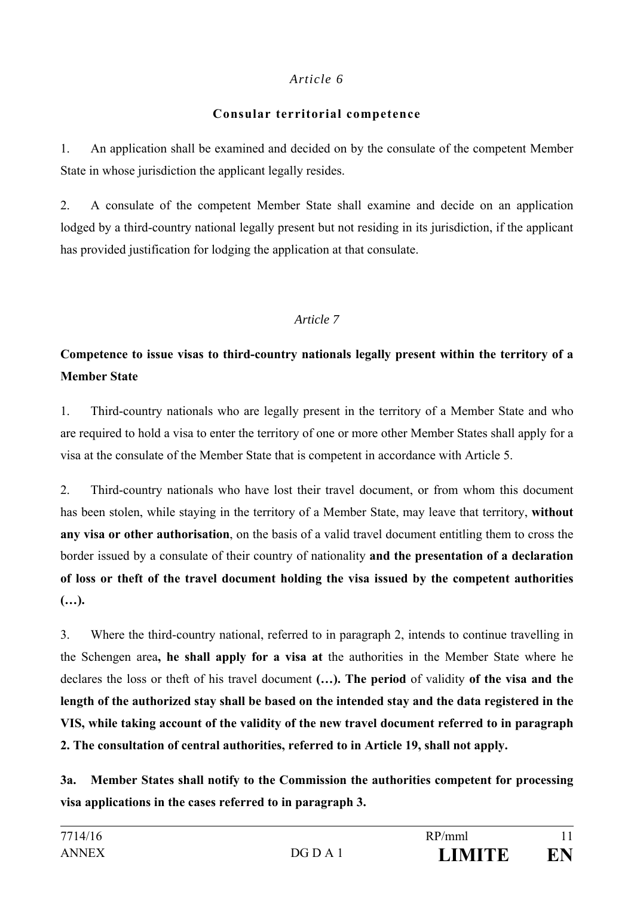*Article 6*

**Consular territorial competence**

1. An application shall be examined and decided on by the consulate of the competent Member State in whose jurisdiction the applicant legally resides.

2. A consulate of the competent Member State shall examine and decide on an application lodged by a third-country national legally present but not residing in its jurisdiction, if the applicant has provided justification for lodging the application at that consulate.

*Article 7*

**Competence to issue visas to third-country nationals legally present within the territory of a Member State**

1. Third-country nationals who are legally present in the territory of a Member State and who are required to hold a visa to enter the territory of one or more other Member States shall apply for a visa at the consulate of the Member State that is competent in accordance with Article 5.

2. Third-country nationals who have lost their travel document, or from whom this document has been stolen, while staying in the territory of a Member State, may leave that territory, **without any visa or other authorisation**, on the basis of a valid travel document entitling them to cross the border issued by a consulate of their country of nationality **and the presentation of a declaration of loss or theft of the travel document holding the visa issued by the competent authorities (…).**

3. Where the third-country national, referred to in paragraph 2, intends to continue travelling in the Schengen area**, he shall apply for a visa at** the authorities in the Member State where he declares the loss or theft of his travel document **(…). The period** of validity **of the visa and the length of the authorized stay shall be based on the intended stay and the data registered in the VIS, while taking account of the validity of the new travel document referred to in paragraph 2. The consultation of central authorities, referred to in Article 19, shall not apply.**

**3a. Member States shall notify to the Commission the authorities competent for processing visa applications in the cases referred to in paragraph 3.**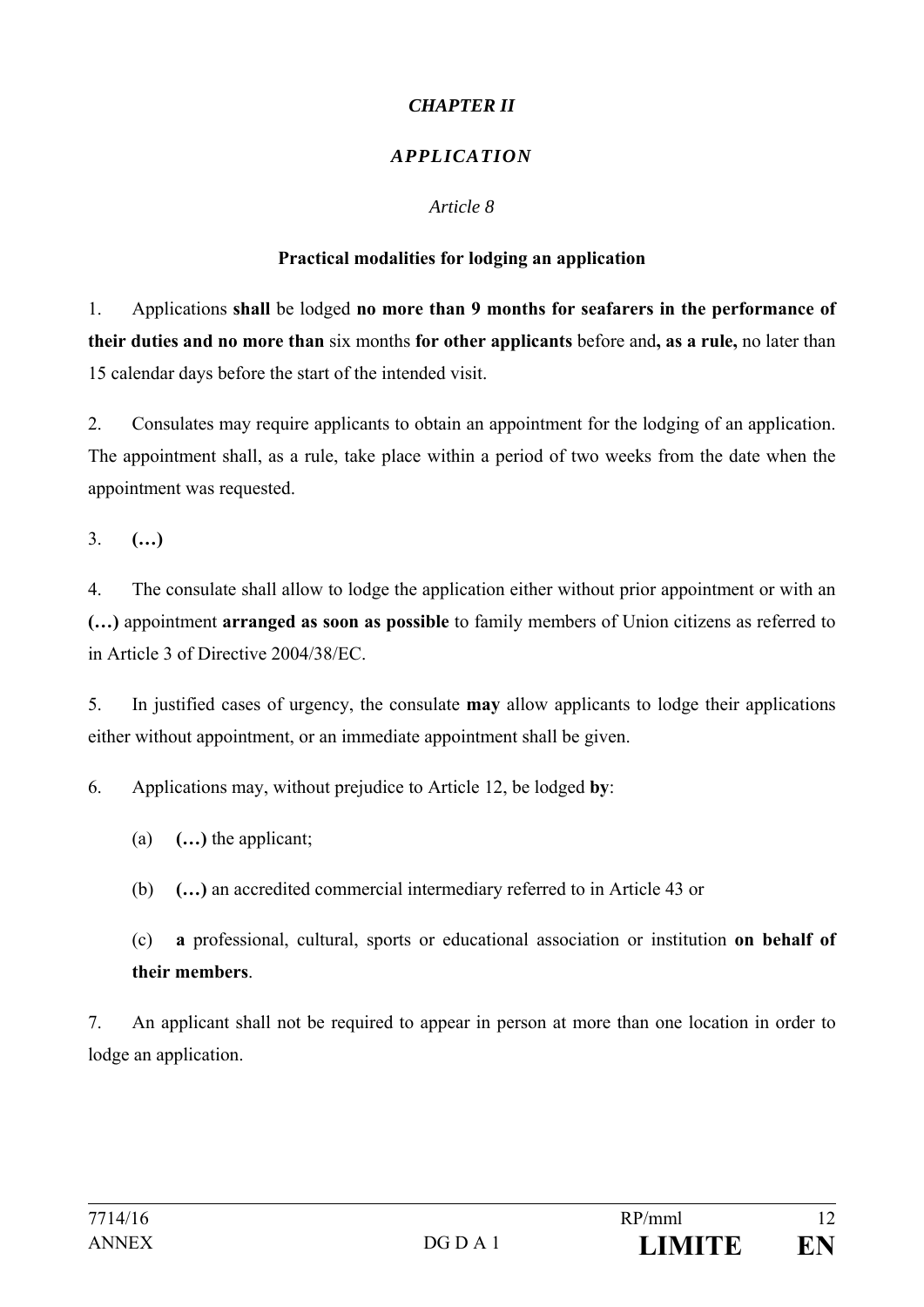***CHAPTER II***

***APPLICATION***

*Article 8*

**Practical modalities for lodging an application**

1. Applications **shall** be lodged **no more than 9 months for seafarers in the performance of their duties and no more than** six months **for other applicants** before and**, as a rule,** no later than 15 calendar days before the start of the intended visit.

2. Consulates may require applicants to obtain an appointment for the lodging of an application. The appointment shall, as a rule, take place within a period of two weeks from the date when the appointment was requested.

3. **(…)**

4. The consulate shall allow to lodge the application either without prior appointment or with an **(…)** appointment **arranged as soon as possible** to family members of Union citizens as referred to in Article 3 of Directive 2004/38/EC.

5. In justified cases of urgency, the consulate **may** allow applicants to lodge their applications either without appointment, or an immediate appointment shall be given.

6. Applications may, without prejudice to Article 12, be lodged **by**:

   (a) **(…)** the applicant;

   (b) **(…)** an accredited commercial intermediary referred to in Article 43 or

   (c) **a** professional, cultural, sports or educational association or institution **on behalf of their members**.

7. An applicant shall not be required to appear in person at more than one location in order to lodge an application.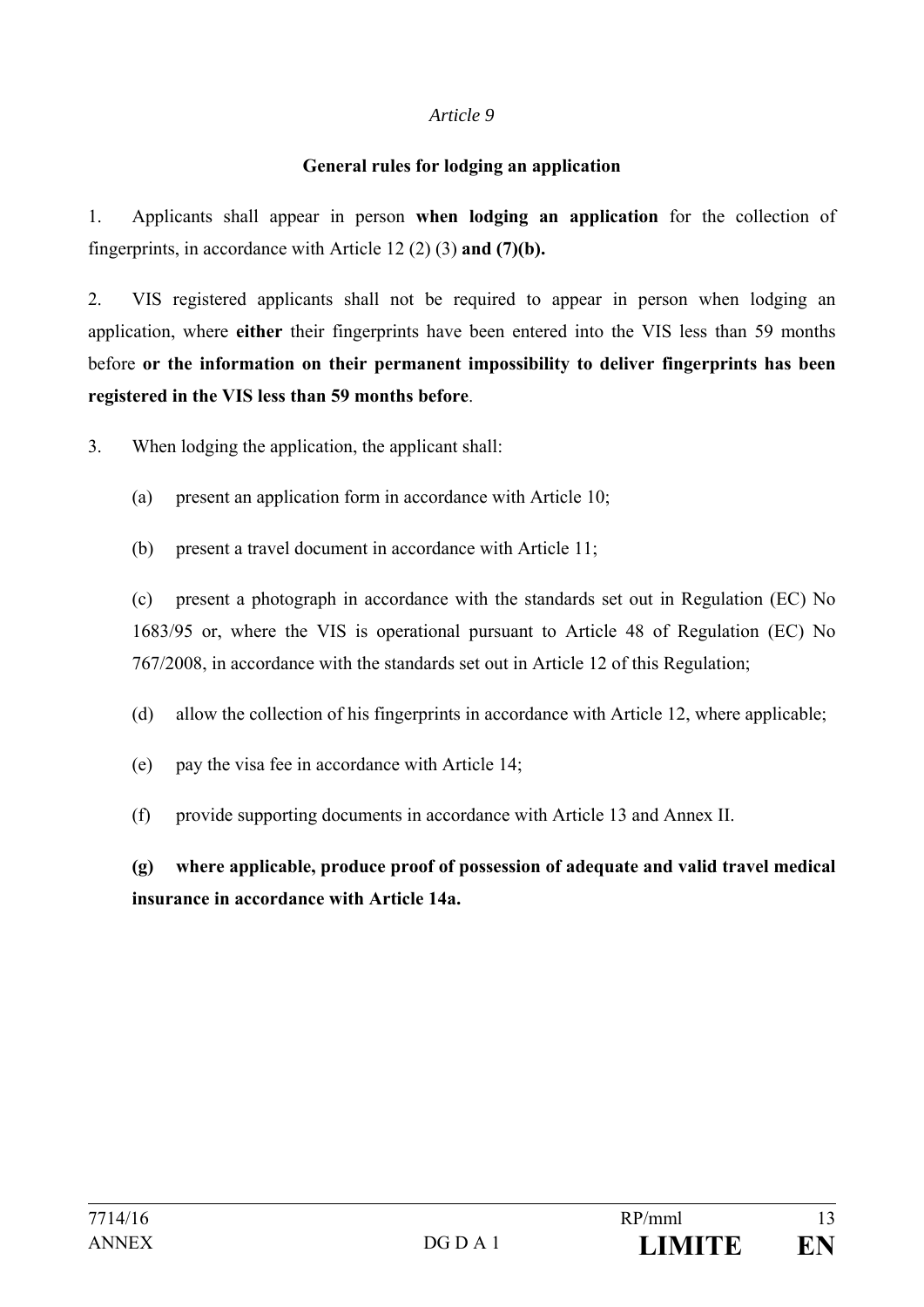*Article 9*

**General rules for lodging an application**

1. Applicants shall appear in person **when lodging an application** for the collection of fingerprints, in accordance with Article 12 (2) (3) **and (7)(b).**

2. VIS registered applicants shall not be required to appear in person when lodging an application, where **either** their fingerprints have been entered into the VIS less than 59 months before **or the information on their permanent impossibility to deliver fingerprints has been registered in the VIS less than 59 months before**.

3. When lodging the application, the applicant shall:

(a) present an application form in accordance with Article 10;

(b) present a travel document in accordance with Article 11;

(c) present a photograph in accordance with the standards set out in Regulation (EC) No 1683/95 or, where the VIS is operational pursuant to Article 48 of Regulation (EC) No 767/2008, in accordance with the standards set out in Article 12 of this Regulation;

(d) allow the collection of his fingerprints in accordance with Article 12, where applicable;

(e) pay the visa fee in accordance with Article 14;

(f) provide supporting documents in accordance with Article 13 and Annex II.

**(g) where applicable, produce proof of possession of adequate and valid travel medical insurance in accordance with Article 14a.**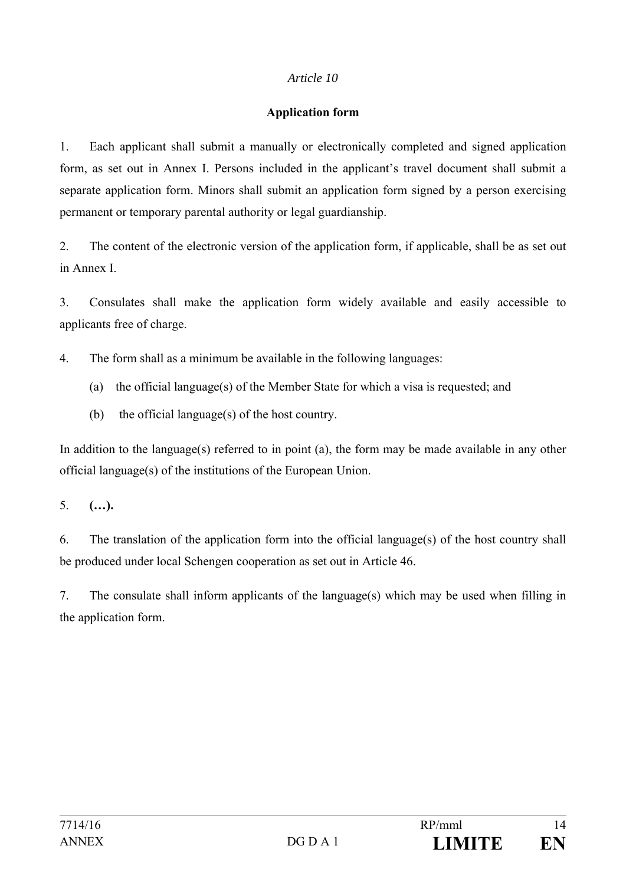*Article 10*

**Application form**

1. Each applicant shall submit a manually or electronically completed and signed application form, as set out in Annex I. Persons included in the applicant's travel document shall submit a separate application form. Minors shall submit an application form signed by a person exercising permanent or temporary parental authority or legal guardianship.

2. The content of the electronic version of the application form, if applicable, shall be as set out in Annex I.

3. Consulates shall make the application form widely available and easily accessible to applicants free of charge.

4. The form shall as a minimum be available in the following languages:

   (a) the official language(s) of the Member State for which a visa is requested; and

   (b) the official language(s) of the host country.

In addition to the language(s) referred to in point (a), the form may be made available in any other official language(s) of the institutions of the European Union.

5. **(…).**

6. The translation of the application form into the official language(s) of the host country shall be produced under local Schengen cooperation as set out in Article 46.

7. The consulate shall inform applicants of the language(s) which may be used when filling in the application form.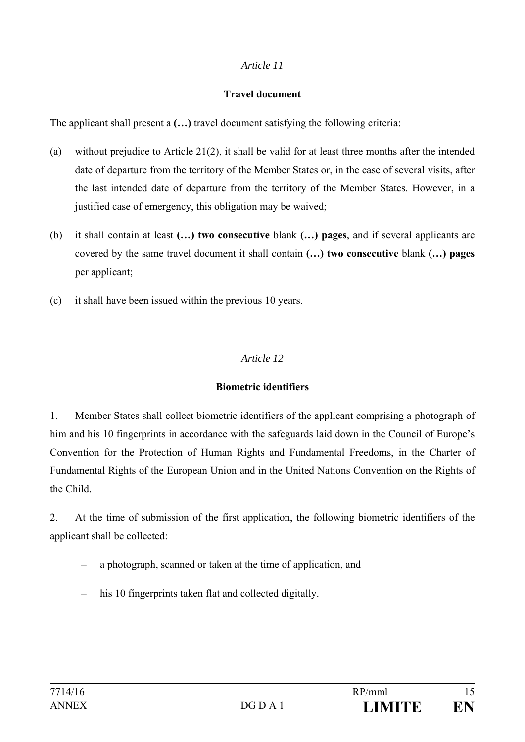*Article 11*

**Travel document**

The applicant shall present a **(…)** travel document satisfying the following criteria:

(a) without prejudice to Article 21(2), it shall be valid for at least three months after the intended date of departure from the territory of the Member States or, in the case of several visits, after the last intended date of departure from the territory of the Member States. However, in a justified case of emergency, this obligation may be waived;

(b) it shall contain at least **(…) two consecutive** blank **(…) pages**, and if several applicants are covered by the same travel document it shall contain **(…) two consecutive** blank **(…) pages** per applicant;

(c) it shall have been issued within the previous 10 years.

*Article 12*

**Biometric identifiers**

1. Member States shall collect biometric identifiers of the applicant comprising a photograph of him and his 10 fingerprints in accordance with the safeguards laid down in the Council of Europe's Convention for the Protection of Human Rights and Fundamental Freedoms, in the Charter of Fundamental Rights of the European Union and in the United Nations Convention on the Rights of the Child.

2. At the time of submission of the first application, the following biometric identifiers of the applicant shall be collected:

– a photograph, scanned or taken at the time of application, and

– his 10 fingerprints taken flat and collected digitally.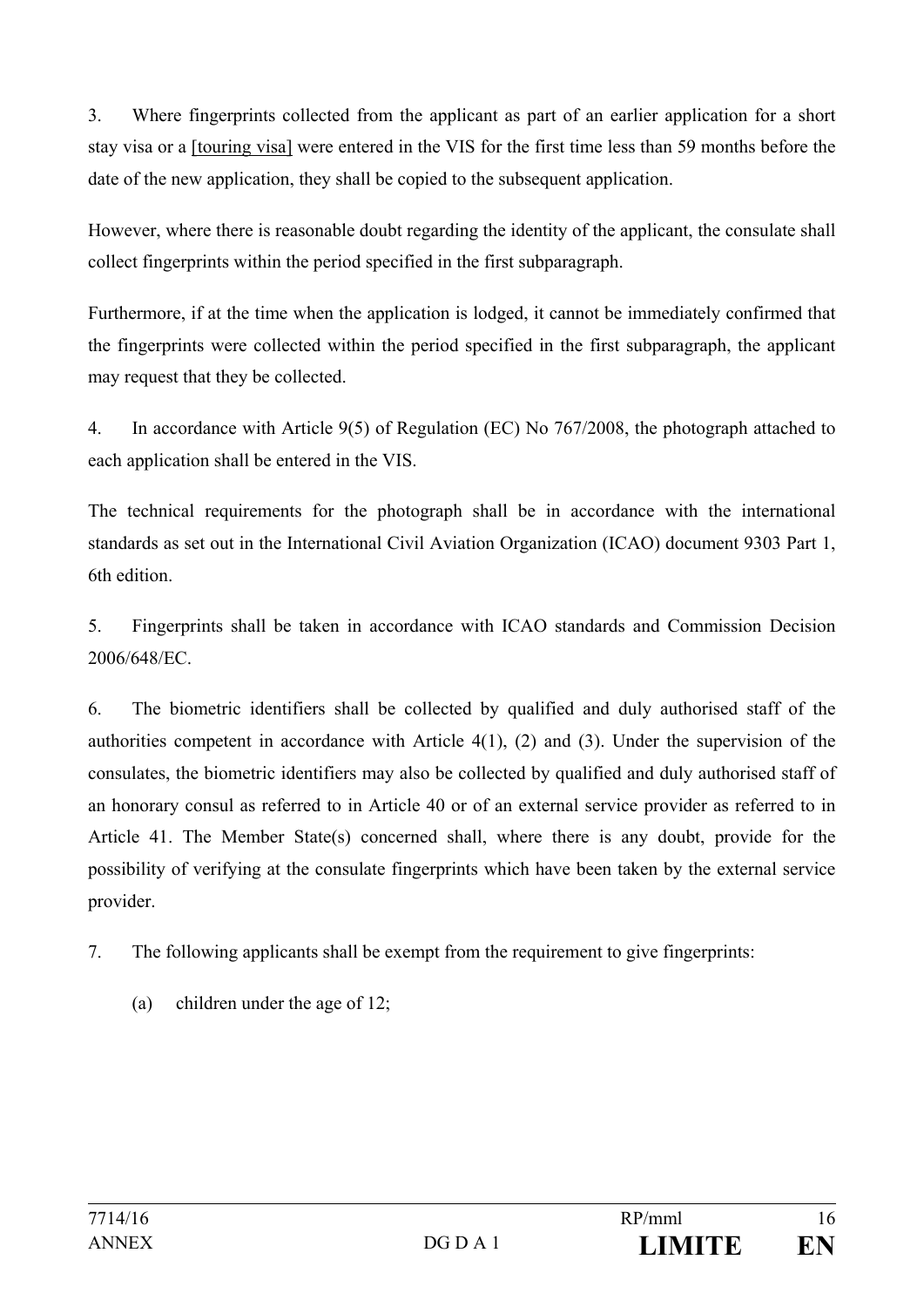3. Where fingerprints collected from the applicant as part of an earlier application for a short stay visa or a [touring visa] were entered in the VIS for the first time less than 59 months before the date of the new application, they shall be copied to the subsequent application.

However, where there is reasonable doubt regarding the identity of the applicant, the consulate shall collect fingerprints within the period specified in the first subparagraph.

Furthermore, if at the time when the application is lodged, it cannot be immediately confirmed that the fingerprints were collected within the period specified in the first subparagraph, the applicant may request that they be collected.

4. In accordance with Article 9(5) of Regulation (EC) No 767/2008, the photograph attached to each application shall be entered in the VIS.

The technical requirements for the photograph shall be in accordance with the international standards as set out in the International Civil Aviation Organization (ICAO) document 9303 Part 1, 6th edition.

5. Fingerprints shall be taken in accordance with ICAO standards and Commission Decision 2006/648/EC.

6. The biometric identifiers shall be collected by qualified and duly authorised staff of the authorities competent in accordance with Article 4(1), (2) and (3). Under the supervision of the consulates, the biometric identifiers may also be collected by qualified and duly authorised staff of an honorary consul as referred to in Article 40 or of an external service provider as referred to in Article 41. The Member State(s) concerned shall, where there is any doubt, provide for the possibility of verifying at the consulate fingerprints which have been taken by the external service provider.

7. The following applicants shall be exempt from the requirement to give fingerprints:

(a) children under the age of 12;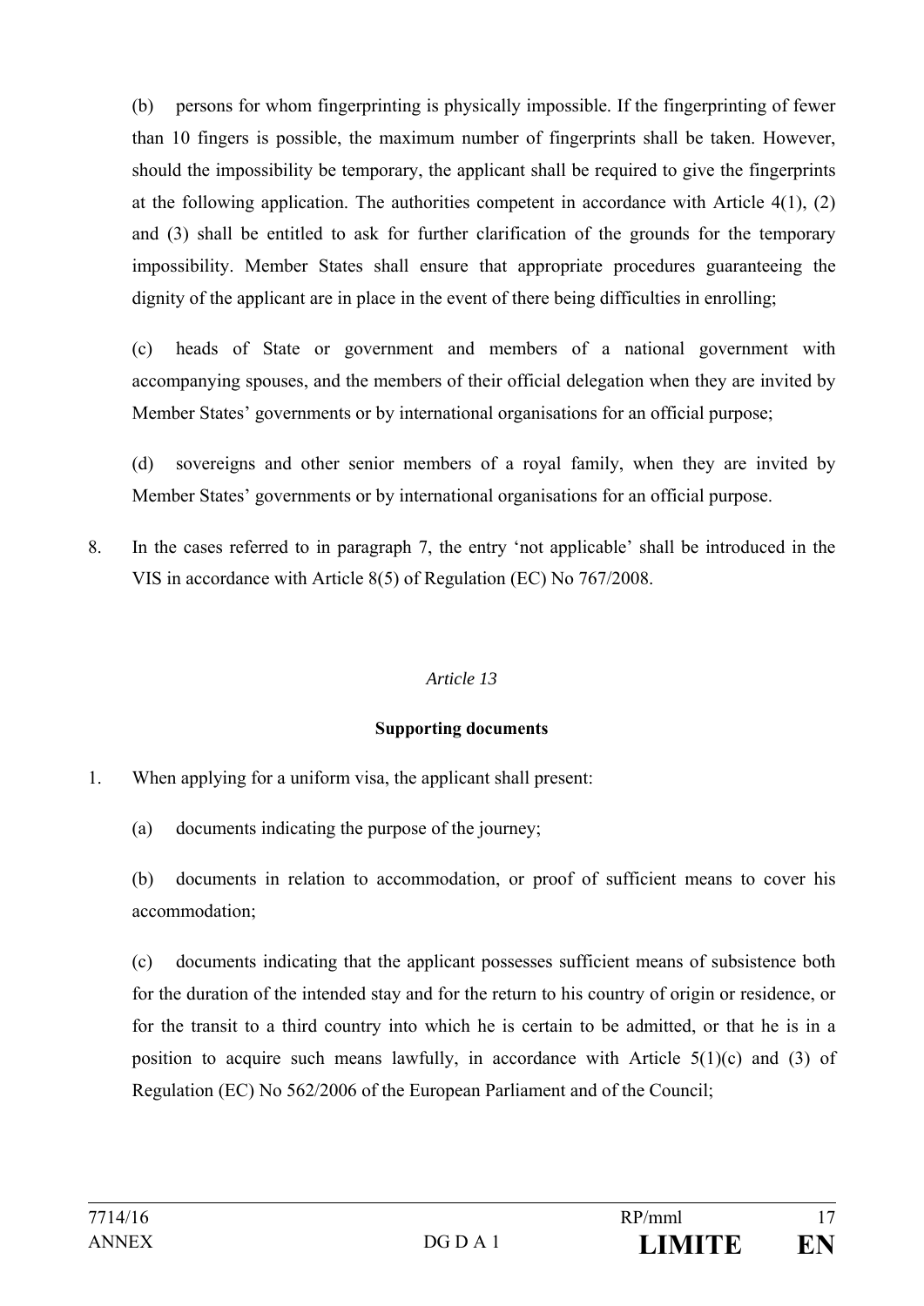(b) persons for whom fingerprinting is physically impossible. If the fingerprinting of fewer than 10 fingers is possible, the maximum number of fingerprints shall be taken. However, should the impossibility be temporary, the applicant shall be required to give the fingerprints at the following application. The authorities competent in accordance with Article 4(1), (2) and (3) shall be entitled to ask for further clarification of the grounds for the temporary impossibility. Member States shall ensure that appropriate procedures guaranteeing the dignity of the applicant are in place in the event of there being difficulties in enrolling;

(c) heads of State or government and members of a national government with accompanying spouses, and the members of their official delegation when they are invited by Member States' governments or by international organisations for an official purpose;

(d) sovereigns and other senior members of a royal family, when they are invited by Member States' governments or by international organisations for an official purpose.

8. In the cases referred to in paragraph 7, the entry 'not applicable' shall be introduced in the VIS in accordance with Article 8(5) of Regulation (EC) No 767/2008.

*Article 13*

**Supporting documents**

1. When applying for a uniform visa, the applicant shall present:

   (a) documents indicating the purpose of the journey;

   (b) documents in relation to accommodation, or proof of sufficient means to cover his accommodation;

   (c) documents indicating that the applicant possesses sufficient means of subsistence both for the duration of the intended stay and for the return to his country of origin or residence, or for the transit to a third country into which he is certain to be admitted, or that he is in a position to acquire such means lawfully, in accordance with Article 5(1)(c) and (3) of Regulation (EC) No 562/2006 of the European Parliament and of the Council;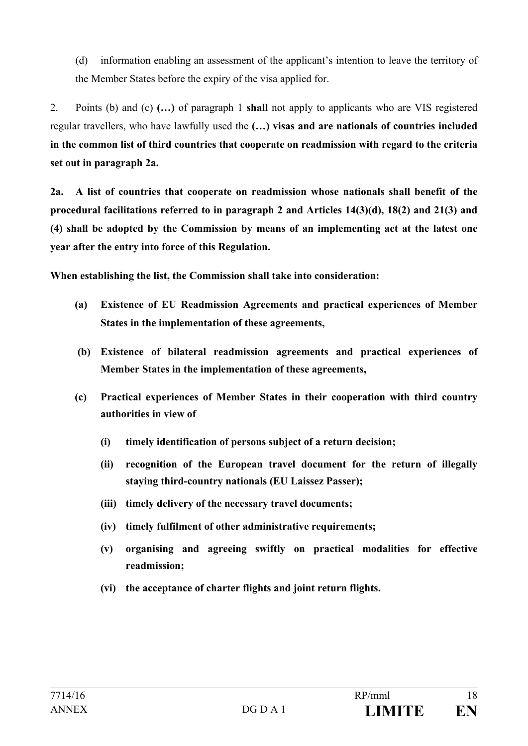(d) information enabling an assessment of the applicant's intention to leave the territory of the Member States before the expiry of the visa applied for.

2. Points (b) and (c) **(…)** of paragraph 1 **shall** not apply to applicants who are VIS registered regular travellers, who have lawfully used the **(…) visas and are nationals of countries included in the common list of third countries that cooperate on readmission with regard to the criteria set out in paragraph 2a.**

**2a. A list of countries that cooperate on readmission whose nationals shall benefit of the procedural facilitations referred to in paragraph 2 and Articles 14(3)(d), 18(2) and 21(3) and (4) shall be adopted by the Commission by means of an implementing act at the latest one year after the entry into force of this Regulation.**

**When establishing the list, the Commission shall take into consideration:**

**(a) Existence of EU Readmission Agreements and practical experiences of Member States in the implementation of these agreements,**

**(b) Existence of bilateral readmission agreements and practical experiences of Member States in the implementation of these agreements,**

**(c) Practical experiences of Member States in their cooperation with third country authorities in view of**

**(i) timely identification of persons subject of a return decision;**

**(ii) recognition of the European travel document for the return of illegally staying third-country nationals (EU Laissez Passer);**

**(iii) timely delivery of the necessary travel documents;**

**(iv) timely fulfilment of other administrative requirements;**

**(v) organising and agreeing swiftly on practical modalities for effective readmission;**

**(vi) the acceptance of charter flights and joint return flights.**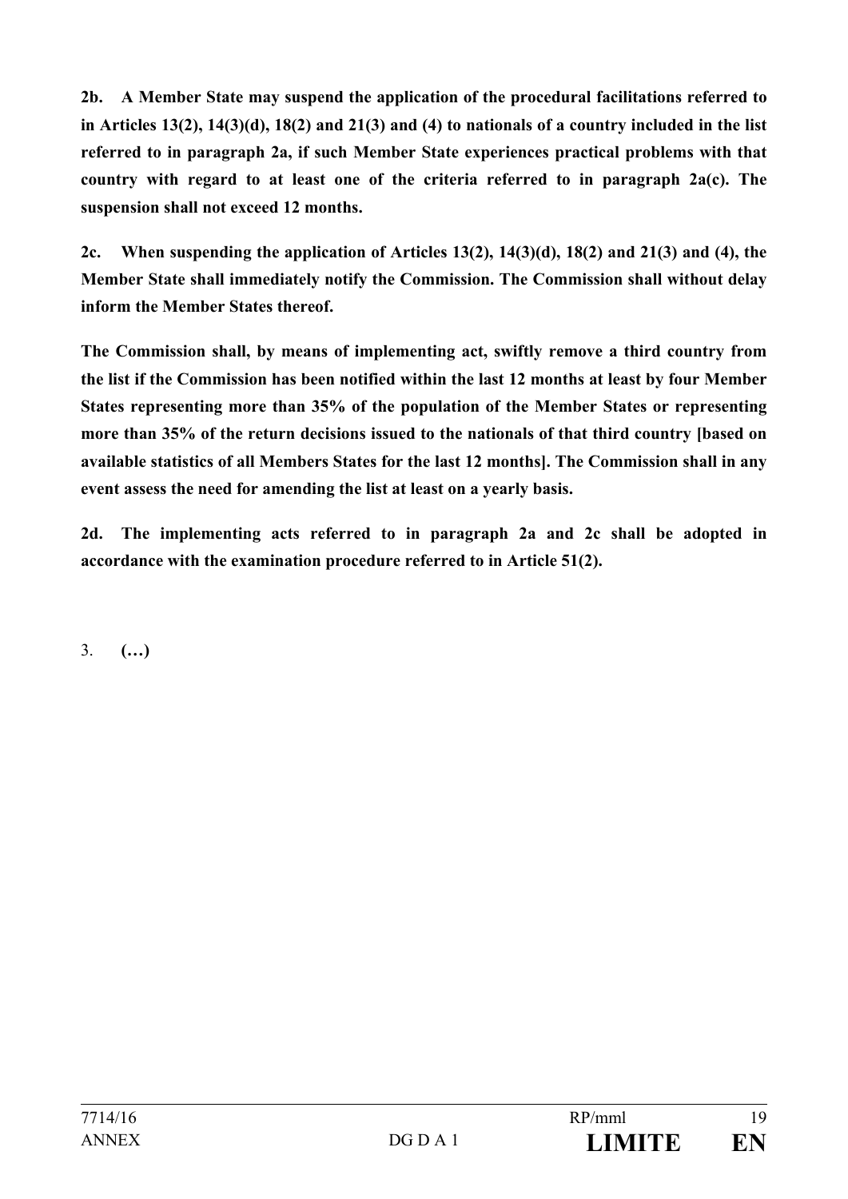**2b. A Member State may suspend the application of the procedural facilitations referred to in Articles 13(2), 14(3)(d), 18(2) and 21(3) and (4) to nationals of a country included in the list referred to in paragraph 2a, if such Member State experiences practical problems with that country with regard to at least one of the criteria referred to in paragraph 2a(c). The suspension shall not exceed 12 months.**

**2c. When suspending the application of Articles 13(2), 14(3)(d), 18(2) and 21(3) and (4), the Member State shall immediately notify the Commission. The Commission shall without delay inform the Member States thereof.**

**The Commission shall, by means of implementing act, swiftly remove a third country from the list if the Commission has been notified within the last 12 months at least by four Member States representing more than 35% of the population of the Member States or representing more than 35% of the return decisions issued to the nationals of that third country [based on available statistics of all Members States for the last 12 months]. The Commission shall in any event assess the need for amending the list at least on a yearly basis.**

**2d. The implementing acts referred to in paragraph 2a and 2c shall be adopted in accordance with the examination procedure referred to in Article 51(2).**

3. **(…)**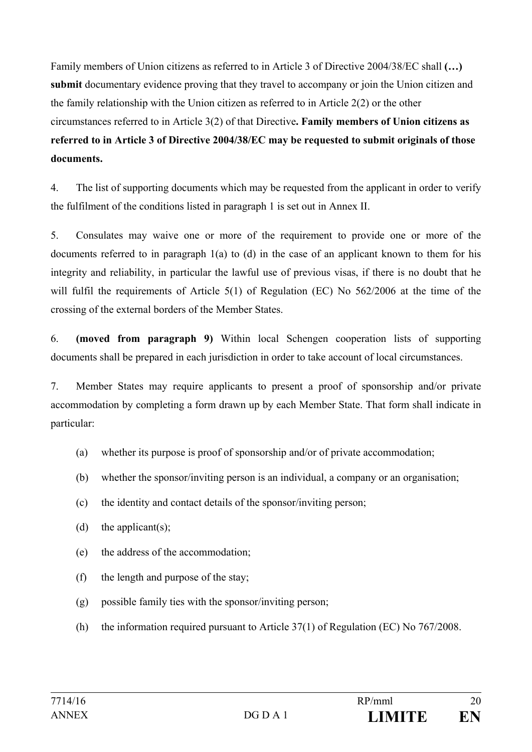Family members of Union citizens as referred to in Article 3 of Directive 2004/38/EC shall **(…) submit** documentary evidence proving that they travel to accompany or join the Union citizen and the family relationship with the Union citizen as referred to in Article 2(2) or the other circumstances referred to in Article 3(2) of that Directive**. Family members of Union citizens as referred to in Article 3 of Directive 2004/38/EC may be requested to submit originals of those documents.**

4. The list of supporting documents which may be requested from the applicant in order to verify the fulfilment of the conditions listed in paragraph 1 is set out in Annex II.

5. Consulates may waive one or more of the requirement to provide one or more of the documents referred to in paragraph 1(a) to (d) in the case of an applicant known to them for his integrity and reliability, in particular the lawful use of previous visas, if there is no doubt that he will fulfil the requirements of Article 5(1) of Regulation (EC) No 562/2006 at the time of the crossing of the external borders of the Member States.

6. **(moved from paragraph 9)** Within local Schengen cooperation lists of supporting documents shall be prepared in each jurisdiction in order to take account of local circumstances.

7. Member States may require applicants to present a proof of sponsorship and/or private accommodation by completing a form drawn up by each Member State. That form shall indicate in particular:

(a) whether its purpose is proof of sponsorship and/or of private accommodation;

(b) whether the sponsor/inviting person is an individual, a company or an organisation;

(c) the identity and contact details of the sponsor/inviting person;

(d) the applicant(s);

(e) the address of the accommodation;

(f) the length and purpose of the stay;

(g) possible family ties with the sponsor/inviting person;

(h) the information required pursuant to Article 37(1) of Regulation (EC) No 767/2008.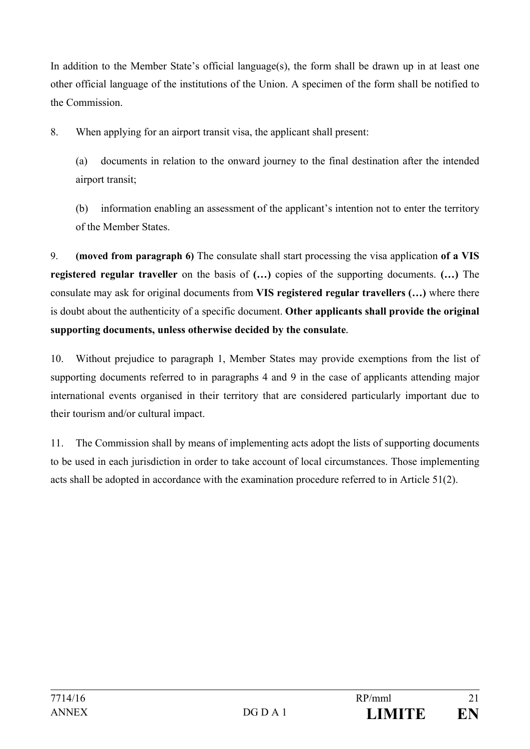In addition to the Member State's official language(s), the form shall be drawn up in at least one other official language of the institutions of the Union. A specimen of the form shall be notified to the Commission.

8. When applying for an airport transit visa, the applicant shall present:

(a) documents in relation to the onward journey to the final destination after the intended airport transit;

(b) information enabling an assessment of the applicant's intention not to enter the territory of the Member States.

9. **(moved from paragraph 6)** The consulate shall start processing the visa application **of a VIS registered regular traveller** on the basis of **(…)** copies of the supporting documents. **(…)** The consulate may ask for original documents from **VIS registered regular travellers (…)** where there is doubt about the authenticity of a specific document. **Other applicants shall provide the original supporting documents, unless otherwise decided by the consulate**.

10. Without prejudice to paragraph 1, Member States may provide exemptions from the list of supporting documents referred to in paragraphs 4 and 9 in the case of applicants attending major international events organised in their territory that are considered particularly important due to their tourism and/or cultural impact.

11. The Commission shall by means of implementing acts adopt the lists of supporting documents to be used in each jurisdiction in order to take account of local circumstances. Those implementing acts shall be adopted in accordance with the examination procedure referred to in Article 51(2).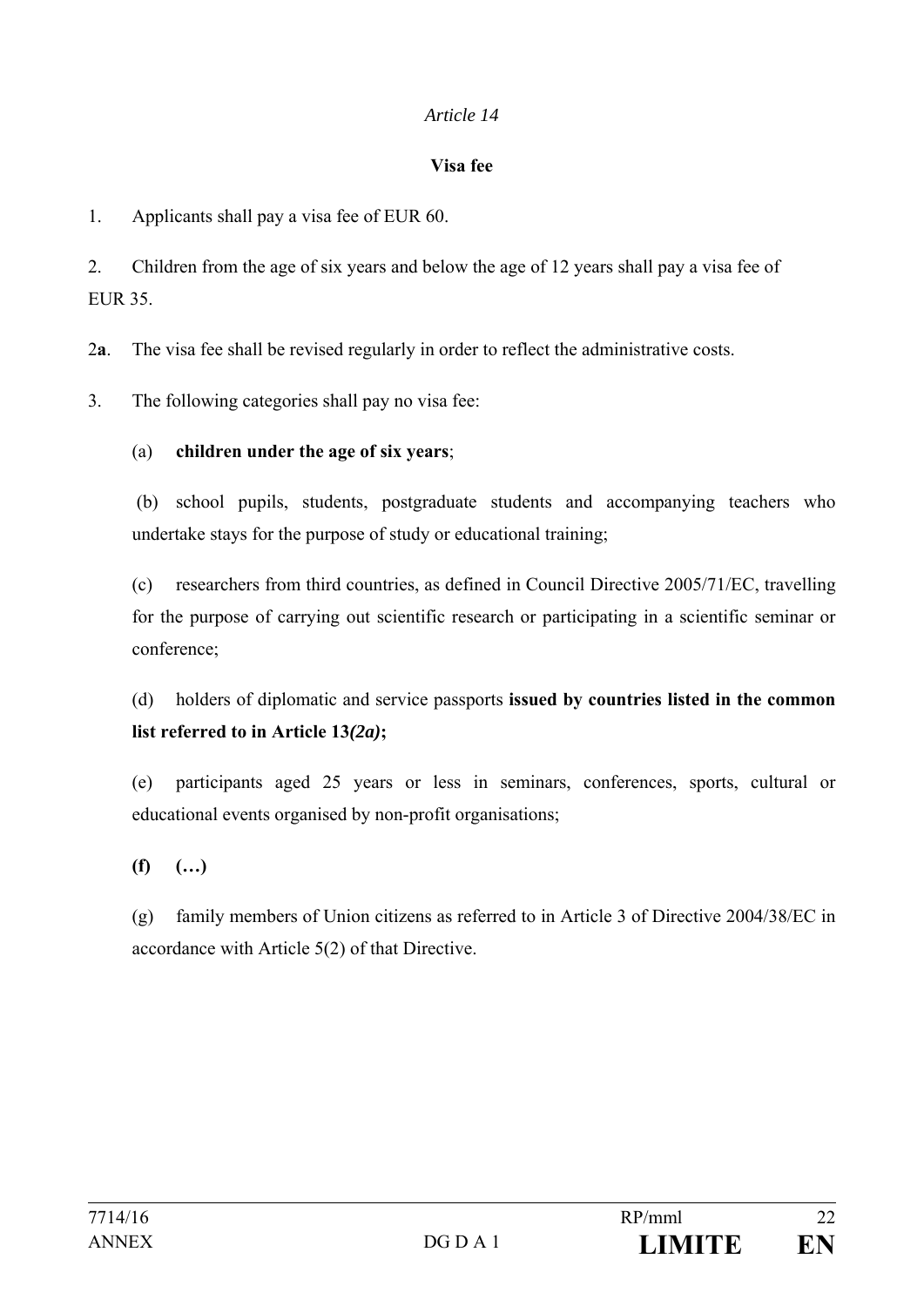*Article 14*

**Visa fee**

1. Applicants shall pay a visa fee of EUR 60.

2. Children from the age of six years and below the age of 12 years shall pay a visa fee of EUR 35.

2**a**. The visa fee shall be revised regularly in order to reflect the administrative costs.

3. The following categories shall pay no visa fee:

(a) **children under the age of six years**;

(b) school pupils, students, postgraduate students and accompanying teachers who undertake stays for the purpose of study or educational training;

(c) researchers from third countries, as defined in Council Directive 2005/71/EC, travelling for the purpose of carrying out scientific research or participating in a scientific seminar or conference;

(d) holders of diplomatic and service passports **issued by countries listed in the common list referred to in Article 13*(2a)*;**

(e) participants aged 25 years or less in seminars, conferences, sports, cultural or educational events organised by non-profit organisations;

**(f) (…)**

(g) family members of Union citizens as referred to in Article 3 of Directive 2004/38/EC in accordance with Article 5(2) of that Directive.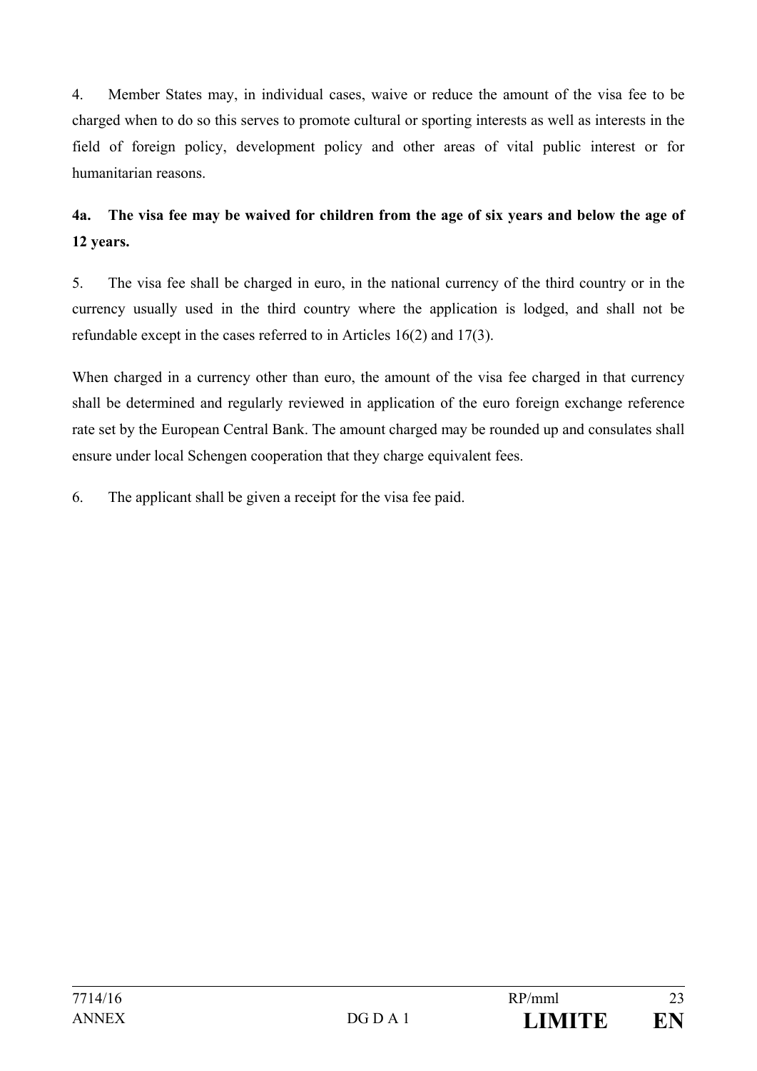4. Member States may, in individual cases, waive or reduce the amount of the visa fee to be charged when to do so this serves to promote cultural or sporting interests as well as interests in the field of foreign policy, development policy and other areas of vital public interest or for humanitarian reasons.

**4a. The visa fee may be waived for children from the age of six years and below the age of 12 years.**

5. The visa fee shall be charged in euro, in the national currency of the third country or in the currency usually used in the third country where the application is lodged, and shall not be refundable except in the cases referred to in Articles 16(2) and 17(3).

When charged in a currency other than euro, the amount of the visa fee charged in that currency shall be determined and regularly reviewed in application of the euro foreign exchange reference rate set by the European Central Bank. The amount charged may be rounded up and consulates shall ensure under local Schengen cooperation that they charge equivalent fees.

6. The applicant shall be given a receipt for the visa fee paid.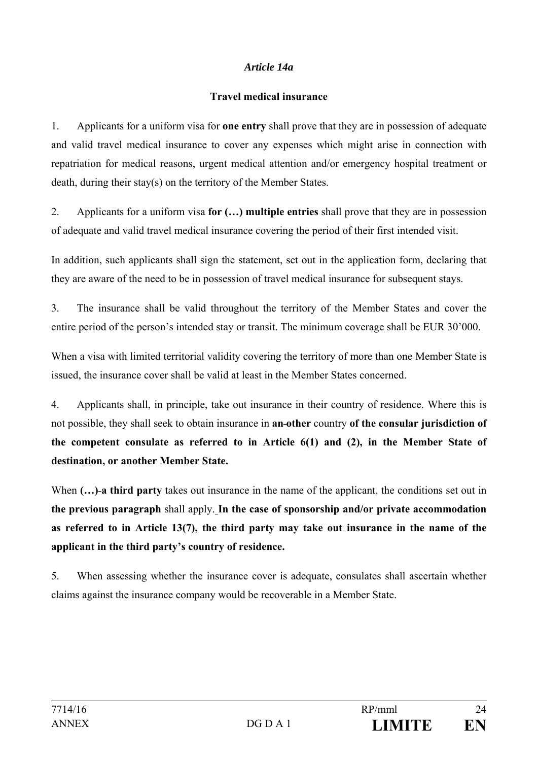*Article 14a*

**Travel medical insurance**

1. Applicants for a uniform visa for **one entry** shall prove that they are in possession of adequate and valid travel medical insurance to cover any expenses which might arise in connection with repatriation for medical reasons, urgent medical attention and/or emergency hospital treatment or death, during their stay(s) on the territory of the Member States.

2. Applicants for a uniform visa **for (…) multiple entries** shall prove that they are in possession of adequate and valid travel medical insurance covering the period of their first intended visit.

In addition, such applicants shall sign the statement, set out in the application form, declaring that they are aware of the need to be in possession of travel medical insurance for subsequent stays.

3. The insurance shall be valid throughout the territory of the Member States and cover the entire period of the person's intended stay or transit. The minimum coverage shall be EUR 30'000.

When a visa with limited territorial validity covering the territory of more than one Member State is issued, the insurance cover shall be valid at least in the Member States concerned.

4. Applicants shall, in principle, take out insurance in their country of residence. Where this is not possible, they shall seek to obtain insurance in **an other** country **of the consular jurisdiction of the competent consulate as referred to in Article 6(1) and (2), in the Member State of destination, or another Member State.**

When **(…) a third party** takes out insurance in the name of the applicant, the conditions set out in **the previous paragraph** shall apply. **In the case of sponsorship and/or private accommodation as referred to in Article 13(7), the third party may take out insurance in the name of the applicant in the third party's country of residence.**

5. When assessing whether the insurance cover is adequate, consulates shall ascertain whether claims against the insurance company would be recoverable in a Member State.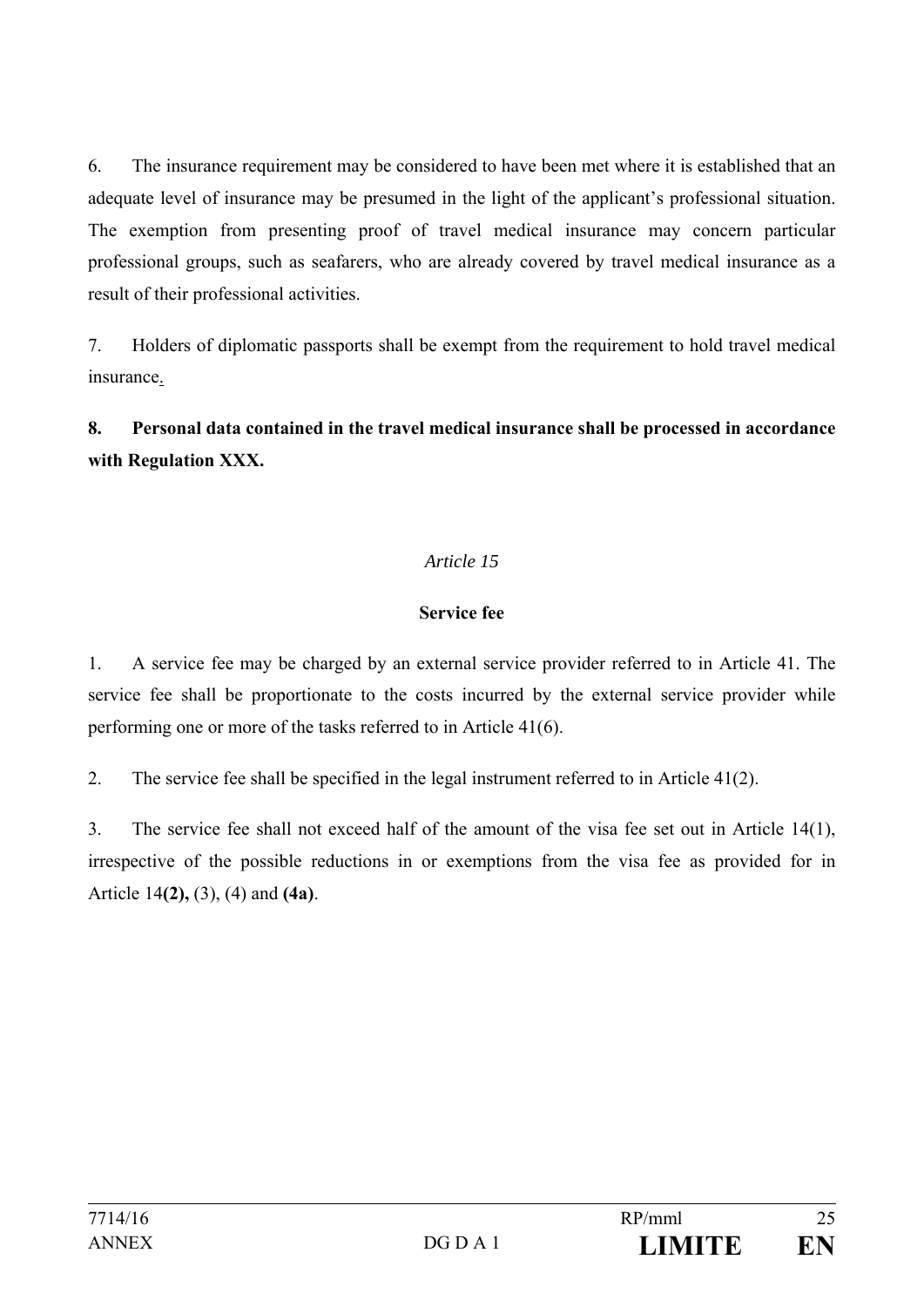6. The insurance requirement may be considered to have been met where it is established that an adequate level of insurance may be presumed in the light of the applicant's professional situation. The exemption from presenting proof of travel medical insurance may concern particular professional groups, such as seafarers, who are already covered by travel medical insurance as a result of their professional activities.

7. Holders of diplomatic passports shall be exempt from the requirement to hold travel medical insurance.

**8. Personal data contained in the travel medical insurance shall be processed in accordance with Regulation XXX.**

*Article 15*

**Service fee**

1. A service fee may be charged by an external service provider referred to in Article 41. The service fee shall be proportionate to the costs incurred by the external service provider while performing one or more of the tasks referred to in Article 41(6).

2. The service fee shall be specified in the legal instrument referred to in Article 41(2).

3. The service fee shall not exceed half of the amount of the visa fee set out in Article 14(1), irrespective of the possible reductions in or exemptions from the visa fee as provided for in Article 14**(2),** (3), (4) and **(4a)**.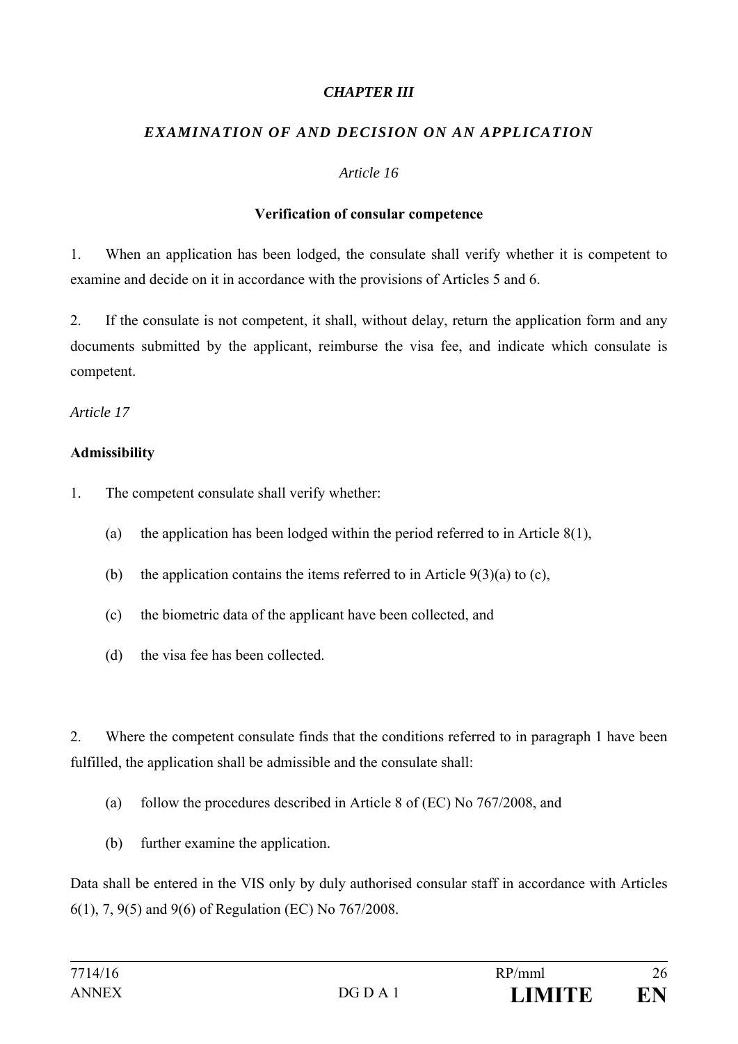## *CHAPTER III*

## *EXAMINATION OF AND DECISION ON AN APPLICATION*

*Article 16*

**Verification of consular competence**

1. When an application has been lodged, the consulate shall verify whether it is competent to examine and decide on it in accordance with the provisions of Articles 5 and 6.

2. If the consulate is not competent, it shall, without delay, return the application form and any documents submitted by the applicant, reimburse the visa fee, and indicate which consulate is competent.

*Article 17*

**Admissibility**

1. The competent consulate shall verify whether:

(a) the application has been lodged within the period referred to in Article 8(1),

(b) the application contains the items referred to in Article 9(3)(a) to (c),

(c) the biometric data of the applicant have been collected, and

(d) the visa fee has been collected.

2. Where the competent consulate finds that the conditions referred to in paragraph 1 have been fulfilled, the application shall be admissible and the consulate shall:

(a) follow the procedures described in Article 8 of (EC) No 767/2008, and

(b) further examine the application.

Data shall be entered in the VIS only by duly authorised consular staff in accordance with Articles 6(1), 7, 9(5) and 9(6) of Regulation (EC) No 767/2008.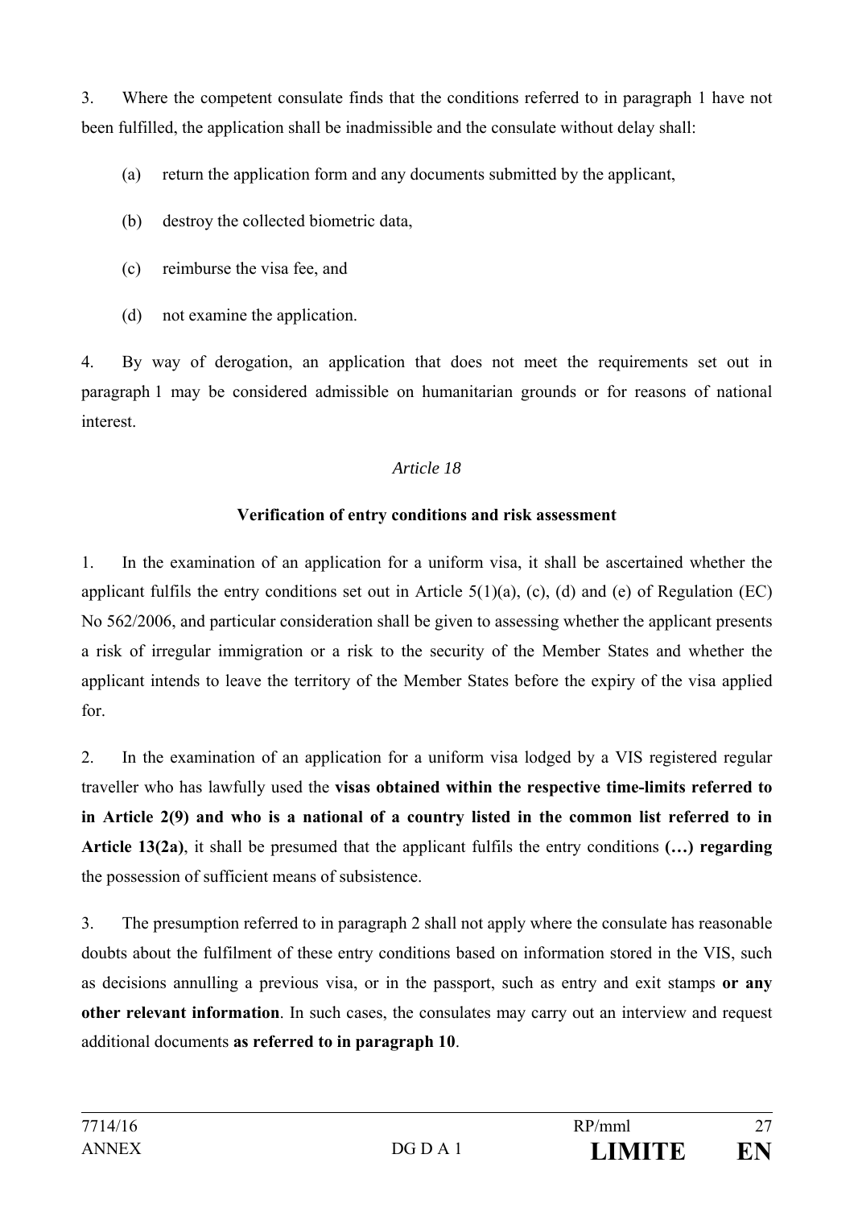3. Where the competent consulate finds that the conditions referred to in paragraph 1 have not been fulfilled, the application shall be inadmissible and the consulate without delay shall:

(a) return the application form and any documents submitted by the applicant,

(b) destroy the collected biometric data,

(c) reimburse the visa fee, and

(d) not examine the application.

4. By way of derogation, an application that does not meet the requirements set out in paragraph 1 may be considered admissible on humanitarian grounds or for reasons of national interest.

*Article 18*

**Verification of entry conditions and risk assessment**

1. In the examination of an application for a uniform visa, it shall be ascertained whether the applicant fulfils the entry conditions set out in Article 5(1)(a), (c), (d) and (e) of Regulation (EC) No 562/2006, and particular consideration shall be given to assessing whether the applicant presents a risk of irregular immigration or a risk to the security of the Member States and whether the applicant intends to leave the territory of the Member States before the expiry of the visa applied for.

2. In the examination of an application for a uniform visa lodged by a VIS registered regular traveller who has lawfully used the **visas obtained within the respective time-limits referred to in Article 2(9) and who is a national of a country listed in the common list referred to in Article 13(2a)**, it shall be presumed that the applicant fulfils the entry conditions **(…) regarding** the possession of sufficient means of subsistence.

3. The presumption referred to in paragraph 2 shall not apply where the consulate has reasonable doubts about the fulfilment of these entry conditions based on information stored in the VIS, such as decisions annulling a previous visa, or in the passport, such as entry and exit stamps **or any other relevant information**. In such cases, the consulates may carry out an interview and request additional documents **as referred to in paragraph 10**.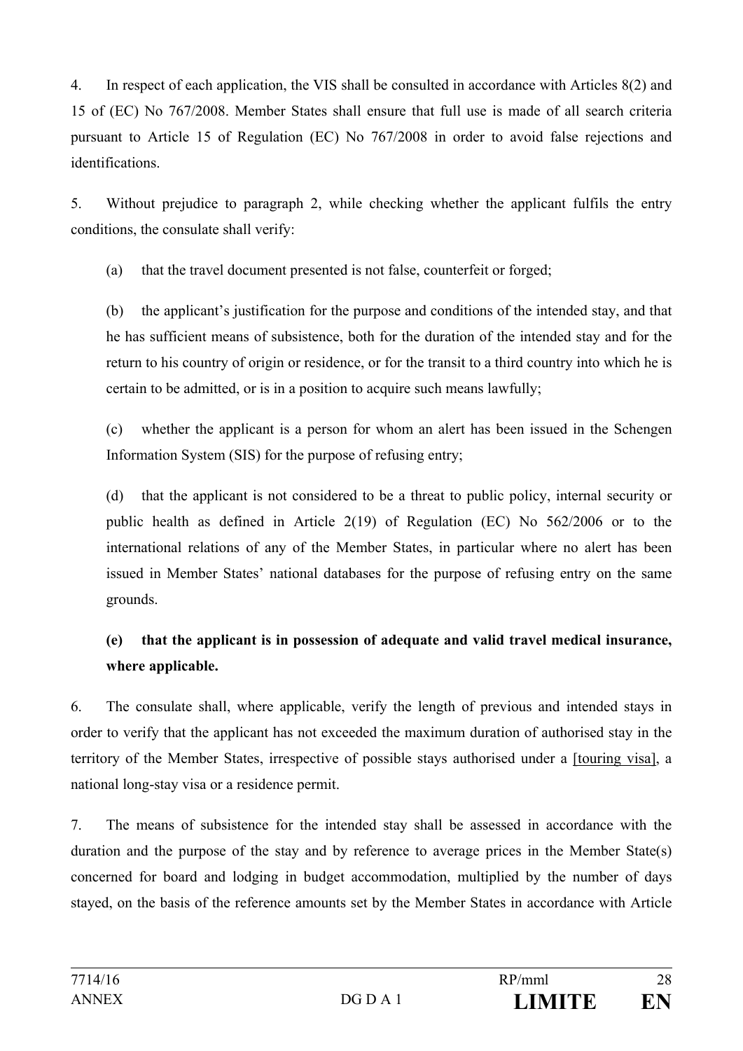4. In respect of each application, the VIS shall be consulted in accordance with Articles 8(2) and 15 of (EC) No 767/2008. Member States shall ensure that full use is made of all search criteria pursuant to Article 15 of Regulation (EC) No 767/2008 in order to avoid false rejections and identifications.

5. Without prejudice to paragraph 2, while checking whether the applicant fulfils the entry conditions, the consulate shall verify:

(a) that the travel document presented is not false, counterfeit or forged;

(b) the applicant's justification for the purpose and conditions of the intended stay, and that he has sufficient means of subsistence, both for the duration of the intended stay and for the return to his country of origin or residence, or for the transit to a third country into which he is certain to be admitted, or is in a position to acquire such means lawfully;

(c) whether the applicant is a person for whom an alert has been issued in the Schengen Information System (SIS) for the purpose of refusing entry;

(d) that the applicant is not considered to be a threat to public policy, internal security or public health as defined in Article 2(19) of Regulation (EC) No 562/2006 or to the international relations of any of the Member States, in particular where no alert has been issued in Member States' national databases for the purpose of refusing entry on the same grounds.

**(e) that the applicant is in possession of adequate and valid travel medical insurance, where applicable.**

6. The consulate shall, where applicable, verify the length of previous and intended stays in order to verify that the applicant has not exceeded the maximum duration of authorised stay in the territory of the Member States, irrespective of possible stays authorised under a [touring visa], a national long-stay visa or a residence permit.

7. The means of subsistence for the intended stay shall be assessed in accordance with the duration and the purpose of the stay and by reference to average prices in the Member State(s) concerned for board and lodging in budget accommodation, multiplied by the number of days stayed, on the basis of the reference amounts set by the Member States in accordance with Article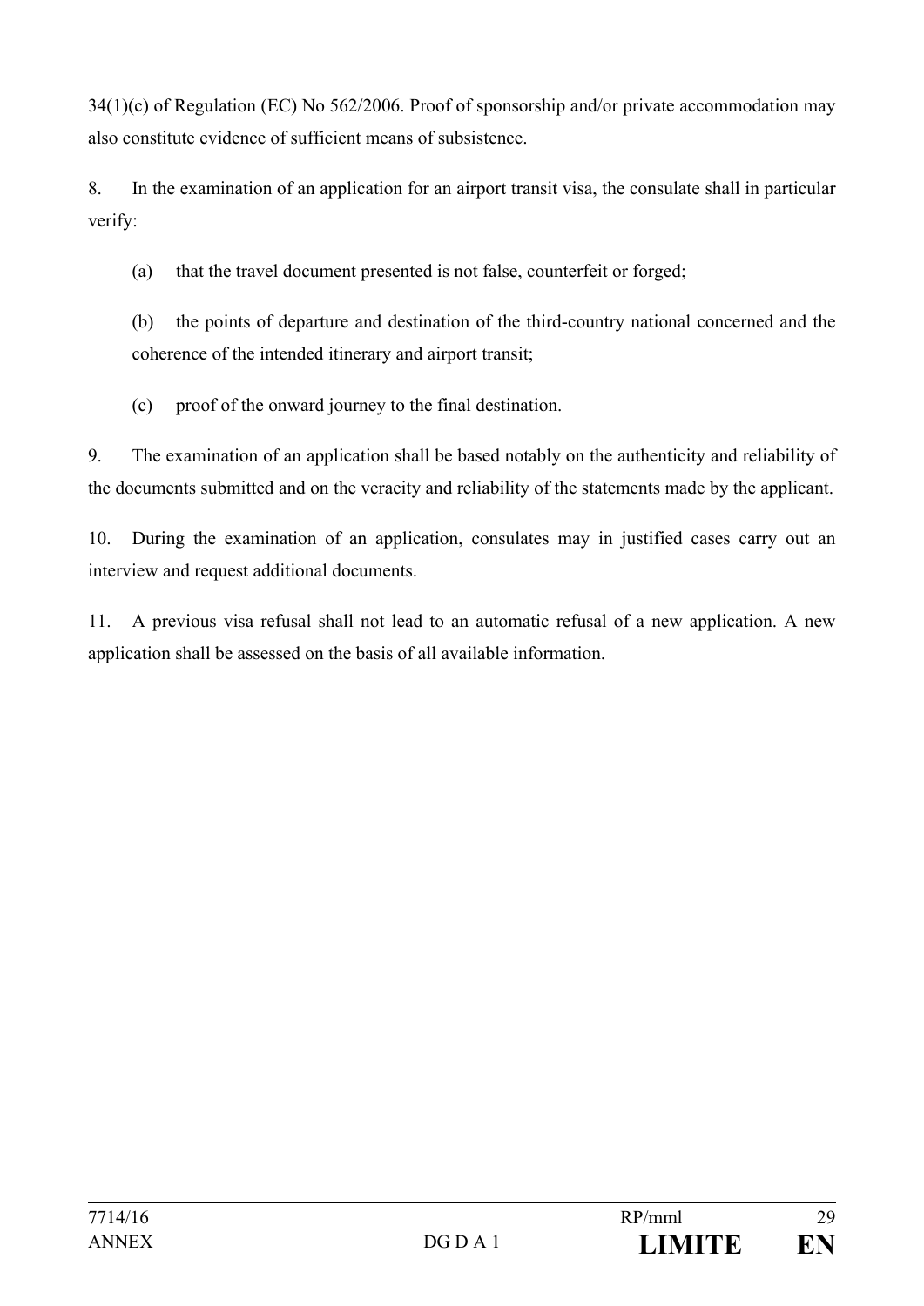34(1)(c) of Regulation (EC) No 562/2006. Proof of sponsorship and/or private accommodation may also constitute evidence of sufficient means of subsistence.

8. In the examination of an application for an airport transit visa, the consulate shall in particular verify:

(a) that the travel document presented is not false, counterfeit or forged;

(b) the points of departure and destination of the third-country national concerned and the coherence of the intended itinerary and airport transit;

(c) proof of the onward journey to the final destination.

9. The examination of an application shall be based notably on the authenticity and reliability of the documents submitted and on the veracity and reliability of the statements made by the applicant.

10. During the examination of an application, consulates may in justified cases carry out an interview and request additional documents.

11. A previous visa refusal shall not lead to an automatic refusal of a new application. A new application shall be assessed on the basis of all available information.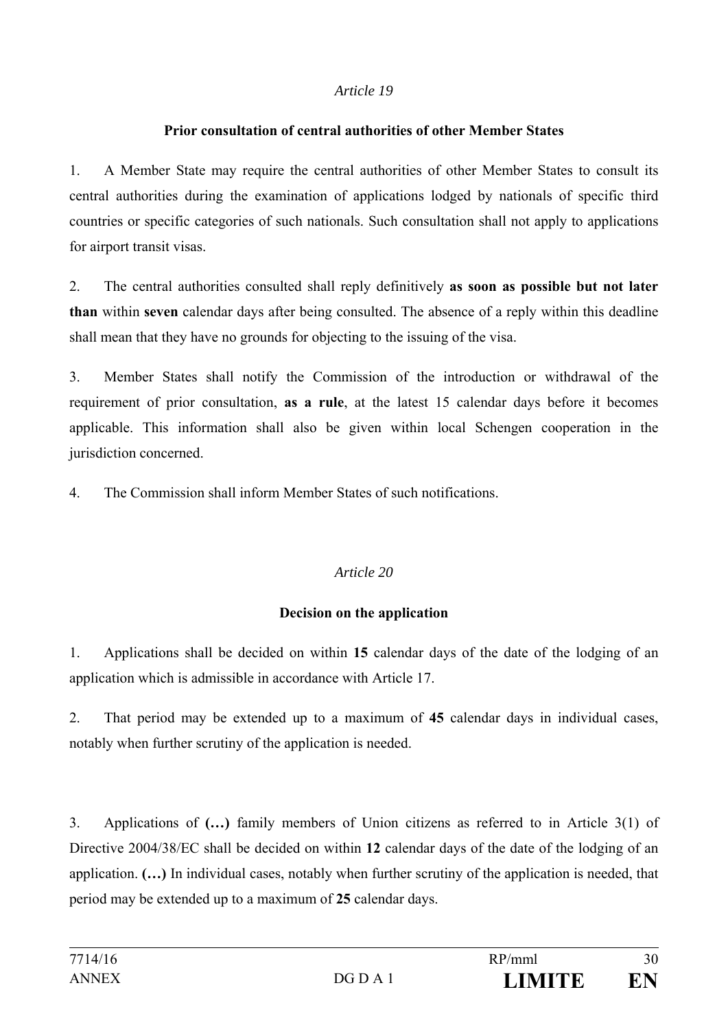*Article 19*

**Prior consultation of central authorities of other Member States**

1. A Member State may require the central authorities of other Member States to consult its central authorities during the examination of applications lodged by nationals of specific third countries or specific categories of such nationals. Such consultation shall not apply to applications for airport transit visas.

2. The central authorities consulted shall reply definitively **as soon as possible but not later than** within **seven** calendar days after being consulted. The absence of a reply within this deadline shall mean that they have no grounds for objecting to the issuing of the visa.

3. Member States shall notify the Commission of the introduction or withdrawal of the requirement of prior consultation, **as a rule**, at the latest 15 calendar days before it becomes applicable. This information shall also be given within local Schengen cooperation in the jurisdiction concerned.

4. The Commission shall inform Member States of such notifications.

*Article 20*

**Decision on the application**

1. Applications shall be decided on within **15** calendar days of the date of the lodging of an application which is admissible in accordance with Article 17.

2. That period may be extended up to a maximum of **45** calendar days in individual cases, notably when further scrutiny of the application is needed.

3. Applications of **(…)** family members of Union citizens as referred to in Article 3(1) of Directive 2004/38/EC shall be decided on within **12** calendar days of the date of the lodging of an application. **(…)** In individual cases, notably when further scrutiny of the application is needed, that period may be extended up to a maximum of **25** calendar days.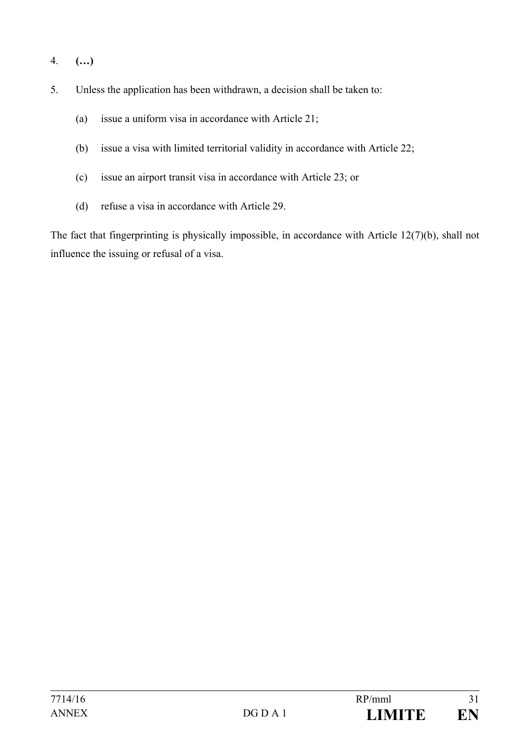4. **(…)**

5. Unless the application has been withdrawn, a decision shall be taken to:

   (a) issue a uniform visa in accordance with Article 21;

   (b) issue a visa with limited territorial validity in accordance with Article 22;

   (c) issue an airport transit visa in accordance with Article 23; or

   (d) refuse a visa in accordance with Article 29.

The fact that fingerprinting is physically impossible, in accordance with Article 12(7)(b), shall not influence the issuing or refusal of a visa.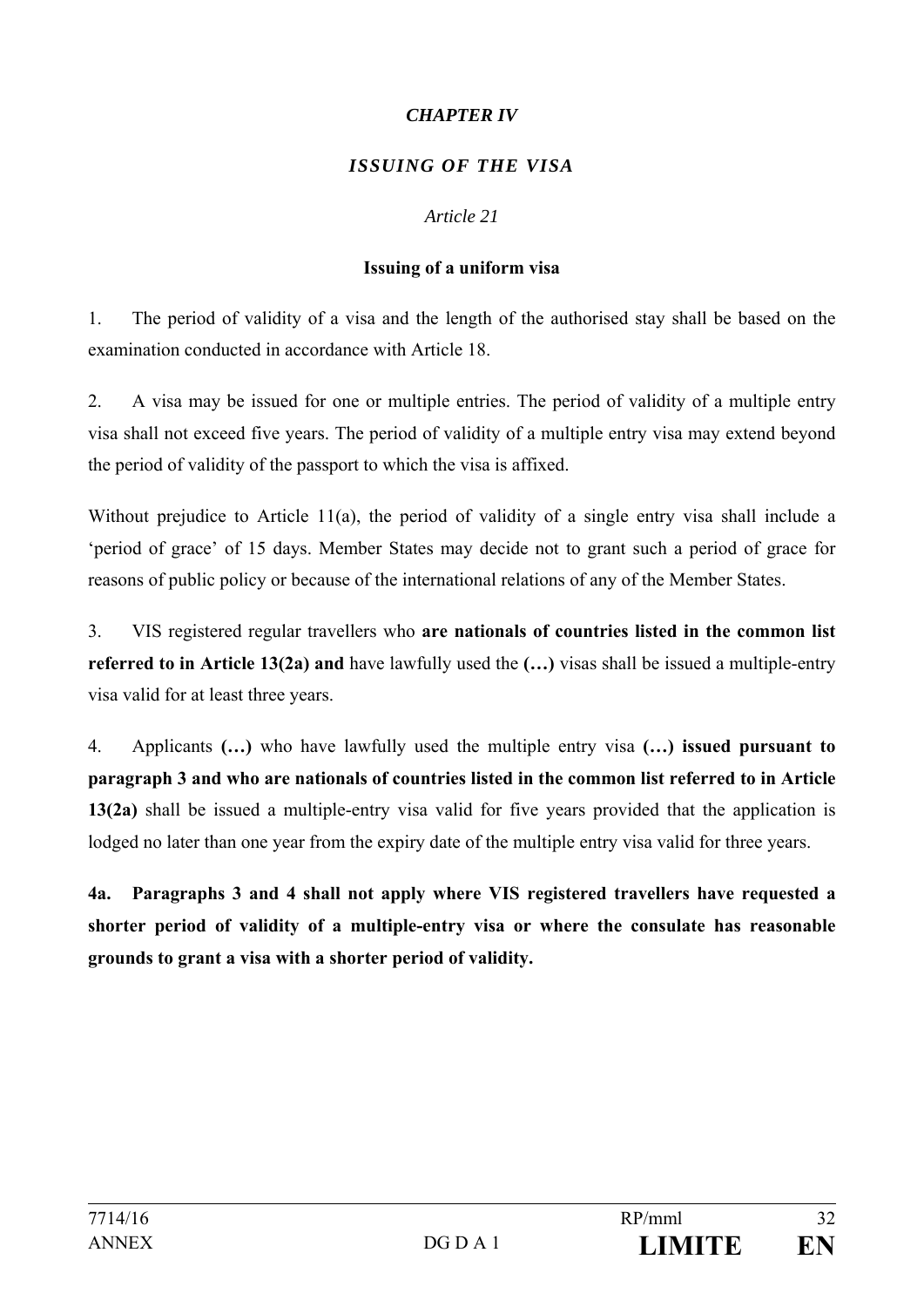*CHAPTER IV*

***ISSUING OF THE VISA***

*Article 21*

**Issuing of a uniform visa**

1. The period of validity of a visa and the length of the authorised stay shall be based on the examination conducted in accordance with Article 18.

2. A visa may be issued for one or multiple entries. The period of validity of a multiple entry visa shall not exceed five years. The period of validity of a multiple entry visa may extend beyond the period of validity of the passport to which the visa is affixed.

Without prejudice to Article 11(a), the period of validity of a single entry visa shall include a 'period of grace' of 15 days. Member States may decide not to grant such a period of grace for reasons of public policy or because of the international relations of any of the Member States.

3. VIS registered regular travellers who **are nationals of countries listed in the common list referred to in Article 13(2a) and** have lawfully used the **(…)** visas shall be issued a multiple-entry visa valid for at least three years.

4. Applicants **(…)** who have lawfully used the multiple entry visa **(…) issued pursuant to paragraph 3 and who are nationals of countries listed in the common list referred to in Article 13(2a)** shall be issued a multiple-entry visa valid for five years provided that the application is lodged no later than one year from the expiry date of the multiple entry visa valid for three years.

**4a. Paragraphs 3 and 4 shall not apply where VIS registered travellers have requested a shorter period of validity of a multiple-entry visa or where the consulate has reasonable grounds to grant a visa with a shorter period of validity.**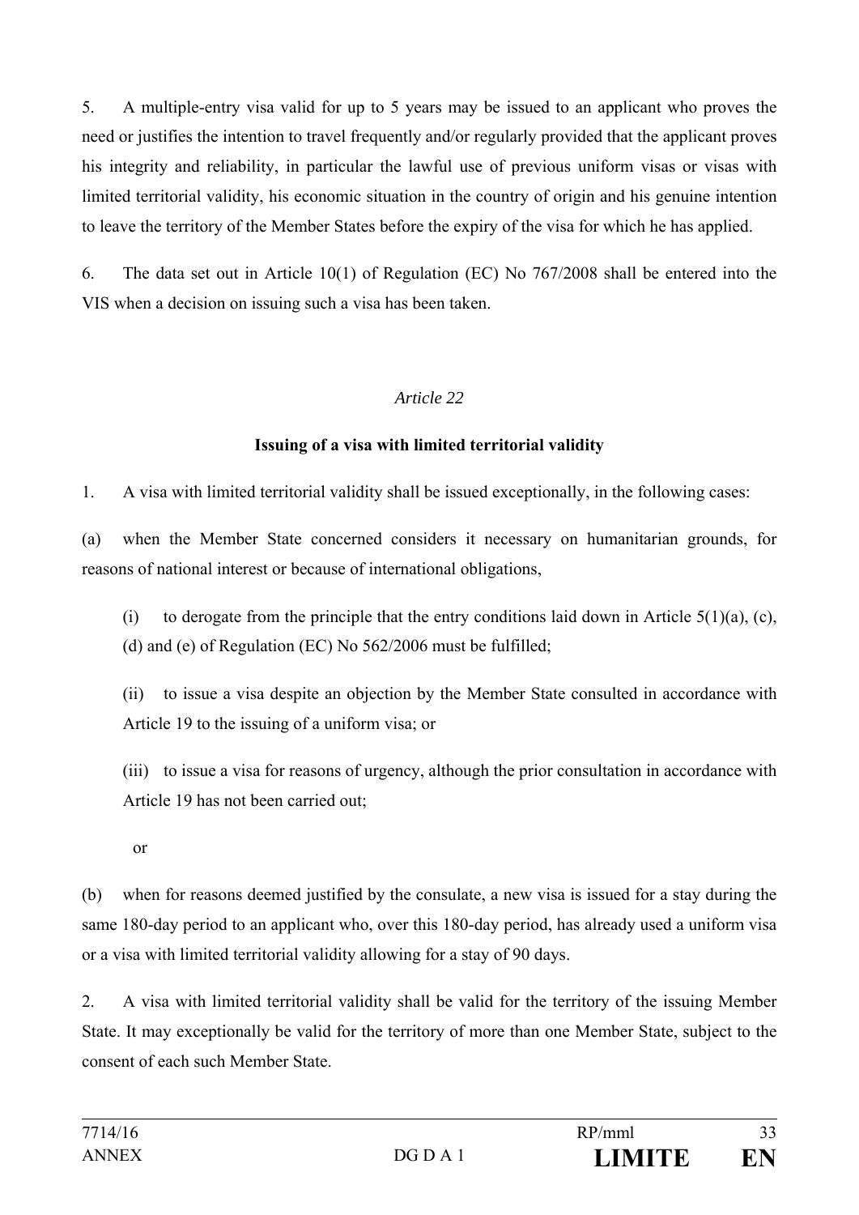5. A multiple-entry visa valid for up to 5 years may be issued to an applicant who proves the need or justifies the intention to travel frequently and/or regularly provided that the applicant proves his integrity and reliability, in particular the lawful use of previous uniform visas or visas with limited territorial validity, his economic situation in the country of origin and his genuine intention to leave the territory of the Member States before the expiry of the visa for which he has applied.

6. The data set out in Article 10(1) of Regulation (EC) No 767/2008 shall be entered into the VIS when a decision on issuing such a visa has been taken.

*Article 22*

**Issuing of a visa with limited territorial validity**

1. A visa with limited territorial validity shall be issued exceptionally, in the following cases:

(a) when the Member State concerned considers it necessary on humanitarian grounds, for reasons of national interest or because of international obligations,

(i) to derogate from the principle that the entry conditions laid down in Article 5(1)(a), (c), (d) and (e) of Regulation (EC) No 562/2006 must be fulfilled;

(ii) to issue a visa despite an objection by the Member State consulted in accordance with Article 19 to the issuing of a uniform visa; or

(iii) to issue a visa for reasons of urgency, although the prior consultation in accordance with Article 19 has not been carried out;

or

(b) when for reasons deemed justified by the consulate, a new visa is issued for a stay during the same 180-day period to an applicant who, over this 180-day period, has already used a uniform visa or a visa with limited territorial validity allowing for a stay of 90 days.

2. A visa with limited territorial validity shall be valid for the territory of the issuing Member State. It may exceptionally be valid for the territory of more than one Member State, subject to the consent of each such Member State.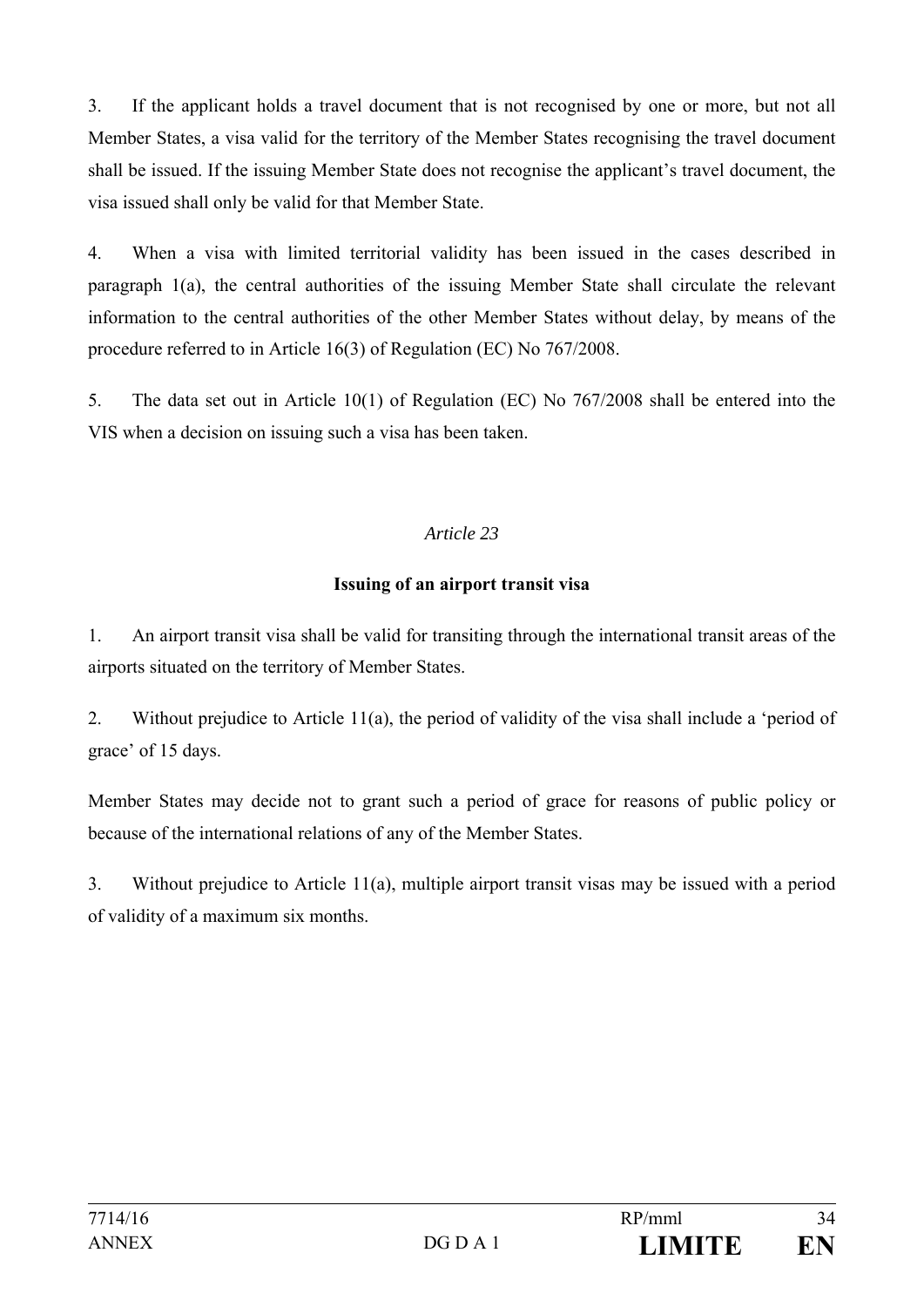3. If the applicant holds a travel document that is not recognised by one or more, but not all Member States, a visa valid for the territory of the Member States recognising the travel document shall be issued. If the issuing Member State does not recognise the applicant's travel document, the visa issued shall only be valid for that Member State.

4. When a visa with limited territorial validity has been issued in the cases described in paragraph 1(a), the central authorities of the issuing Member State shall circulate the relevant information to the central authorities of the other Member States without delay, by means of the procedure referred to in Article 16(3) of Regulation (EC) No 767/2008.

5. The data set out in Article 10(1) of Regulation (EC) No 767/2008 shall be entered into the VIS when a decision on issuing such a visa has been taken.

*Article 23*

**Issuing of an airport transit visa**

1. An airport transit visa shall be valid for transiting through the international transit areas of the airports situated on the territory of Member States.

2. Without prejudice to Article 11(a), the period of validity of the visa shall include a 'period of grace' of 15 days.

Member States may decide not to grant such a period of grace for reasons of public policy or because of the international relations of any of the Member States.

3. Without prejudice to Article 11(a), multiple airport transit visas may be issued with a period of validity of a maximum six months.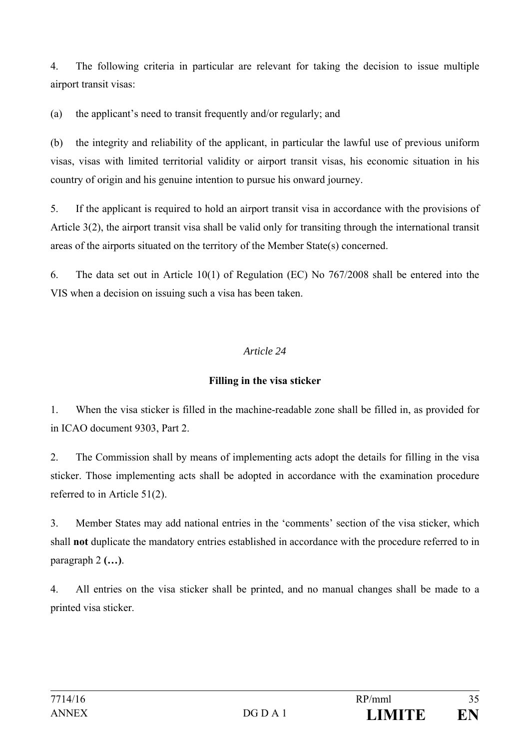4. The following criteria in particular are relevant for taking the decision to issue multiple airport transit visas:

(a) the applicant's need to transit frequently and/or regularly; and

(b) the integrity and reliability of the applicant, in particular the lawful use of previous uniform visas, visas with limited territorial validity or airport transit visas, his economic situation in his country of origin and his genuine intention to pursue his onward journey.

5. If the applicant is required to hold an airport transit visa in accordance with the provisions of Article 3(2), the airport transit visa shall be valid only for transiting through the international transit areas of the airports situated on the territory of the Member State(s) concerned.

6. The data set out in Article 10(1) of Regulation (EC) No 767/2008 shall be entered into the VIS when a decision on issuing such a visa has been taken.

*Article 24*

**Filling in the visa sticker**

1. When the visa sticker is filled in the machine-readable zone shall be filled in, as provided for in ICAO document 9303, Part 2.

2. The Commission shall by means of implementing acts adopt the details for filling in the visa sticker. Those implementing acts shall be adopted in accordance with the examination procedure referred to in Article 51(2).

3. Member States may add national entries in the 'comments' section of the visa sticker, which shall **not** duplicate the mandatory entries established in accordance with the procedure referred to in paragraph 2 **(…)**.

4. All entries on the visa sticker shall be printed, and no manual changes shall be made to a printed visa sticker.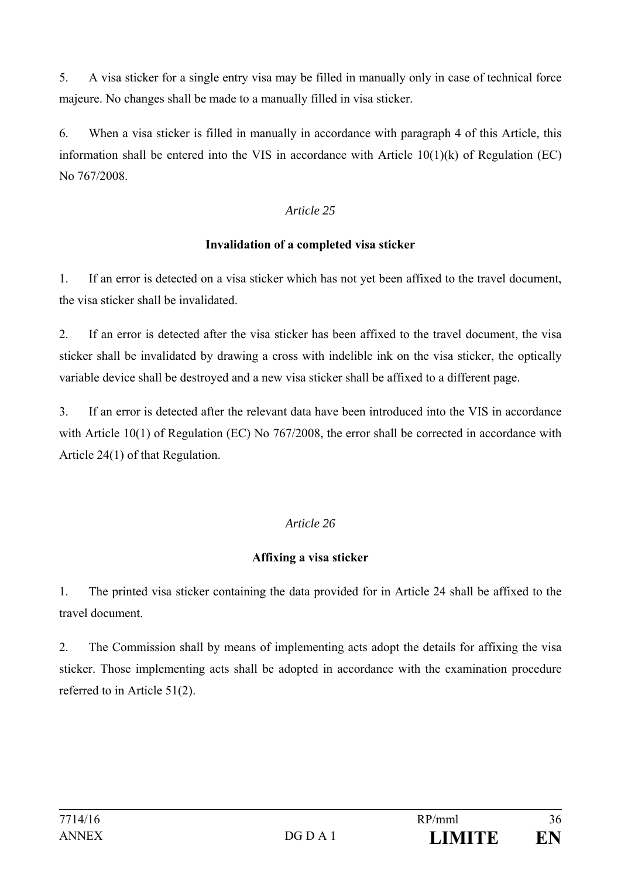5. A visa sticker for a single entry visa may be filled in manually only in case of technical force majeure. No changes shall be made to a manually filled in visa sticker.

6. When a visa sticker is filled in manually in accordance with paragraph 4 of this Article, this information shall be entered into the VIS in accordance with Article 10(1)(k) of Regulation (EC) No 767/2008.

*Article 25*

**Invalidation of a completed visa sticker**

1. If an error is detected on a visa sticker which has not yet been affixed to the travel document, the visa sticker shall be invalidated.

2. If an error is detected after the visa sticker has been affixed to the travel document, the visa sticker shall be invalidated by drawing a cross with indelible ink on the visa sticker, the optically variable device shall be destroyed and a new visa sticker shall be affixed to a different page.

3. If an error is detected after the relevant data have been introduced into the VIS in accordance with Article 10(1) of Regulation (EC) No 767/2008, the error shall be corrected in accordance with Article 24(1) of that Regulation.

*Article 26*

**Affixing a visa sticker**

1. The printed visa sticker containing the data provided for in Article 24 shall be affixed to the travel document.

2. The Commission shall by means of implementing acts adopt the details for affixing the visa sticker. Those implementing acts shall be adopted in accordance with the examination procedure referred to in Article 51(2).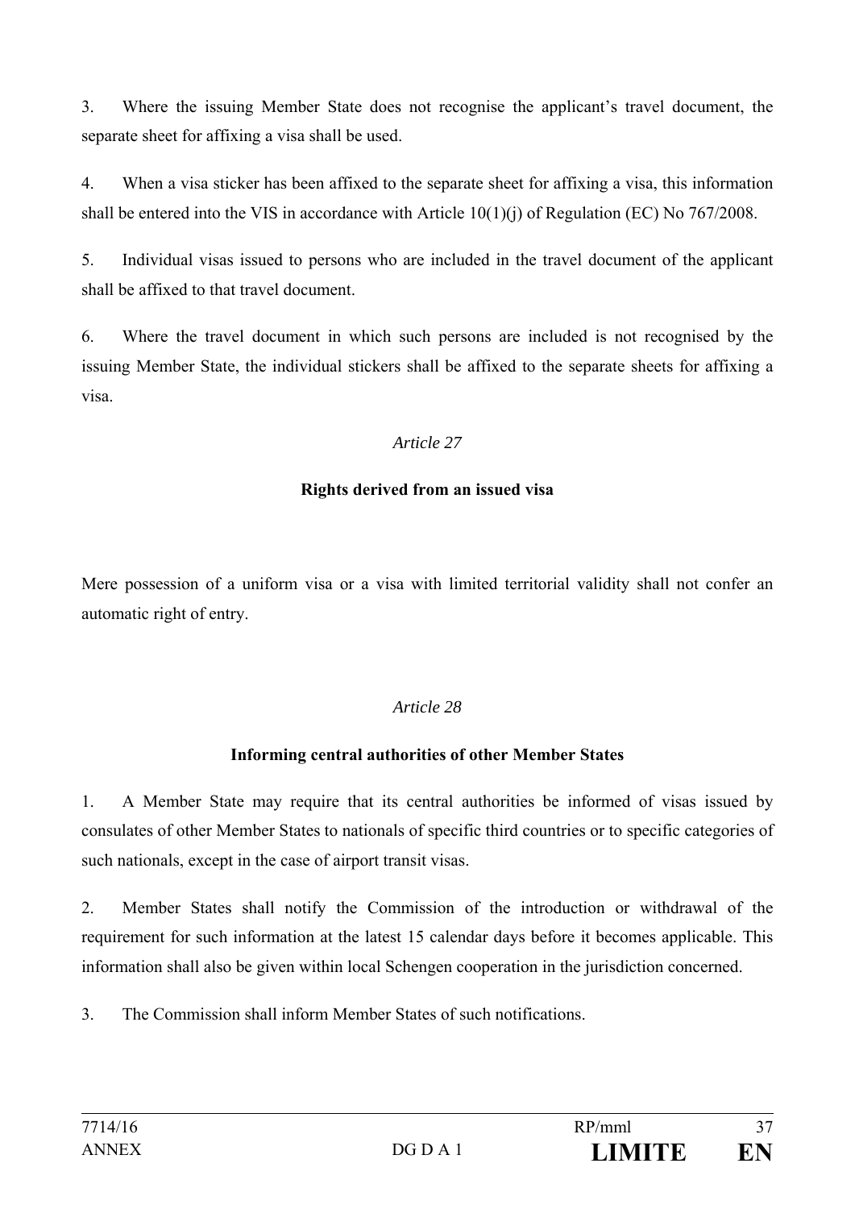3. Where the issuing Member State does not recognise the applicant's travel document, the separate sheet for affixing a visa shall be used.

4. When a visa sticker has been affixed to the separate sheet for affixing a visa, this information shall be entered into the VIS in accordance with Article 10(1)(j) of Regulation (EC) No 767/2008.

5. Individual visas issued to persons who are included in the travel document of the applicant shall be affixed to that travel document.

6. Where the travel document in which such persons are included is not recognised by the issuing Member State, the individual stickers shall be affixed to the separate sheets for affixing a visa.

*Article 27*

**Rights derived from an issued visa**

Mere possession of a uniform visa or a visa with limited territorial validity shall not confer an automatic right of entry.

*Article 28*

**Informing central authorities of other Member States**

1. A Member State may require that its central authorities be informed of visas issued by consulates of other Member States to nationals of specific third countries or to specific categories of such nationals, except in the case of airport transit visas.

2. Member States shall notify the Commission of the introduction or withdrawal of the requirement for such information at the latest 15 calendar days before it becomes applicable. This information shall also be given within local Schengen cooperation in the jurisdiction concerned.

3. The Commission shall inform Member States of such notifications.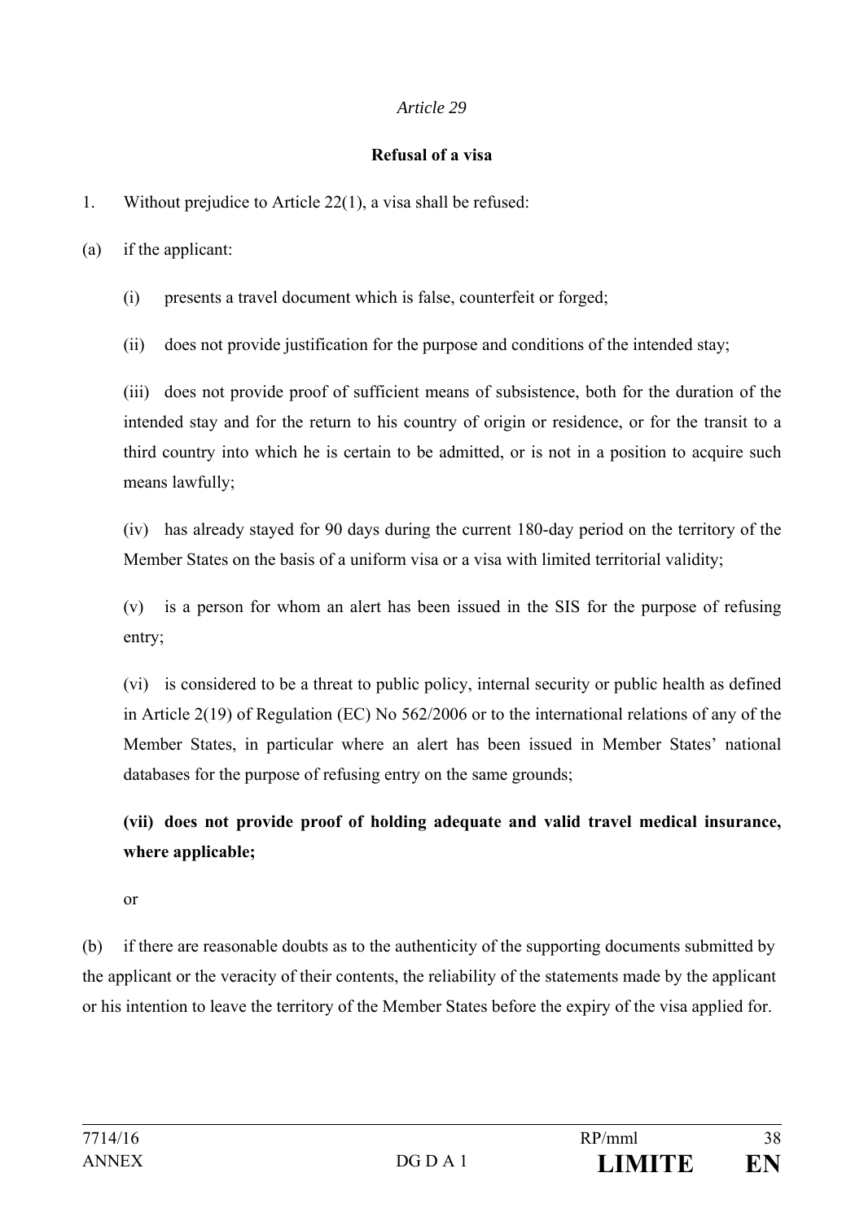*Article 29*

**Refusal of a visa**

1. Without prejudice to Article 22(1), a visa shall be refused:

(a) if the applicant:

(i) presents a travel document which is false, counterfeit or forged;

(ii) does not provide justification for the purpose and conditions of the intended stay;

(iii) does not provide proof of sufficient means of subsistence, both for the duration of the intended stay and for the return to his country of origin or residence, or for the transit to a third country into which he is certain to be admitted, or is not in a position to acquire such means lawfully;

(iv) has already stayed for 90 days during the current 180-day period on the territory of the Member States on the basis of a uniform visa or a visa with limited territorial validity;

(v) is a person for whom an alert has been issued in the SIS for the purpose of refusing entry;

(vi) is considered to be a threat to public policy, internal security or public health as defined in Article 2(19) of Regulation (EC) No 562/2006 or to the international relations of any of the Member States, in particular where an alert has been issued in Member States' national databases for the purpose of refusing entry on the same grounds;

**(vii) does not provide proof of holding adequate and valid travel medical insurance, where applicable;**

or

(b) if there are reasonable doubts as to the authenticity of the supporting documents submitted by the applicant or the veracity of their contents, the reliability of the statements made by the applicant or his intention to leave the territory of the Member States before the expiry of the visa applied for.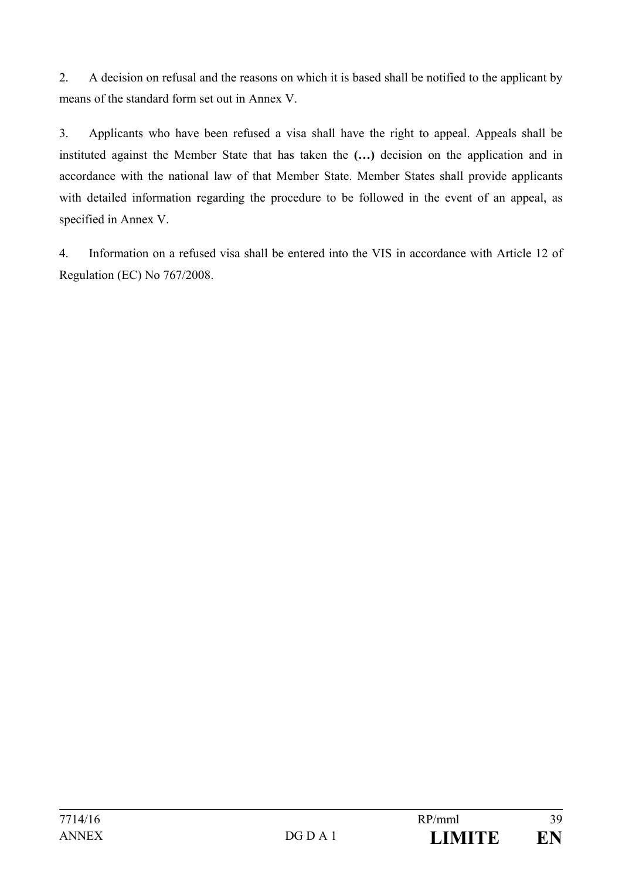2. A decision on refusal and the reasons on which it is based shall be notified to the applicant by means of the standard form set out in Annex V.

3. Applicants who have been refused a visa shall have the right to appeal. Appeals shall be instituted against the Member State that has taken the **(…)** decision on the application and in accordance with the national law of that Member State. Member States shall provide applicants with detailed information regarding the procedure to be followed in the event of an appeal, as specified in Annex V.

4. Information on a refused visa shall be entered into the VIS in accordance with Article 12 of Regulation (EC) No 767/2008.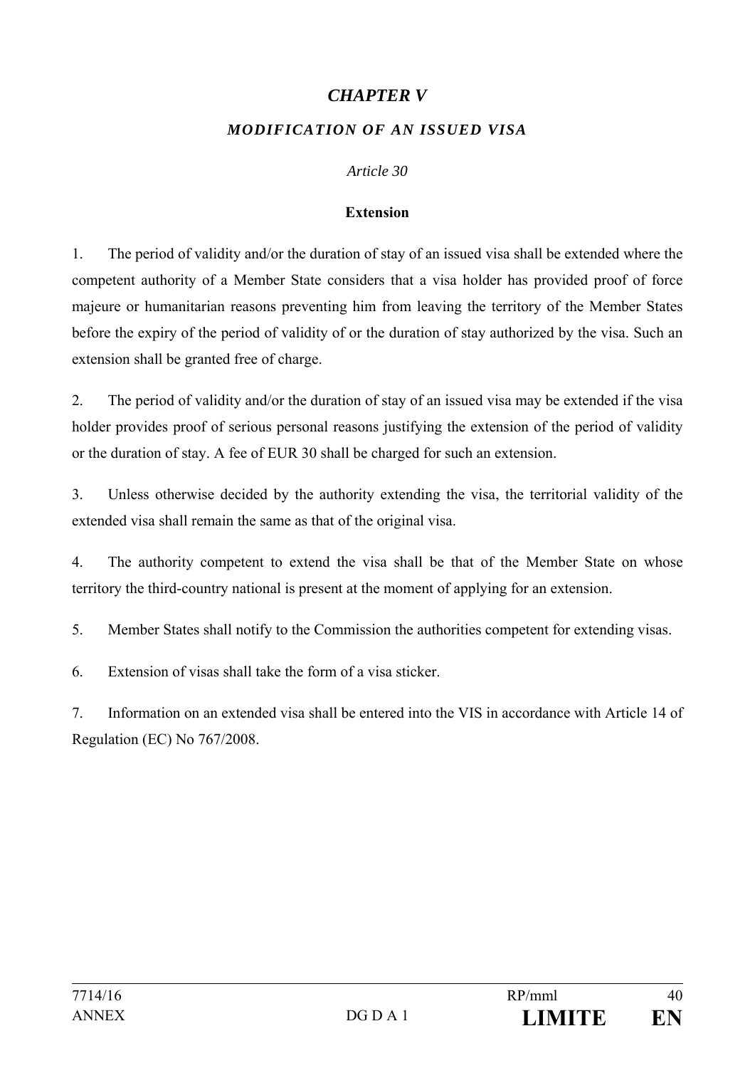## *CHAPTER V*

### *MODIFICATION OF AN ISSUED VISA*

*Article 30*

**Extension**

1. The period of validity and/or the duration of stay of an issued visa shall be extended where the competent authority of a Member State considers that a visa holder has provided proof of force majeure or humanitarian reasons preventing him from leaving the territory of the Member States before the expiry of the period of validity of or the duration of stay authorized by the visa. Such an extension shall be granted free of charge.

2. The period of validity and/or the duration of stay of an issued visa may be extended if the visa holder provides proof of serious personal reasons justifying the extension of the period of validity or the duration of stay. A fee of EUR 30 shall be charged for such an extension.

3. Unless otherwise decided by the authority extending the visa, the territorial validity of the extended visa shall remain the same as that of the original visa.

4. The authority competent to extend the visa shall be that of the Member State on whose territory the third-country national is present at the moment of applying for an extension.

5. Member States shall notify to the Commission the authorities competent for extending visas.

6. Extension of visas shall take the form of a visa sticker.

7. Information on an extended visa shall be entered into the VIS in accordance with Article 14 of Regulation (EC) No 767/2008.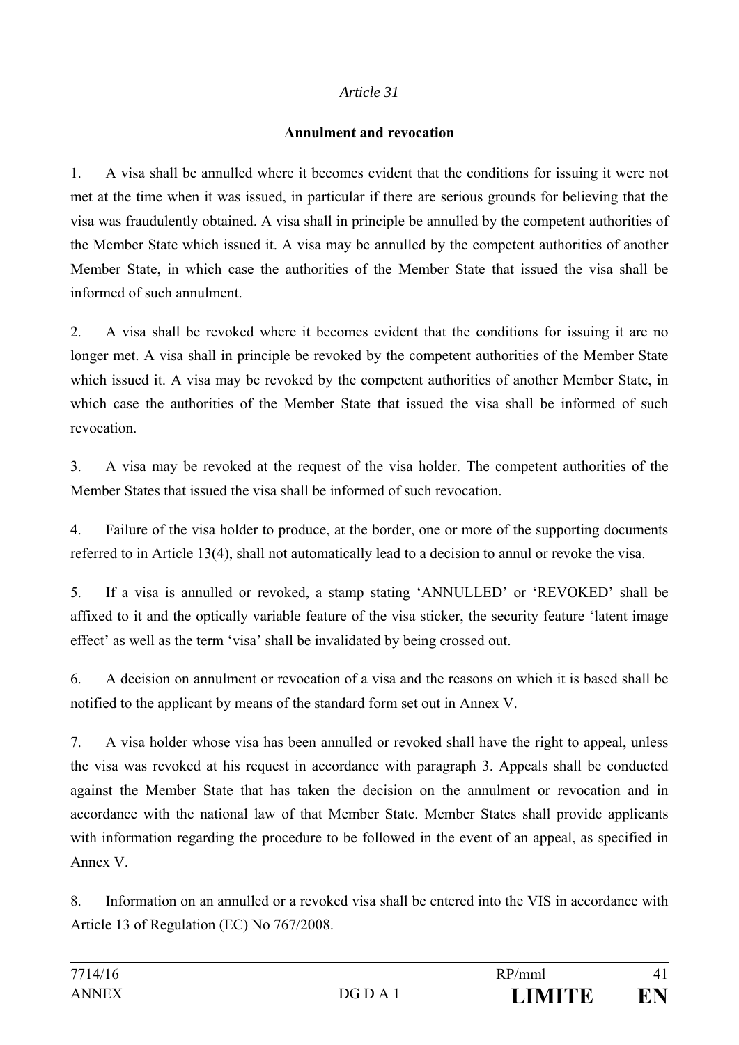*Article 31*

**Annulment and revocation**

1. A visa shall be annulled where it becomes evident that the conditions for issuing it were not met at the time when it was issued, in particular if there are serious grounds for believing that the visa was fraudulently obtained. A visa shall in principle be annulled by the competent authorities of the Member State which issued it. A visa may be annulled by the competent authorities of another Member State, in which case the authorities of the Member State that issued the visa shall be informed of such annulment.

2. A visa shall be revoked where it becomes evident that the conditions for issuing it are no longer met. A visa shall in principle be revoked by the competent authorities of the Member State which issued it. A visa may be revoked by the competent authorities of another Member State, in which case the authorities of the Member State that issued the visa shall be informed of such revocation.

3. A visa may be revoked at the request of the visa holder. The competent authorities of the Member States that issued the visa shall be informed of such revocation.

4. Failure of the visa holder to produce, at the border, one or more of the supporting documents referred to in Article 13(4), shall not automatically lead to a decision to annul or revoke the visa.

5. If a visa is annulled or revoked, a stamp stating 'ANNULLED' or 'REVOKED' shall be affixed to it and the optically variable feature of the visa sticker, the security feature 'latent image effect' as well as the term 'visa' shall be invalidated by being crossed out.

6. A decision on annulment or revocation of a visa and the reasons on which it is based shall be notified to the applicant by means of the standard form set out in Annex V.

7. A visa holder whose visa has been annulled or revoked shall have the right to appeal, unless the visa was revoked at his request in accordance with paragraph 3. Appeals shall be conducted against the Member State that has taken the decision on the annulment or revocation and in accordance with the national law of that Member State. Member States shall provide applicants with information regarding the procedure to be followed in the event of an appeal, as specified in Annex V.

8. Information on an annulled or a revoked visa shall be entered into the VIS in accordance with Article 13 of Regulation (EC) No 767/2008.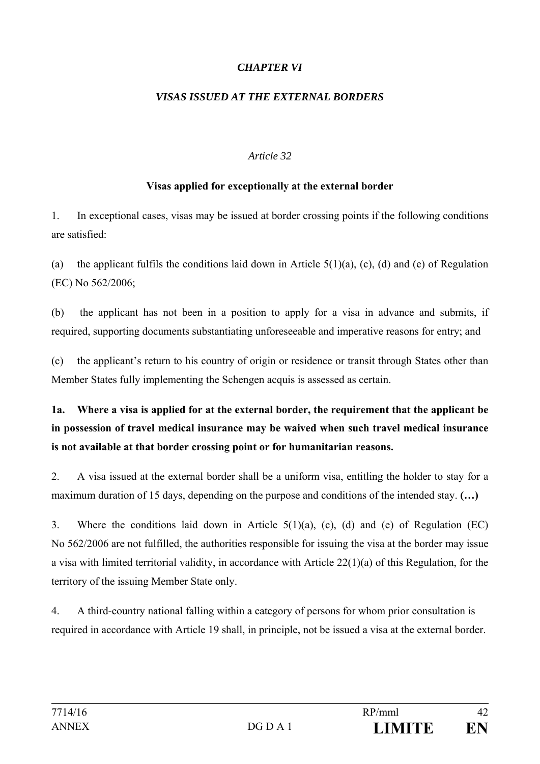## *CHAPTER VI*

## *VISAS ISSUED AT THE EXTERNAL BORDERS*

### *Article 32*

### **Visas applied for exceptionally at the external border**

1. In exceptional cases, visas may be issued at border crossing points if the following conditions are satisfied:

(a) the applicant fulfils the conditions laid down in Article 5(1)(a), (c), (d) and (e) of Regulation (EC) No 562/2006;

(b) the applicant has not been in a position to apply for a visa in advance and submits, if required, supporting documents substantiating unforeseeable and imperative reasons for entry; and

(c) the applicant's return to his country of origin or residence or transit through States other than Member States fully implementing the Schengen acquis is assessed as certain.

**1a. Where a visa is applied for at the external border, the requirement that the applicant be in possession of travel medical insurance may be waived when such travel medical insurance is not available at that border crossing point or for humanitarian reasons.**

2. A visa issued at the external border shall be a uniform visa, entitling the holder to stay for a maximum duration of 15 days, depending on the purpose and conditions of the intended stay. **(…)**

3. Where the conditions laid down in Article 5(1)(a), (c), (d) and (e) of Regulation (EC) No 562/2006 are not fulfilled, the authorities responsible for issuing the visa at the border may issue a visa with limited territorial validity, in accordance with Article 22(1)(a) of this Regulation, for the territory of the issuing Member State only.

4. A third-country national falling within a category of persons for whom prior consultation is required in accordance with Article 19 shall, in principle, not be issued a visa at the external border.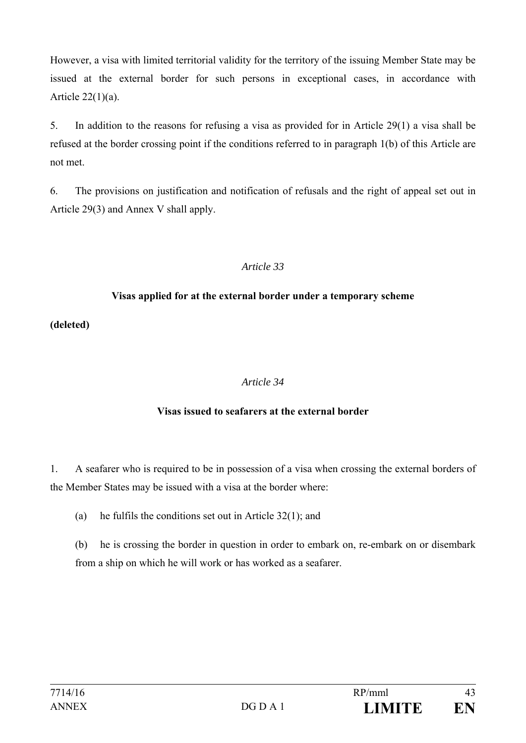However, a visa with limited territorial validity for the territory of the issuing Member State may be issued at the external border for such persons in exceptional cases, in accordance with Article 22(1)(a).

5. In addition to the reasons for refusing a visa as provided for in Article 29(1) a visa shall be refused at the border crossing point if the conditions referred to in paragraph 1(b) of this Article are not met.

6. The provisions on justification and notification of refusals and the right of appeal set out in Article 29(3) and Annex V shall apply.

*Article 33*

**Visas applied for at the external border under a temporary scheme**

**(deleted)**

*Article 34*

**Visas issued to seafarers at the external border**

1. A seafarer who is required to be in possession of a visa when crossing the external borders of the Member States may be issued with a visa at the border where:

(a) he fulfils the conditions set out in Article 32(1); and

(b) he is crossing the border in question in order to embark on, re-embark on or disembark from a ship on which he will work or has worked as a seafarer.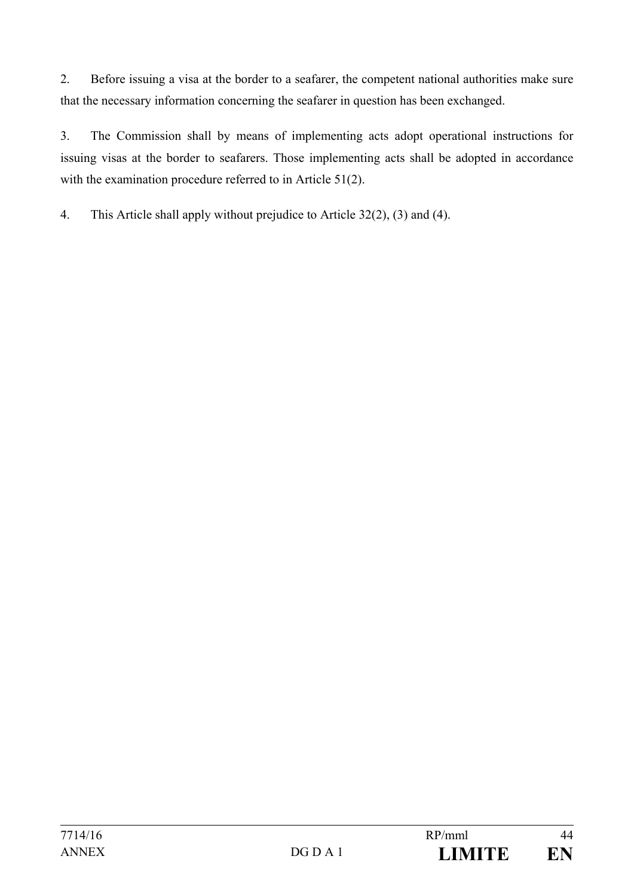2. Before issuing a visa at the border to a seafarer, the competent national authorities make sure that the necessary information concerning the seafarer in question has been exchanged.

3. The Commission shall by means of implementing acts adopt operational instructions for issuing visas at the border to seafarers. Those implementing acts shall be adopted in accordance with the examination procedure referred to in Article 51(2).

4. This Article shall apply without prejudice to Article 32(2), (3) and (4).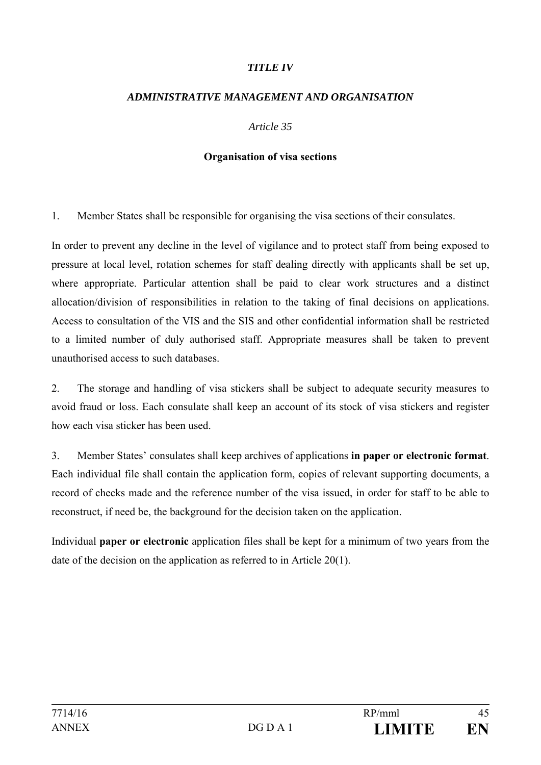*TITLE IV*

*ADMINISTRATIVE MANAGEMENT AND ORGANISATION*

*Article 35*

**Organisation of visa sections**

1. Member States shall be responsible for organising the visa sections of their consulates.

In order to prevent any decline in the level of vigilance and to protect staff from being exposed to pressure at local level, rotation schemes for staff dealing directly with applicants shall be set up, where appropriate. Particular attention shall be paid to clear work structures and a distinct allocation/division of responsibilities in relation to the taking of final decisions on applications. Access to consultation of the VIS and the SIS and other confidential information shall be restricted to a limited number of duly authorised staff. Appropriate measures shall be taken to prevent unauthorised access to such databases.

2. The storage and handling of visa stickers shall be subject to adequate security measures to avoid fraud or loss. Each consulate shall keep an account of its stock of visa stickers and register how each visa sticker has been used.

3. Member States' consulates shall keep archives of applications **in paper or electronic format**. Each individual file shall contain the application form, copies of relevant supporting documents, a record of checks made and the reference number of the visa issued, in order for staff to be able to reconstruct, if need be, the background for the decision taken on the application.

Individual **paper or electronic** application files shall be kept for a minimum of two years from the date of the decision on the application as referred to in Article 20(1).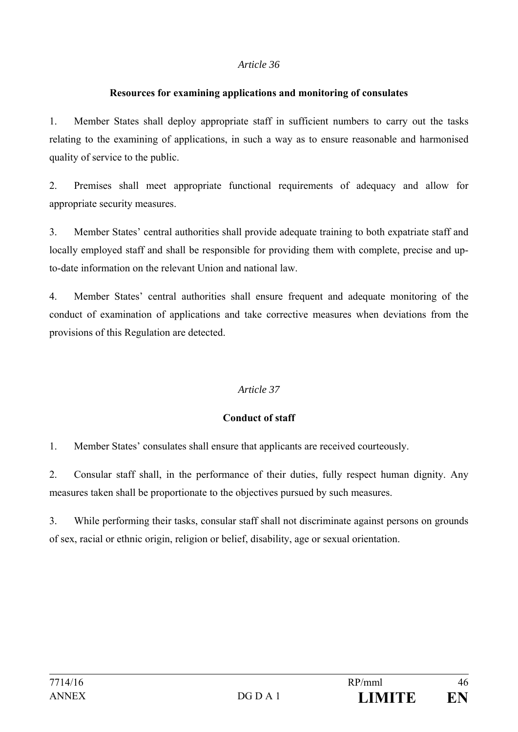*Article 36*

**Resources for examining applications and monitoring of consulates**

1. Member States shall deploy appropriate staff in sufficient numbers to carry out the tasks relating to the examining of applications, in such a way as to ensure reasonable and harmonised quality of service to the public.

2. Premises shall meet appropriate functional requirements of adequacy and allow for appropriate security measures.

3. Member States' central authorities shall provide adequate training to both expatriate staff and locally employed staff and shall be responsible for providing them with complete, precise and up-to-date information on the relevant Union and national law.

4. Member States' central authorities shall ensure frequent and adequate monitoring of the conduct of examination of applications and take corrective measures when deviations from the provisions of this Regulation are detected.

*Article 37*

**Conduct of staff**

1. Member States' consulates shall ensure that applicants are received courteously.

2. Consular staff shall, in the performance of their duties, fully respect human dignity. Any measures taken shall be proportionate to the objectives pursued by such measures.

3. While performing their tasks, consular staff shall not discriminate against persons on grounds of sex, racial or ethnic origin, religion or belief, disability, age or sexual orientation.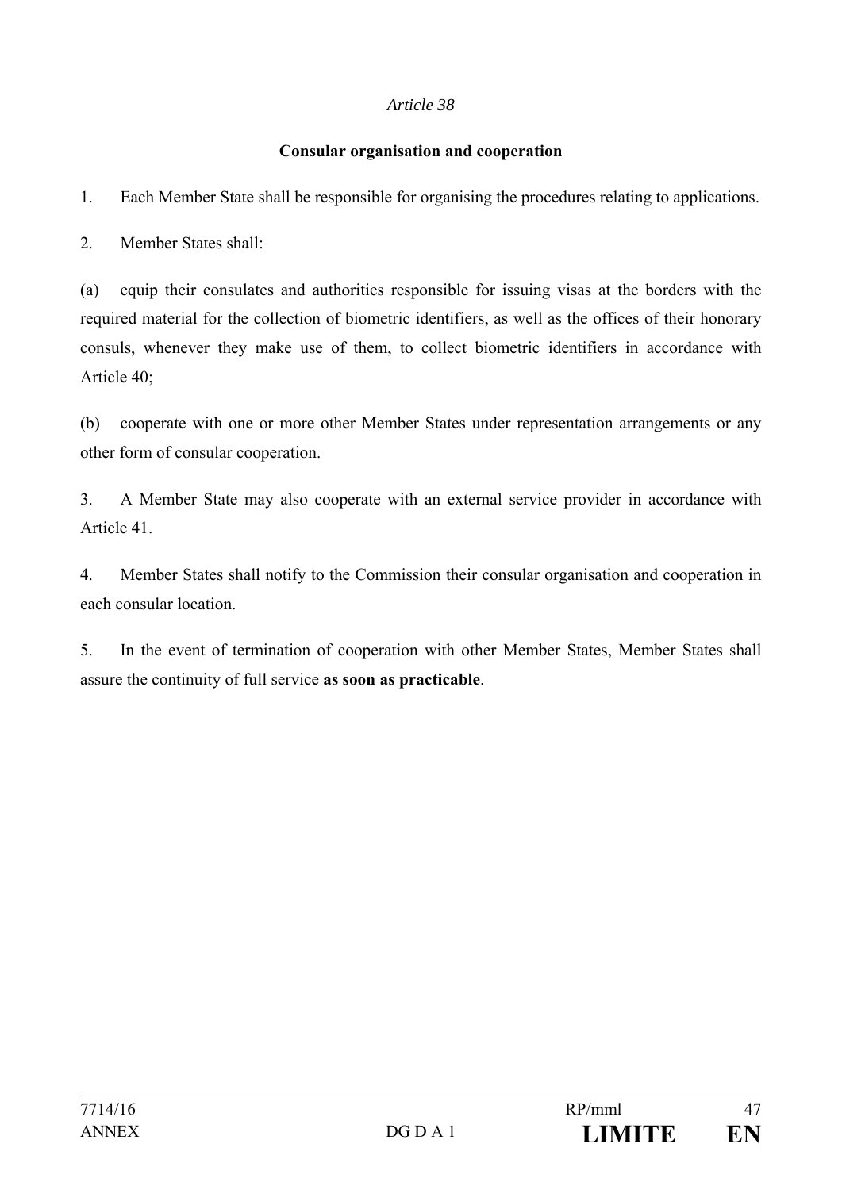*Article 38*

**Consular organisation and cooperation**

1. Each Member State shall be responsible for organising the procedures relating to applications.

2. Member States shall:

(a) equip their consulates and authorities responsible for issuing visas at the borders with the required material for the collection of biometric identifiers, as well as the offices of their honorary consuls, whenever they make use of them, to collect biometric identifiers in accordance with Article 40;

(b) cooperate with one or more other Member States under representation arrangements or any other form of consular cooperation.

3. A Member State may also cooperate with an external service provider in accordance with Article 41.

4. Member States shall notify to the Commission their consular organisation and cooperation in each consular location.

5. In the event of termination of cooperation with other Member States, Member States shall assure the continuity of full service **as soon as practicable**.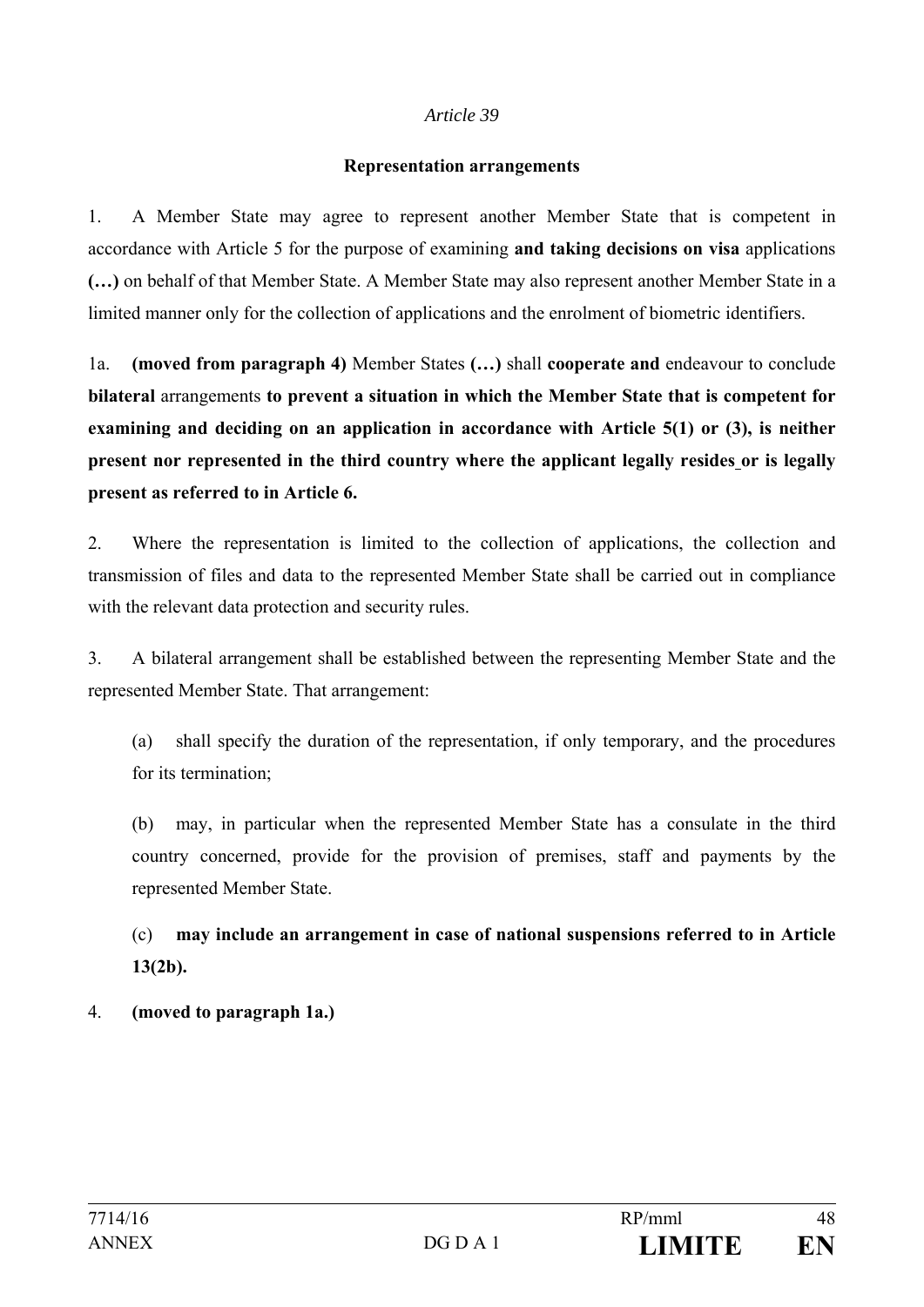*Article 39*

**Representation arrangements**

1. A Member State may agree to represent another Member State that is competent in accordance with Article 5 for the purpose of examining **and taking decisions on visa** applications **(…)** on behalf of that Member State. A Member State may also represent another Member State in a limited manner only for the collection of applications and the enrolment of biometric identifiers.

1a. **(moved from paragraph 4)** Member States **(…)** shall **cooperate and** endeavour to conclude **bilateral** arrangements **to prevent a situation in which the Member State that is competent for examining and deciding on an application in accordance with Article 5(1) or (3), is neither present nor represented in the third country where the applicant legally resides or is legally present as referred to in Article 6.**

2. Where the representation is limited to the collection of applications, the collection and transmission of files and data to the represented Member State shall be carried out in compliance with the relevant data protection and security rules.

3. A bilateral arrangement shall be established between the representing Member State and the represented Member State. That arrangement:

(a) shall specify the duration of the representation, if only temporary, and the procedures for its termination;

(b) may, in particular when the represented Member State has a consulate in the third country concerned, provide for the provision of premises, staff and payments by the represented Member State.

(c) **may include an arrangement in case of national suspensions referred to in Article 13(2b).**

4. **(moved to paragraph 1a.)**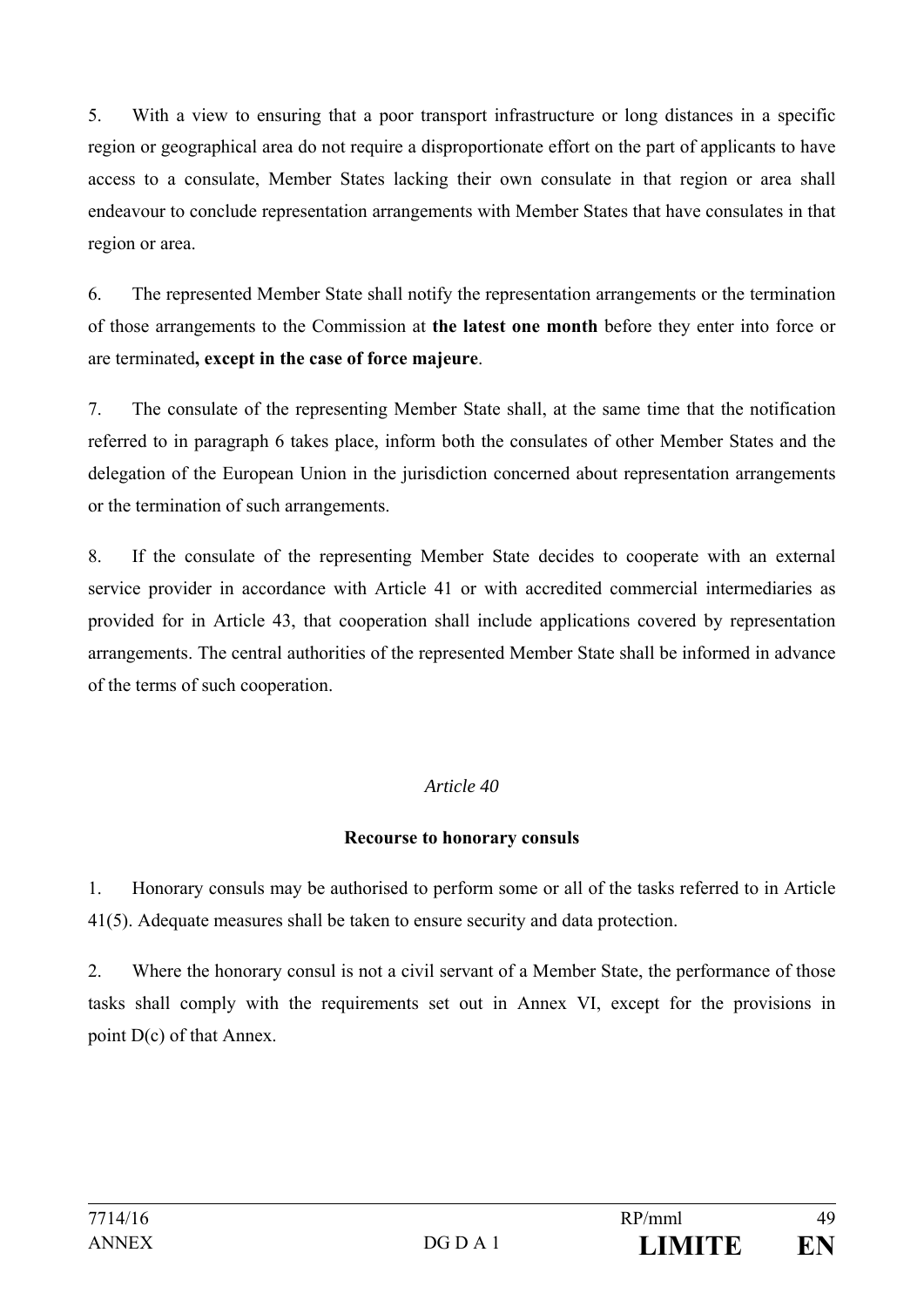5. With a view to ensuring that a poor transport infrastructure or long distances in a specific region or geographical area do not require a disproportionate effort on the part of applicants to have access to a consulate, Member States lacking their own consulate in that region or area shall endeavour to conclude representation arrangements with Member States that have consulates in that region or area.

6. The represented Member State shall notify the representation arrangements or the termination of those arrangements to the Commission at **the latest one month** before they enter into force or are terminated**, except in the case of force majeure**.

7. The consulate of the representing Member State shall, at the same time that the notification referred to in paragraph 6 takes place, inform both the consulates of other Member States and the delegation of the European Union in the jurisdiction concerned about representation arrangements or the termination of such arrangements.

8. If the consulate of the representing Member State decides to cooperate with an external service provider in accordance with Article 41 or with accredited commercial intermediaries as provided for in Article 43, that cooperation shall include applications covered by representation arrangements. The central authorities of the represented Member State shall be informed in advance of the terms of such cooperation.

*Article 40*

**Recourse to honorary consuls**

1. Honorary consuls may be authorised to perform some or all of the tasks referred to in Article 41(5). Adequate measures shall be taken to ensure security and data protection.

2. Where the honorary consul is not a civil servant of a Member State, the performance of those tasks shall comply with the requirements set out in Annex VI, except for the provisions in point D(c) of that Annex.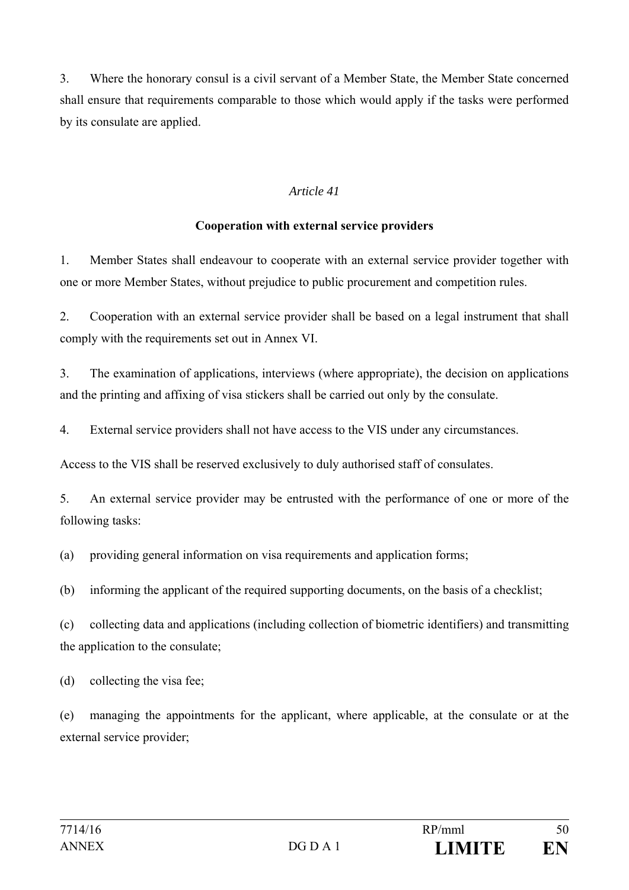3. Where the honorary consul is a civil servant of a Member State, the Member State concerned shall ensure that requirements comparable to those which would apply if the tasks were performed by its consulate are applied.

*Article 41*

**Cooperation with external service providers**

1. Member States shall endeavour to cooperate with an external service provider together with one or more Member States, without prejudice to public procurement and competition rules.

2. Cooperation with an external service provider shall be based on a legal instrument that shall comply with the requirements set out in Annex VI.

3. The examination of applications, interviews (where appropriate), the decision on applications and the printing and affixing of visa stickers shall be carried out only by the consulate.

4. External service providers shall not have access to the VIS under any circumstances.

Access to the VIS shall be reserved exclusively to duly authorised staff of consulates.

5. An external service provider may be entrusted with the performance of one or more of the following tasks:

(a) providing general information on visa requirements and application forms;

(b) informing the applicant of the required supporting documents, on the basis of a checklist;

(c) collecting data and applications (including collection of biometric identifiers) and transmitting the application to the consulate;

(d) collecting the visa fee;

(e) managing the appointments for the applicant, where applicable, at the consulate or at the external service provider;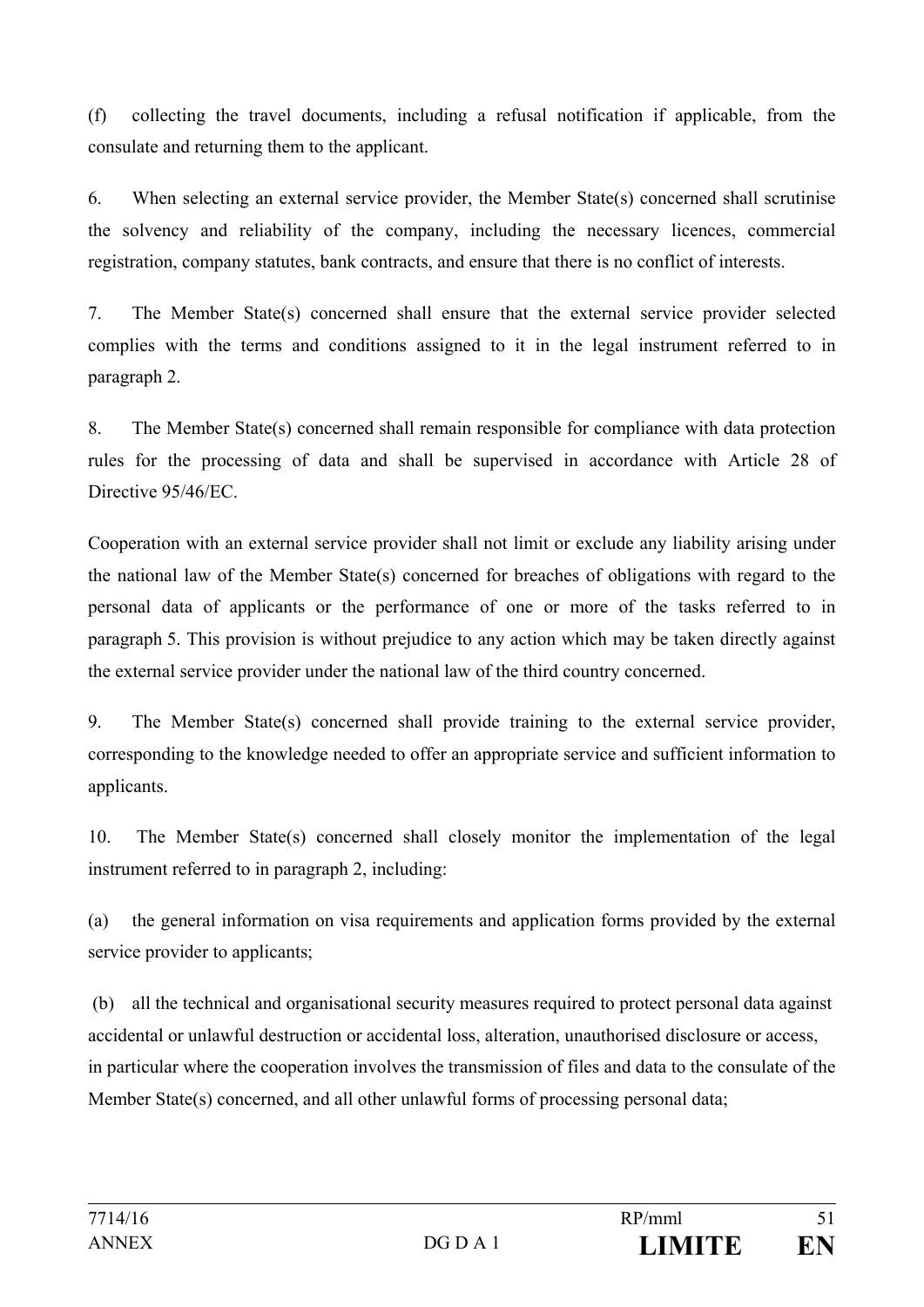(f) collecting the travel documents, including a refusal notification if applicable, from the consulate and returning them to the applicant.

6. When selecting an external service provider, the Member State(s) concerned shall scrutinise the solvency and reliability of the company, including the necessary licences, commercial registration, company statutes, bank contracts, and ensure that there is no conflict of interests.

7. The Member State(s) concerned shall ensure that the external service provider selected complies with the terms and conditions assigned to it in the legal instrument referred to in paragraph 2.

8. The Member State(s) concerned shall remain responsible for compliance with data protection rules for the processing of data and shall be supervised in accordance with Article 28 of Directive 95/46/EC.

Cooperation with an external service provider shall not limit or exclude any liability arising under the national law of the Member State(s) concerned for breaches of obligations with regard to the personal data of applicants or the performance of one or more of the tasks referred to in paragraph 5. This provision is without prejudice to any action which may be taken directly against the external service provider under the national law of the third country concerned.

9. The Member State(s) concerned shall provide training to the external service provider, corresponding to the knowledge needed to offer an appropriate service and sufficient information to applicants.

10. The Member State(s) concerned shall closely monitor the implementation of the legal instrument referred to in paragraph 2, including:

(a) the general information on visa requirements and application forms provided by the external service provider to applicants;

(b) all the technical and organisational security measures required to protect personal data against accidental or unlawful destruction or accidental loss, alteration, unauthorised disclosure or access, in particular where the cooperation involves the transmission of files and data to the consulate of the Member State(s) concerned, and all other unlawful forms of processing personal data;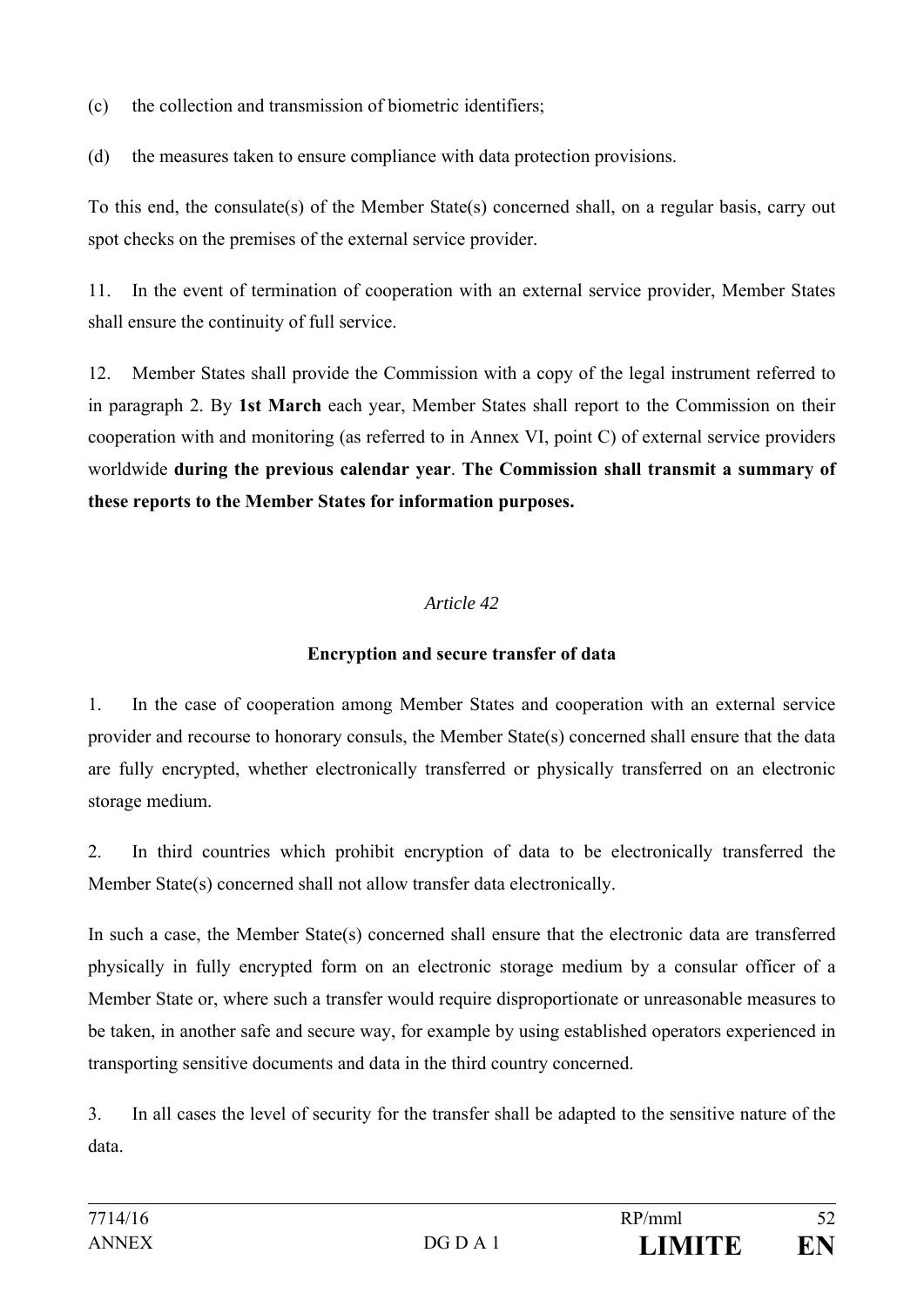(c) the collection and transmission of biometric identifiers;

(d) the measures taken to ensure compliance with data protection provisions.

To this end, the consulate(s) of the Member State(s) concerned shall, on a regular basis, carry out spot checks on the premises of the external service provider.

11. In the event of termination of cooperation with an external service provider, Member States shall ensure the continuity of full service.

12. Member States shall provide the Commission with a copy of the legal instrument referred to in paragraph 2. By **1st March** each year, Member States shall report to the Commission on their cooperation with and monitoring (as referred to in Annex VI, point C) of external service providers worldwide **during the previous calendar year**. **The Commission shall transmit a summary of these reports to the Member States for information purposes.**

*Article 42*

**Encryption and secure transfer of data**

1. In the case of cooperation among Member States and cooperation with an external service provider and recourse to honorary consuls, the Member State(s) concerned shall ensure that the data are fully encrypted, whether electronically transferred or physically transferred on an electronic storage medium.

2. In third countries which prohibit encryption of data to be electronically transferred the Member State(s) concerned shall not allow transfer data electronically.

In such a case, the Member State(s) concerned shall ensure that the electronic data are transferred physically in fully encrypted form on an electronic storage medium by a consular officer of a Member State or, where such a transfer would require disproportionate or unreasonable measures to be taken, in another safe and secure way, for example by using established operators experienced in transporting sensitive documents and data in the third country concerned.

3. In all cases the level of security for the transfer shall be adapted to the sensitive nature of the data.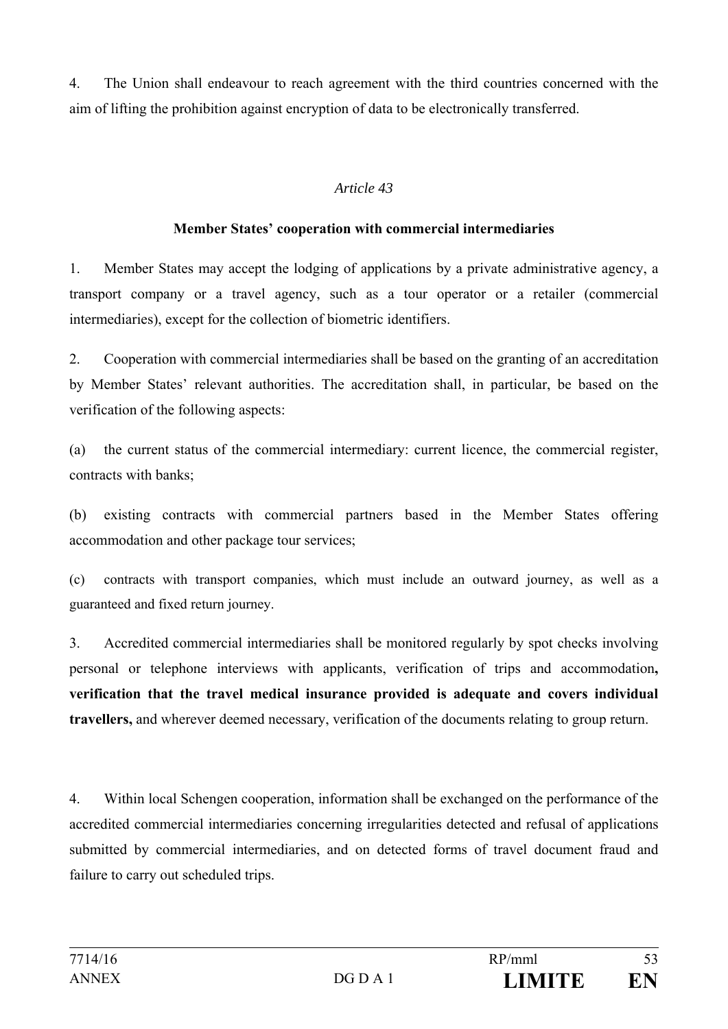4. The Union shall endeavour to reach agreement with the third countries concerned with the aim of lifting the prohibition against encryption of data to be electronically transferred.

*Article 43*

**Member States' cooperation with commercial intermediaries**

1. Member States may accept the lodging of applications by a private administrative agency, a transport company or a travel agency, such as a tour operator or a retailer (commercial intermediaries), except for the collection of biometric identifiers.

2. Cooperation with commercial intermediaries shall be based on the granting of an accreditation by Member States' relevant authorities. The accreditation shall, in particular, be based on the verification of the following aspects:

(a) the current status of the commercial intermediary: current licence, the commercial register, contracts with banks;

(b) existing contracts with commercial partners based in the Member States offering accommodation and other package tour services;

(c) contracts with transport companies, which must include an outward journey, as well as a guaranteed and fixed return journey.

3. Accredited commercial intermediaries shall be monitored regularly by spot checks involving personal or telephone interviews with applicants, verification of trips and accommodation**, verification that the travel medical insurance provided is adequate and covers individual travellers,** and wherever deemed necessary, verification of the documents relating to group return.

4. Within local Schengen cooperation, information shall be exchanged on the performance of the accredited commercial intermediaries concerning irregularities detected and refusal of applications submitted by commercial intermediaries, and on detected forms of travel document fraud and failure to carry out scheduled trips.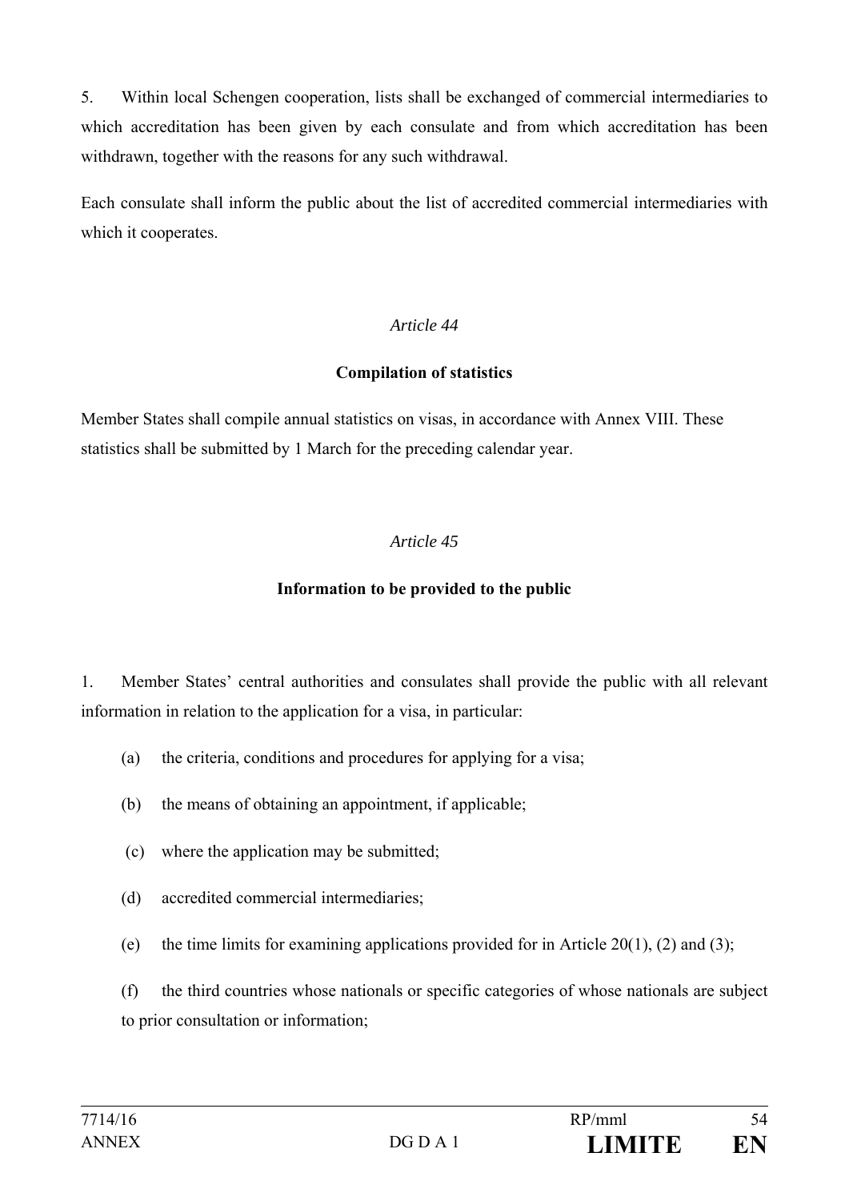5. Within local Schengen cooperation, lists shall be exchanged of commercial intermediaries to which accreditation has been given by each consulate and from which accreditation has been withdrawn, together with the reasons for any such withdrawal.

Each consulate shall inform the public about the list of accredited commercial intermediaries with which it cooperates.

*Article 44*

**Compilation of statistics**

Member States shall compile annual statistics on visas, in accordance with Annex VIII. These statistics shall be submitted by 1 March for the preceding calendar year.

*Article 45*

**Information to be provided to the public**

1. Member States' central authorities and consulates shall provide the public with all relevant information in relation to the application for a visa, in particular:

(a) the criteria, conditions and procedures for applying for a visa;

(b) the means of obtaining an appointment, if applicable;

(c) where the application may be submitted;

(d) accredited commercial intermediaries;

(e) the time limits for examining applications provided for in Article 20(1), (2) and (3);

(f) the third countries whose nationals or specific categories of whose nationals are subject to prior consultation or information;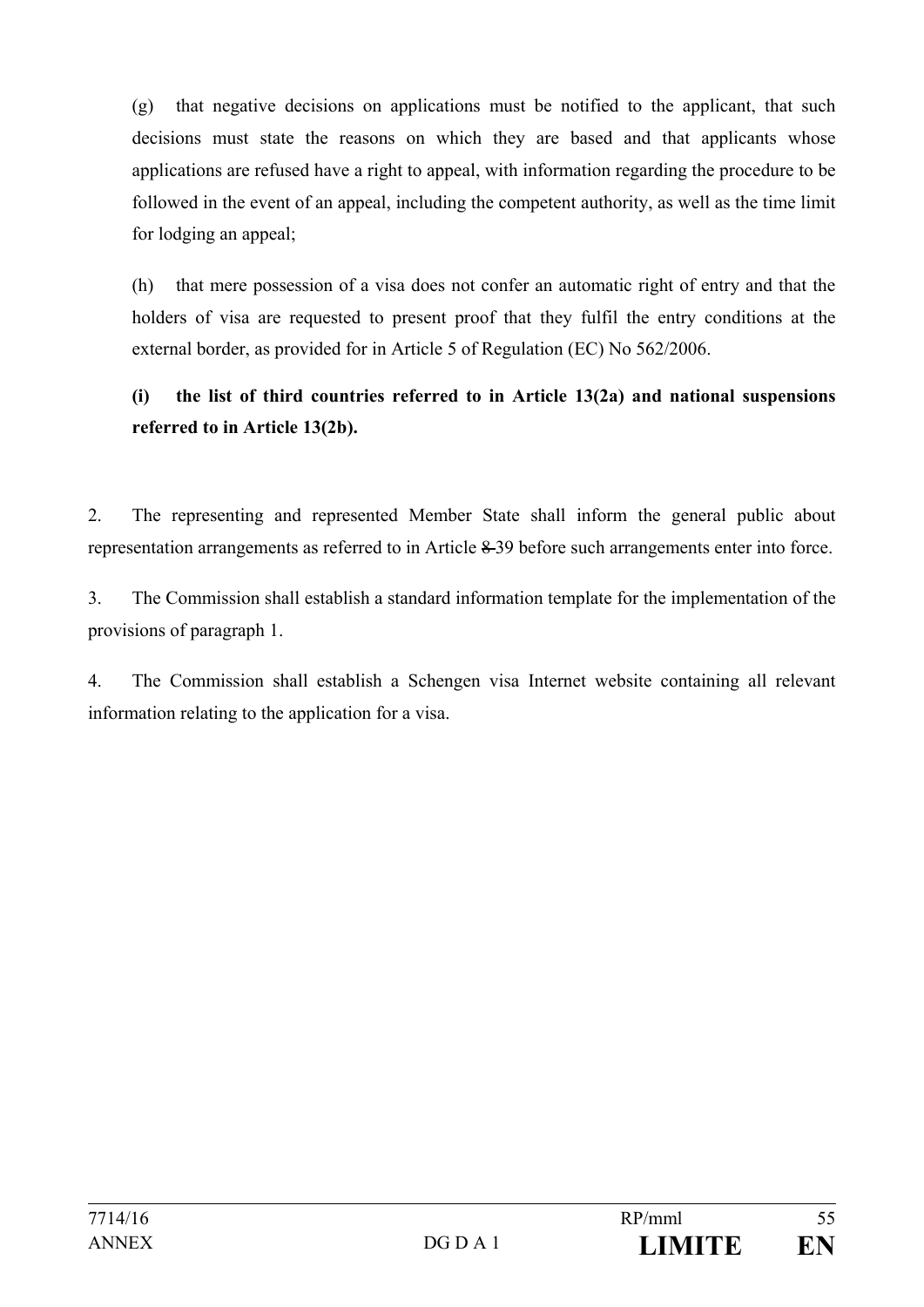(g) that negative decisions on applications must be notified to the applicant, that such decisions must state the reasons on which they are based and that applicants whose applications are refused have a right to appeal, with information regarding the procedure to be followed in the event of an appeal, including the competent authority, as well as the time limit for lodging an appeal;

(h) that mere possession of a visa does not confer an automatic right of entry and that the holders of visa are requested to present proof that they fulfil the entry conditions at the external border, as provided for in Article 5 of Regulation (EC) No 562/2006.

**(i) the list of third countries referred to in Article 13(2a) and national suspensions referred to in Article 13(2b).**

2. The representing and represented Member State shall inform the general public about representation arrangements as referred to in Article ~~8~~ 39 before such arrangements enter into force.

3. The Commission shall establish a standard information template for the implementation of the provisions of paragraph 1.

4. The Commission shall establish a Schengen visa Internet website containing all relevant information relating to the application for a visa.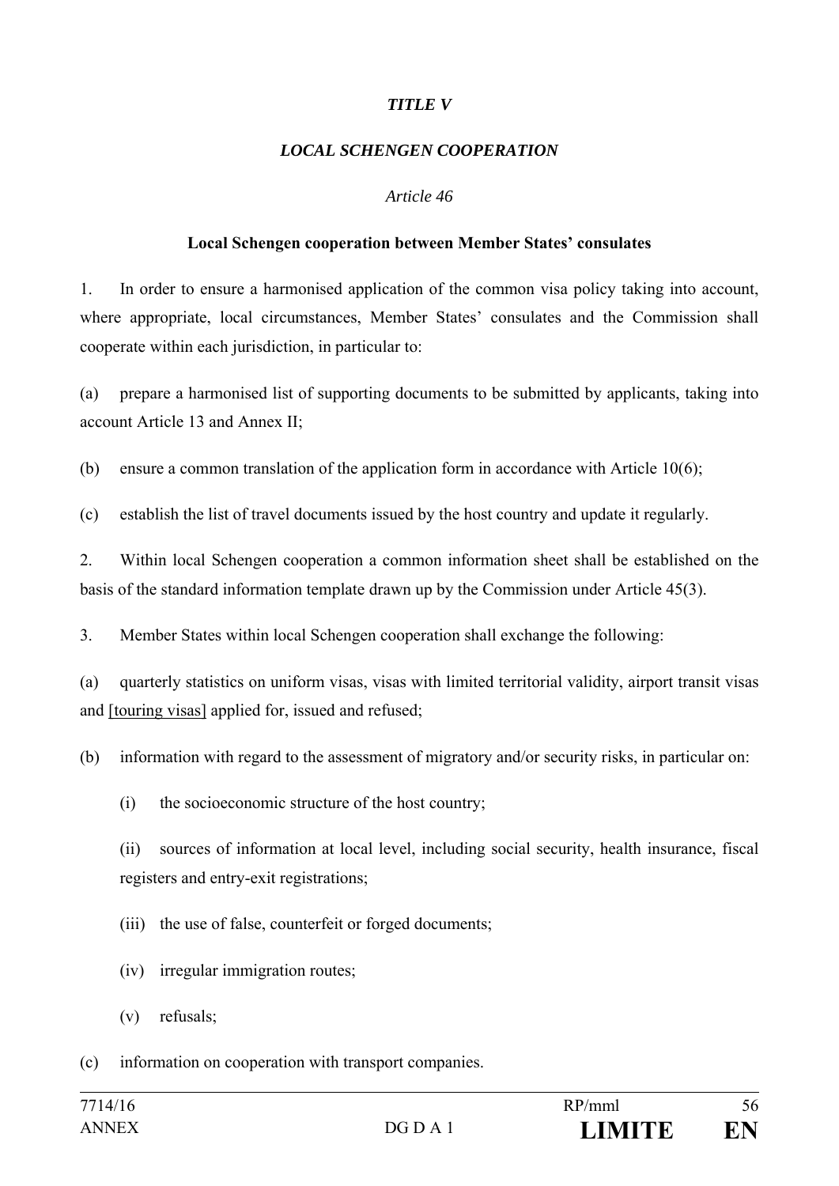*TITLE V*

*LOCAL SCHENGEN COOPERATION*

*Article 46*

**Local Schengen cooperation between Member States' consulates**

1. In order to ensure a harmonised application of the common visa policy taking into account, where appropriate, local circumstances, Member States' consulates and the Commission shall cooperate within each jurisdiction, in particular to:

(a) prepare a harmonised list of supporting documents to be submitted by applicants, taking into account Article 13 and Annex II;

(b) ensure a common translation of the application form in accordance with Article 10(6);

(c) establish the list of travel documents issued by the host country and update it regularly.

2. Within local Schengen cooperation a common information sheet shall be established on the basis of the standard information template drawn up by the Commission under Article 45(3).

3. Member States within local Schengen cooperation shall exchange the following:

(a) quarterly statistics on uniform visas, visas with limited territorial validity, airport transit visas and [touring visas] applied for, issued and refused;

(b) information with regard to the assessment of migratory and/or security risks, in particular on:

(i) the socioeconomic structure of the host country;

(ii) sources of information at local level, including social security, health insurance, fiscal registers and entry-exit registrations;

(iii) the use of false, counterfeit or forged documents;

(iv) irregular immigration routes;

(v) refusals;

(c) information on cooperation with transport companies.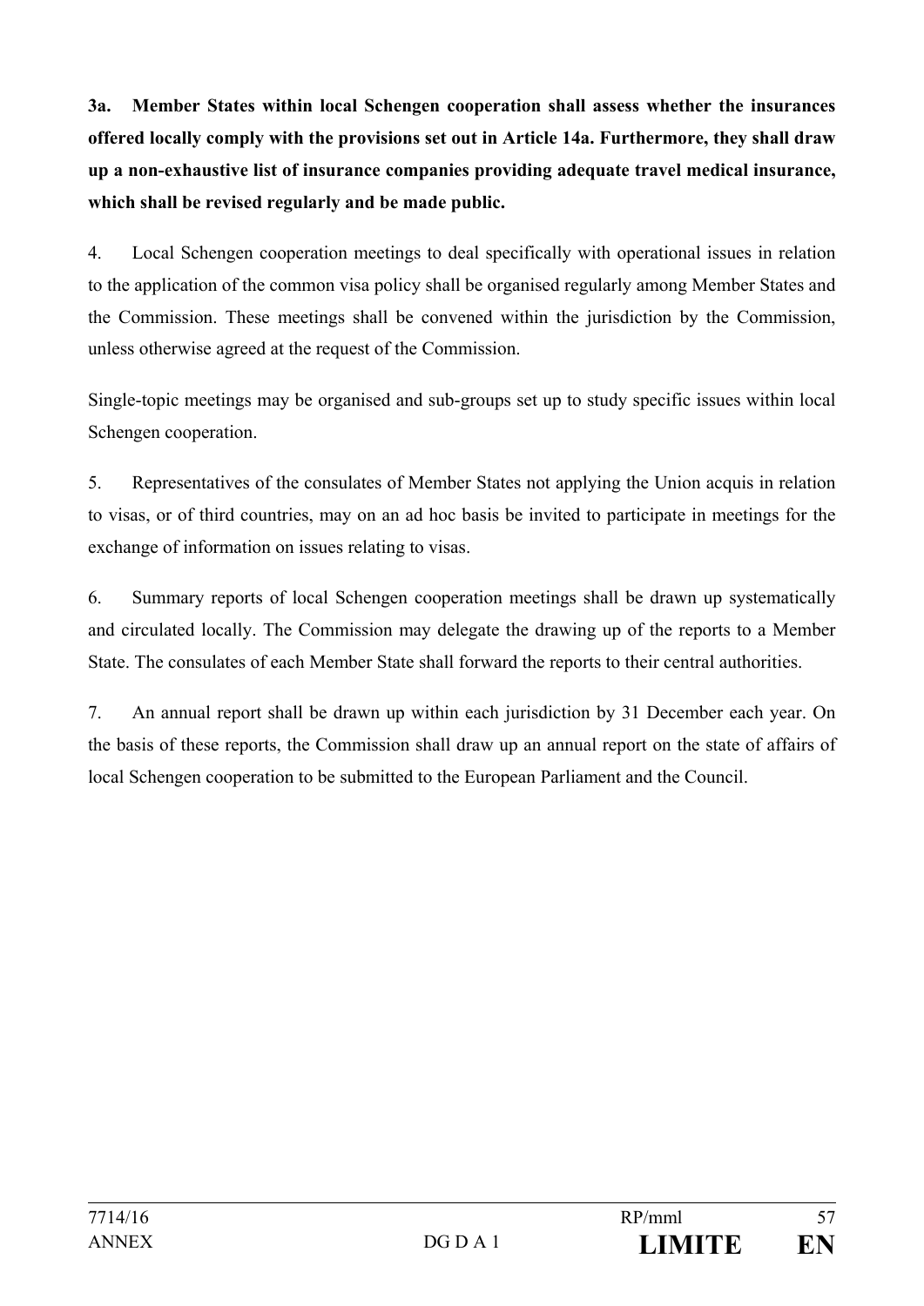**3a. Member States within local Schengen cooperation shall assess whether the insurances offered locally comply with the provisions set out in Article 14a. Furthermore, they shall draw up a non-exhaustive list of insurance companies providing adequate travel medical insurance, which shall be revised regularly and be made public.**

4. Local Schengen cooperation meetings to deal specifically with operational issues in relation to the application of the common visa policy shall be organised regularly among Member States and the Commission. These meetings shall be convened within the jurisdiction by the Commission, unless otherwise agreed at the request of the Commission.

Single-topic meetings may be organised and sub-groups set up to study specific issues within local Schengen cooperation.

5. Representatives of the consulates of Member States not applying the Union acquis in relation to visas, or of third countries, may on an ad hoc basis be invited to participate in meetings for the exchange of information on issues relating to visas.

6. Summary reports of local Schengen cooperation meetings shall be drawn up systematically and circulated locally. The Commission may delegate the drawing up of the reports to a Member State. The consulates of each Member State shall forward the reports to their central authorities.

7. An annual report shall be drawn up within each jurisdiction by 31 December each year. On the basis of these reports, the Commission shall draw up an annual report on the state of affairs of local Schengen cooperation to be submitted to the European Parliament and the Council.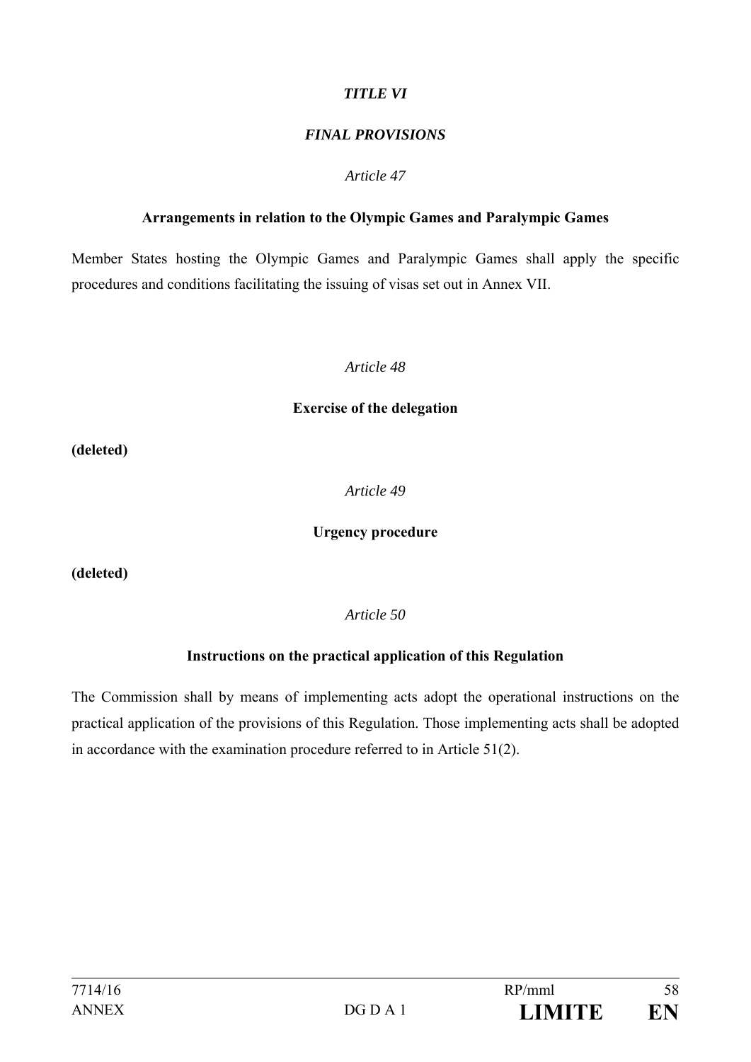## *TITLE VI*

## *FINAL PROVISIONS*

### *Article 47*

**Arrangements in relation to the Olympic Games and Paralympic Games**

Member States hosting the Olympic Games and Paralympic Games shall apply the specific procedures and conditions facilitating the issuing of visas set out in Annex VII.

### *Article 48*

**Exercise of the delegation**

**(deleted)**

### *Article 49*

**Urgency procedure**

**(deleted)**

### *Article 50*

**Instructions on the practical application of this Regulation**

The Commission shall by means of implementing acts adopt the operational instructions on the practical application of the provisions of this Regulation. Those implementing acts shall be adopted in accordance with the examination procedure referred to in Article 51(2).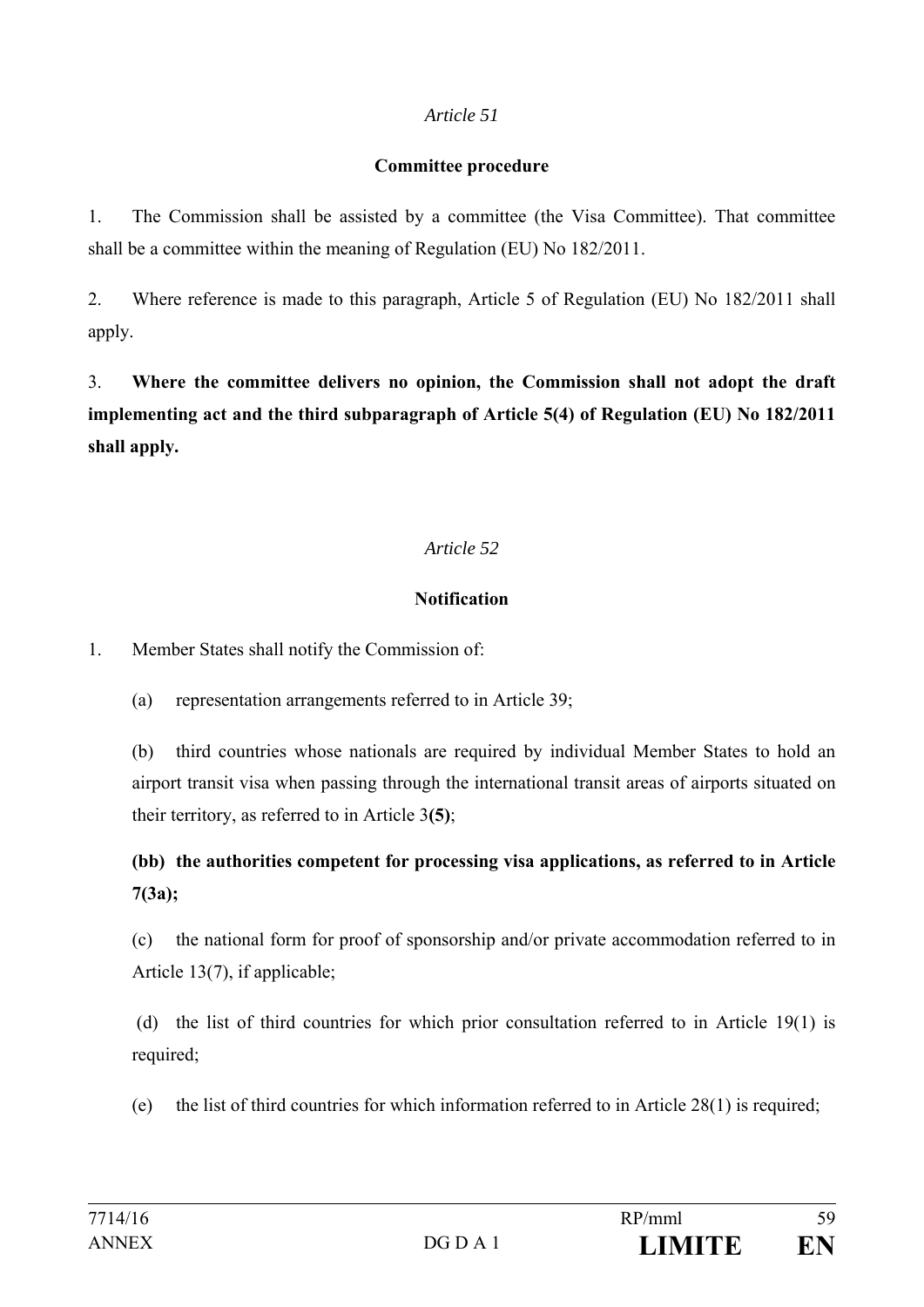*Article 51*

**Committee procedure**

1. The Commission shall be assisted by a committee (the Visa Committee). That committee shall be a committee within the meaning of Regulation (EU) No 182/2011.

2. Where reference is made to this paragraph, Article 5 of Regulation (EU) No 182/2011 shall apply.

3. **Where the committee delivers no opinion, the Commission shall not adopt the draft implementing act and the third subparagraph of Article 5(4) of Regulation (EU) No 182/2011 shall apply.**

*Article 52*

**Notification**

1. Member States shall notify the Commission of:

(a) representation arrangements referred to in Article 39;

(b) third countries whose nationals are required by individual Member States to hold an airport transit visa when passing through the international transit areas of airports situated on their territory, as referred to in Article 3**(5)**;

**(bb) the authorities competent for processing visa applications, as referred to in Article 7(3a);**

(c) the national form for proof of sponsorship and/or private accommodation referred to in Article 13(7), if applicable;

(d) the list of third countries for which prior consultation referred to in Article 19(1) is required;

(e) the list of third countries for which information referred to in Article 28(1) is required;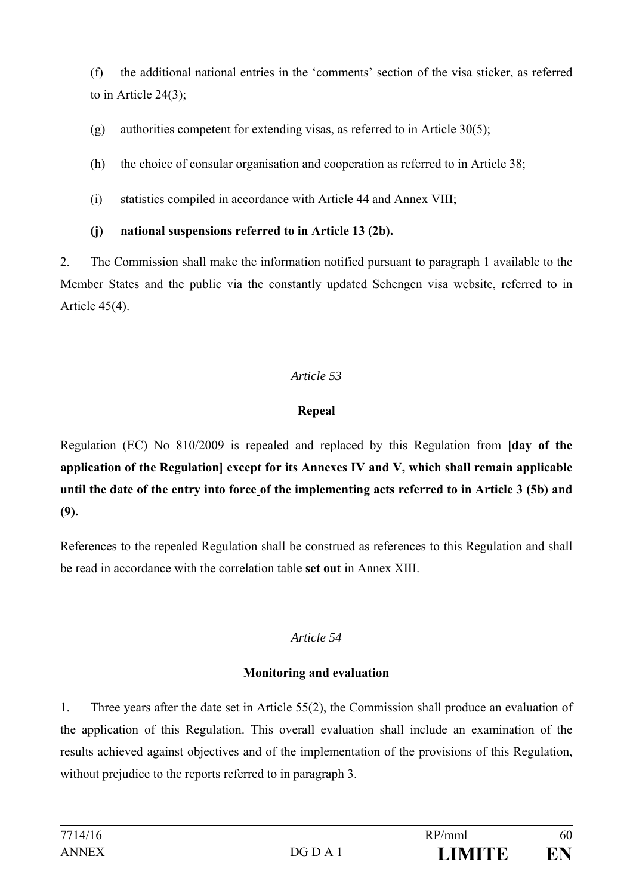(f) the additional national entries in the 'comments' section of the visa sticker, as referred to in Article 24(3);

(g) authorities competent for extending visas, as referred to in Article 30(5);

(h) the choice of consular organisation and cooperation as referred to in Article 38;

(i) statistics compiled in accordance with Article 44 and Annex VIII;

**(j) national suspensions referred to in Article 13 (2b).**

2. The Commission shall make the information notified pursuant to paragraph 1 available to the Member States and the public via the constantly updated Schengen visa website, referred to in Article 45(4).

### *Article 53*

### Repeal

Regulation (EC) No 810/2009 is repealed and replaced by this Regulation from **[day of the application of the Regulation] except for its Annexes IV and V, which shall remain applicable until the date of the entry into force of the implementing acts referred to in Article 3 (5b) and (9).**

References to the repealed Regulation shall be construed as references to this Regulation and shall be read in accordance with the correlation table **set out** in Annex XIII.

### *Article 54*

### Monitoring and evaluation

1. Three years after the date set in Article 55(2), the Commission shall produce an evaluation of the application of this Regulation. This overall evaluation shall include an examination of the results achieved against objectives and of the implementation of the provisions of this Regulation, without prejudice to the reports referred to in paragraph 3.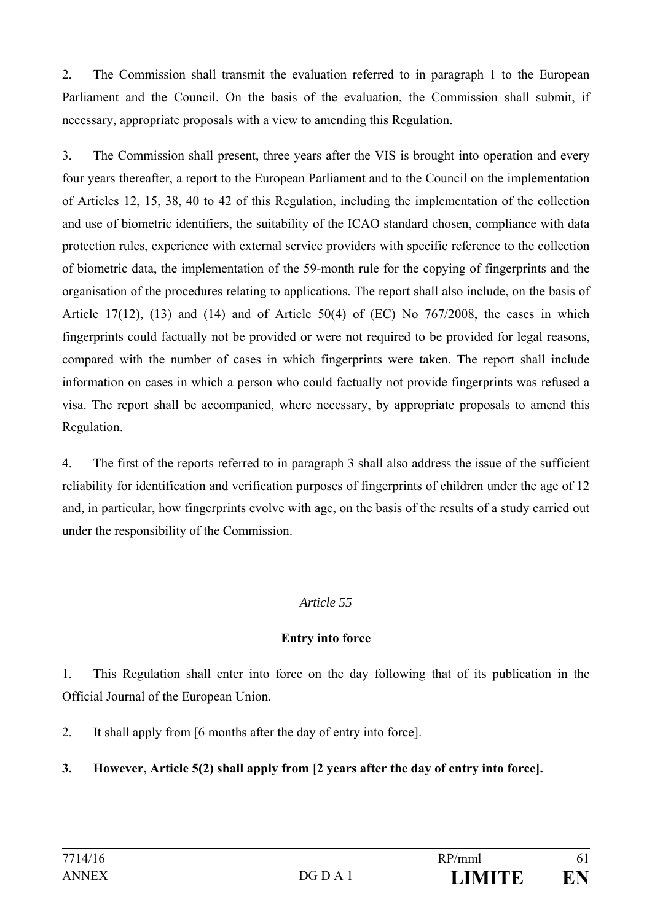2. The Commission shall transmit the evaluation referred to in paragraph 1 to the European Parliament and the Council. On the basis of the evaluation, the Commission shall submit, if necessary, appropriate proposals with a view to amending this Regulation.

3. The Commission shall present, three years after the VIS is brought into operation and every four years thereafter, a report to the European Parliament and to the Council on the implementation of Articles 12, 15, 38, 40 to 42 of this Regulation, including the implementation of the collection and use of biometric identifiers, the suitability of the ICAO standard chosen, compliance with data protection rules, experience with external service providers with specific reference to the collection of biometric data, the implementation of the 59-month rule for the copying of fingerprints and the organisation of the procedures relating to applications. The report shall also include, on the basis of Article 17(12), (13) and (14) and of Article 50(4) of (EC) No 767/2008, the cases in which fingerprints could factually not be provided or were not required to be provided for legal reasons, compared with the number of cases in which fingerprints were taken. The report shall include information on cases in which a person who could factually not provide fingerprints was refused a visa. The report shall be accompanied, where necessary, by appropriate proposals to amend this Regulation.

4. The first of the reports referred to in paragraph 3 shall also address the issue of the sufficient reliability for identification and verification purposes of fingerprints of children under the age of 12 and, in particular, how fingerprints evolve with age, on the basis of the results of a study carried out under the responsibility of the Commission.

*Article 55*

**Entry into force**

1. This Regulation shall enter into force on the day following that of its publication in the Official Journal of the European Union.

2. It shall apply from [6 months after the day of entry into force].

**3. However, Article 5(2) shall apply from [2 years after the day of entry into force].**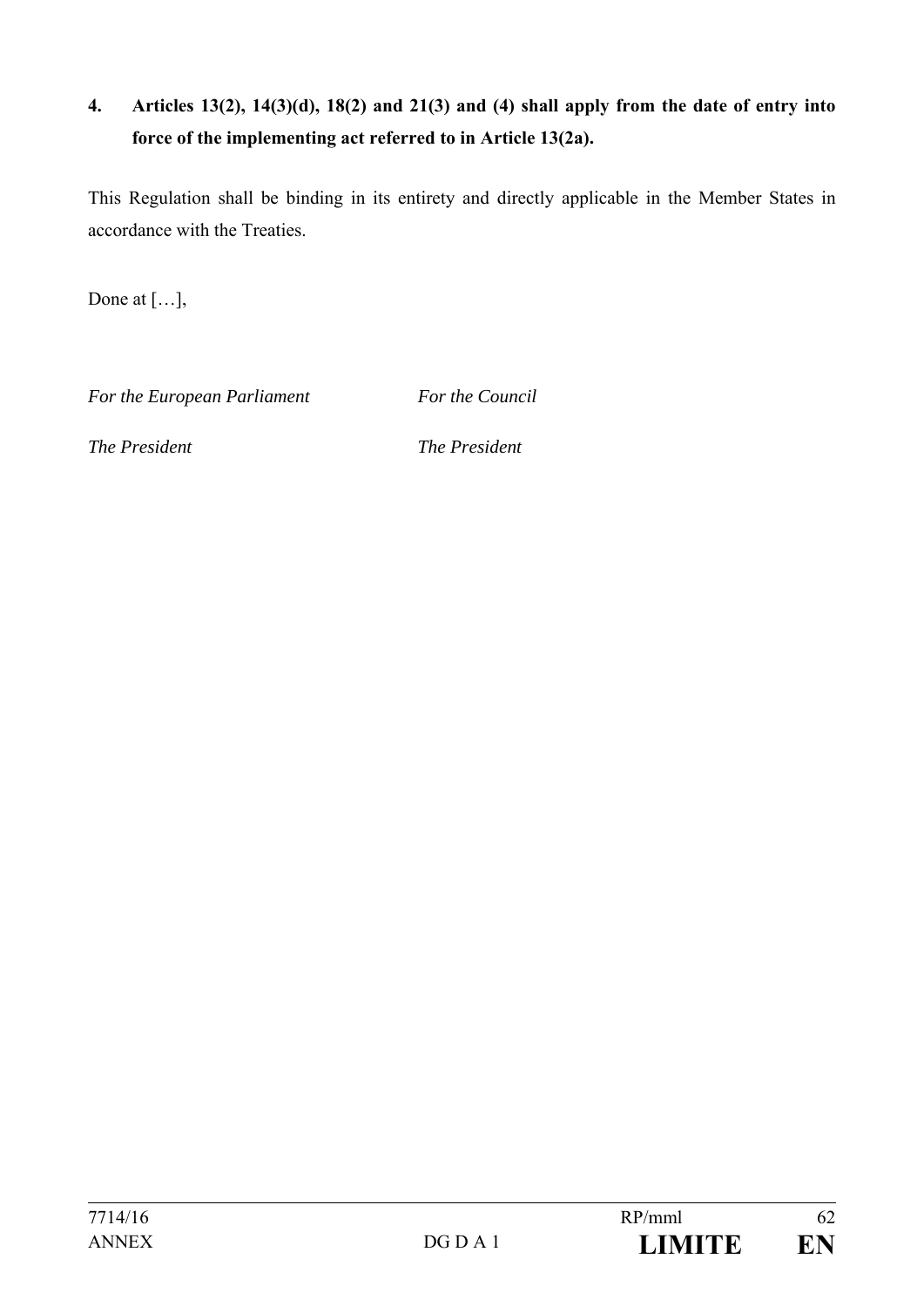**4. Articles 13(2), 14(3)(d), 18(2) and 21(3) and (4) shall apply from the date of entry into force of the implementing act referred to in Article 13(2a).**

This Regulation shall be binding in its entirety and directly applicable in the Member States in accordance with the Treaties.

Done at […],

| *For the European Parliament* | *For the Council* |
|---|---|
| *The President* | *The President* |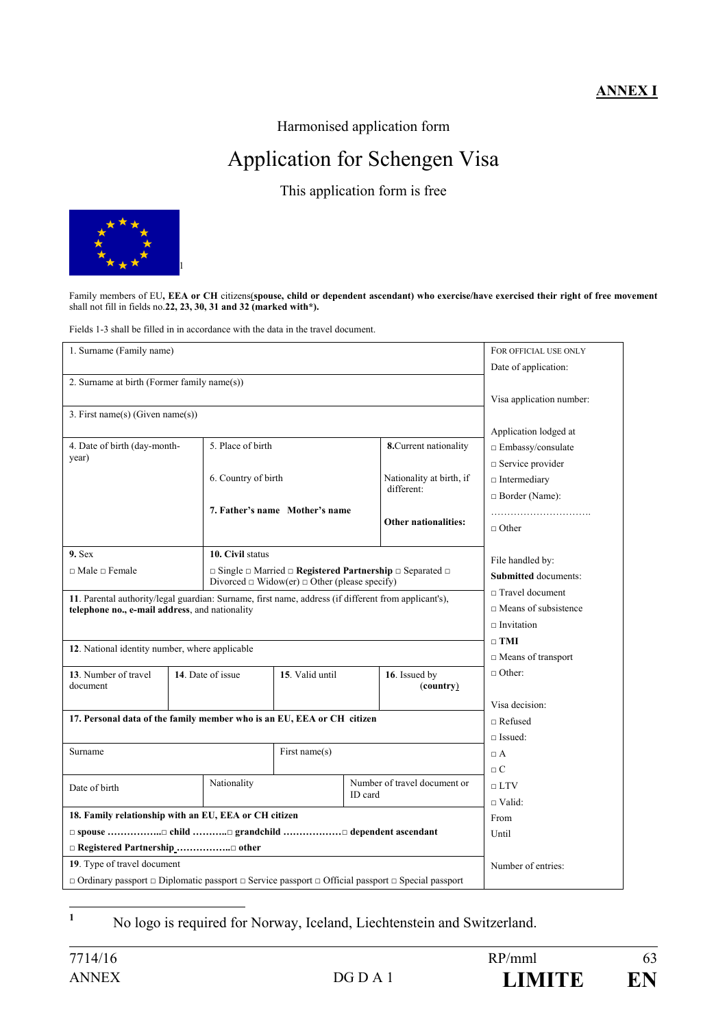**ANNEX I**

Harmonised application form

# Application for Schengen Visa

This application form is free

[1]

Family members of EU, **EEA or CH** citizens**(spouse, child or dependent ascendant) who exercise/have exercised their right of free movement** shall not fill in fields no.**22, 23, 30, 31 and 32 (marked with*).**

Fields 1-3 shall be filled in in accordance with the data in the travel document.

| | | | | FOR OFFICIAL USE ONLY |
|---|---|---|---|---|
| 1. Surname (Family name) | | | | Date of application: |
| 2. Surname at birth (Former family name(s)) | | | | Visa application number: |
| 3. First name(s) (Given name(s)) | | | | Application lodged at |
| 4. Date of birth (day-month-year) | 5. Place of birth<br><br>6. Country of birth<br><br>**7. Father's name Mother's name** | | **8.** Current nationality<br><br>Nationality at birth, if different:<br><br>**Other nationalities:** | □ Embassy/consulate<br>□ Service provider<br>□ Intermediary<br>□ Border (Name):<br>…………………………<br>□ Other |
| **9.** Sex<br>□ Male □ Female | **10.** Civil status<br>□ Single □ Married □ **Registered Partnership** □ Separated □ Divorced □ Widow(er) □ Other (please specify) | | | File handled by:<br>**Submitted** documents: |
| **11.** Parental authority/legal guardian: Surname, first name, address (if different from applicant's), **telephone no., e-mail address**, and nationality | | | | □ Travel document<br>□ Means of subsistence<br>□ Invitation |
| **12.** National identity number, where applicable | | | | □ **TMI**<br>□ Means of transport |
| **13.** Number of travel document | **14.** Date of issue | **15.** Valid until | **16.** Issued by (**country**) | □ Other: |
| **17. Personal data of the family member who is an EU, EEA or CH citizen** | | | | Visa decision:<br>□ Refused |
| Surname | | First name(s) | | □ Issued:<br>□ A |
| Date of birth | Nationality | | Number of travel document or ID card | □ C<br>□ LTV<br>□ Valid: |
| **18. Family relationship with an EU, EEA or CH citizen**<br>□ **spouse** ……………..□ **child** ………..□ **grandchild** ………………□ **dependent ascendant**<br>□ **Registered Partnership** ……………..□ **other** | | | | From<br>Until |
| **19.** Type of travel document<br>□ Ordinary passport □ Diplomatic passport □ Service passport □ Official passport □ Special passport | | | | Number of entries: |

[1] No logo is required for Norway, Iceland, Liechtenstein and Switzerland.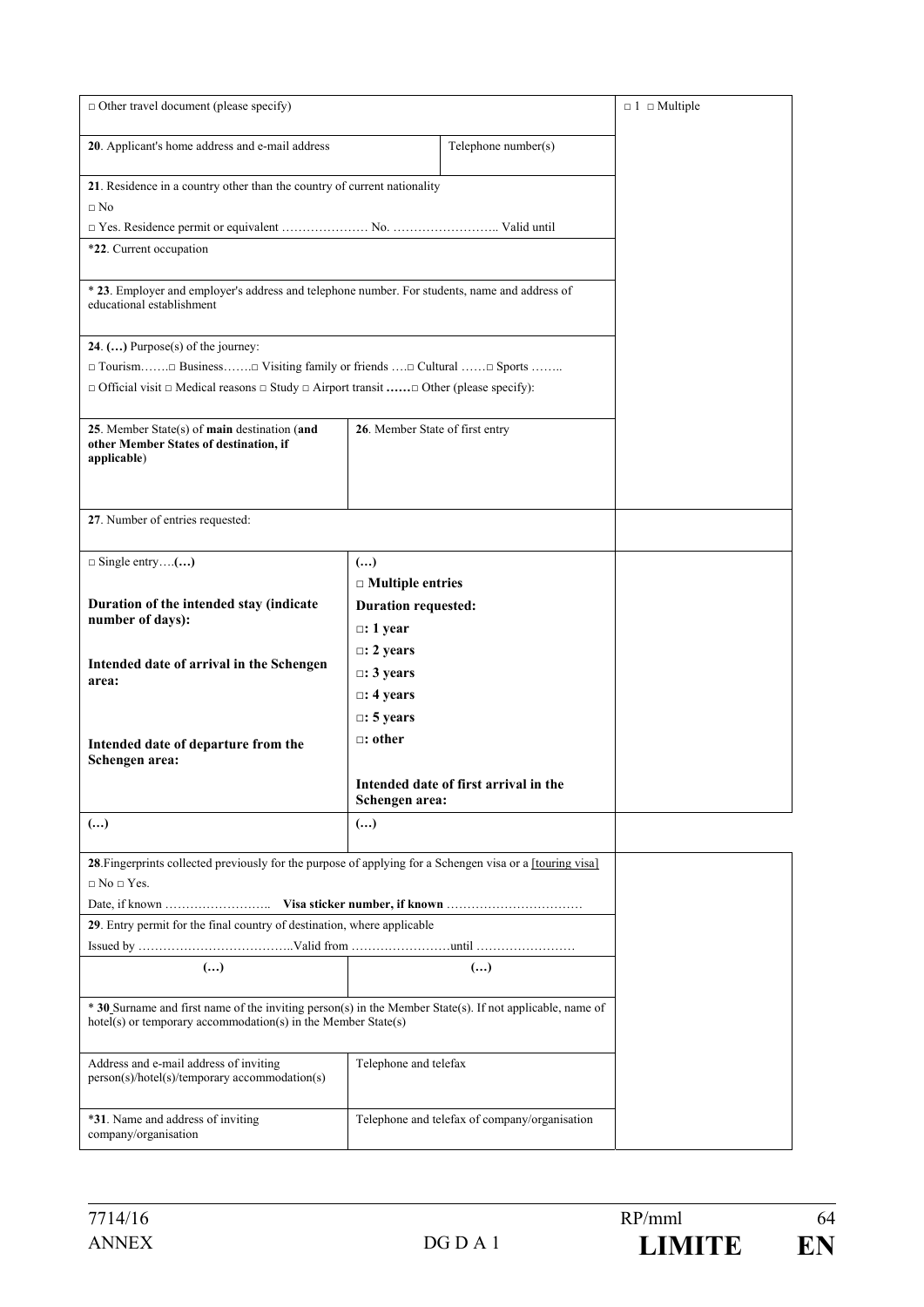| | | |
|---|---|---|
| □ Other travel document (please specify) | | □ 1 □ Multiple |
| **20**. Applicant's home address and e-mail address | Telephone number(s) | |
| **21**. Residence in a country other than the country of current nationality<br>□ No<br>□ Yes. Residence permit or equivalent ………………… No. …………………….. Valid until | | |
| \***22**. Current occupation | | |
| \* **23**. Employer and employer's address and telephone number. For students, name and address of educational establishment | | |
| **24**. **(…)** Purpose(s) of the journey:<br>□ Tourism…….□ Business…….□ Visiting family or friends ….□ Cultural ……□ Sports ……..<br>□ Official visit □ Medical reasons □ Study □ Airport transit **……**□ Other (please specify): | | |
| **25**. Member State(s) of **main** destination (**and other Member States of destination, if applicable**) | **26**. Member State of first entry | |
| **27**. Number of entries requested: | | |
| □ Single entry….**(…)**<br><br>**Duration of the intended stay (indicate number of days):**<br><br>**Intended date of arrival in the Schengen area:**<br><br>**Intended date of departure from the Schengen area:** | **(…)**<br>**□ Multiple entries**<br>**Duration requested:**<br>**□: 1 year**<br>**□: 2 years**<br>**□: 3 years**<br>**□: 4 years**<br>**□: 5 years**<br>**□: other**<br><br>**Intended date of first arrival in the Schengen area:** | |
| **(…)** | **(…)** | |
| **28**.Fingerprints collected previously for the purpose of applying for a Schengen visa or a [touring visa]<br>□ No □ Yes.<br>Date, if known …………………….. **Visa sticker number, if known** …………………………… | | |
| **29**. Entry permit for the final country of destination, where applicable<br>Issued by ………………………………..Valid from ……………………until …………………… | | |
| **(…)** | **(…)** | |
| \* **30** Surname and first name of the inviting person(s) in the Member State(s). If not applicable, name of hotel(s) or temporary accommodation(s) in the Member State(s) | | |
| Address and e-mail address of inviting person(s)/hotel(s)/temporary accommodation(s) | Telephone and telefax | |
| \***31**. Name and address of inviting company/organisation | Telephone and telefax of company/organisation | |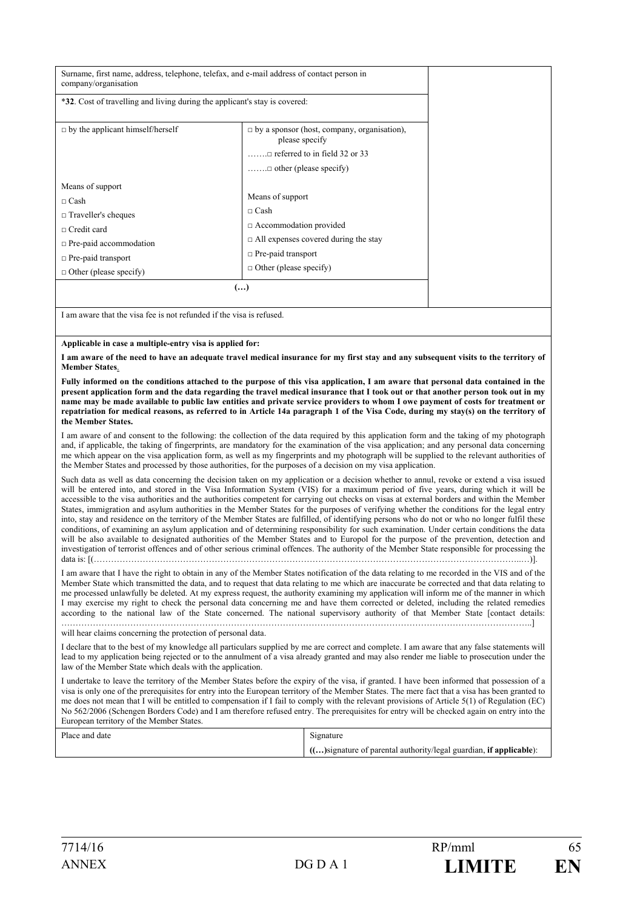| Surname, first name, address, telephone, telefax, and e-mail address of contact person in company/organisation | | |
|---|---|---|
| ***32**. Cost of travelling and living during the applicant's stay is covered: | | |
| □ by the applicant himself/herself<br><br>Means of support<br>□ Cash<br>□ Traveller's cheques<br>□ Credit card<br>□ Pre-paid accommodation<br>□ Pre-paid transport<br>□ Other (please specify) | □ by a sponsor (host, company, organisation), please specify<br>…….□ referred to in field 32 or 33<br>…….□ other (please specify)<br><br>Means of support<br>□ Cash<br>□ Accommodation provided<br>□ All expenses covered during the stay<br>□ Pre-paid transport<br>□ Other (please specify) | |
| **(…)** | | |

I am aware that the visa fee is not refunded if the visa is refused.

**Applicable in case a multiple-entry visa is applied for:**

**I am aware of the need to have an adequate travel medical insurance for my first stay and any subsequent visits to the territory of Member States.**

**Fully informed on the conditions attached to the purpose of this visa application, I am aware that personal data contained in the present application form and the data regarding the travel medical insurance that I took out or that another person took out in my name may be made available to public law entities and private service providers to whom I owe payment of costs for treatment or repatriation for medical reasons, as referred to in Article 14a paragraph 1 of the Visa Code, during my stay(s) on the territory of the Member States.**

I am aware of and consent to the following: the collection of the data required by this application form and the taking of my photograph and, if applicable, the taking of fingerprints, are mandatory for the examination of the visa application; and any personal data concerning me which appear on the visa application form, as well as my fingerprints and my photograph will be supplied to the relevant authorities of the Member States and processed by those authorities, for the purposes of a decision on my visa application.

Such data as well as data concerning the decision taken on my application or a decision whether to annul, revoke or extend a visa issued will be entered into, and stored in the Visa Information System (VIS) for a maximum period of five years, during which it will be accessible to the visa authorities and the authorities competent for carrying out checks on visas at external borders and within the Member States, immigration and asylum authorities in the Member States for the purposes of verifying whether the conditions for the legal entry into, stay and residence on the territory of the Member States are fulfilled, of identifying persons who do not or who no longer fulfil these conditions, of examining an asylum application and of determining responsibility for such examination. Under certain conditions the data will be also available to designated authorities of the Member States and to Europol for the purpose of the prevention, detection and investigation of terrorist offences and of other serious criminal offences. The authority of the Member State responsible for processing the data is: [(…………………………………………………………………………………………………………………………………..…)].

I am aware that I have the right to obtain in any of the Member States notification of the data relating to me recorded in the VIS and of the Member State which transmitted the data, and to request that data relating to me which are inaccurate be corrected and that data relating to me processed unlawfully be deleted. At my express request, the authority examining my application will inform me of the manner in which I may exercise my right to check the personal data concerning me and have them corrected or deleted, including the related remedies according to the national law of the State concerned. The national supervisory authority of that Member State [contact details: ……………………………………………………………………………………………………………………………………………..] will hear claims concerning the protection of personal data.

I declare that to the best of my knowledge all particulars supplied by me are correct and complete. I am aware that any false statements will lead to my application being rejected or to the annulment of a visa already granted and may also render me liable to prosecution under the law of the Member State which deals with the application.

I undertake to leave the territory of the Member States before the expiry of the visa, if granted. I have been informed that possession of a visa is only one of the prerequisites for entry into the European territory of the Member States. The mere fact that a visa has been granted to me does not mean that I will be entitled to compensation if I fail to comply with the relevant provisions of Article 5(1) of Regulation (EC) No 562/2006 (Schengen Borders Code) and I am therefore refused entry. The prerequisites for entry will be checked again on entry into the European territory of the Member States.

| Place and date | Signature<br>**((…)**signature of parental authority/legal guardian, **if applicable**): |
|---|---|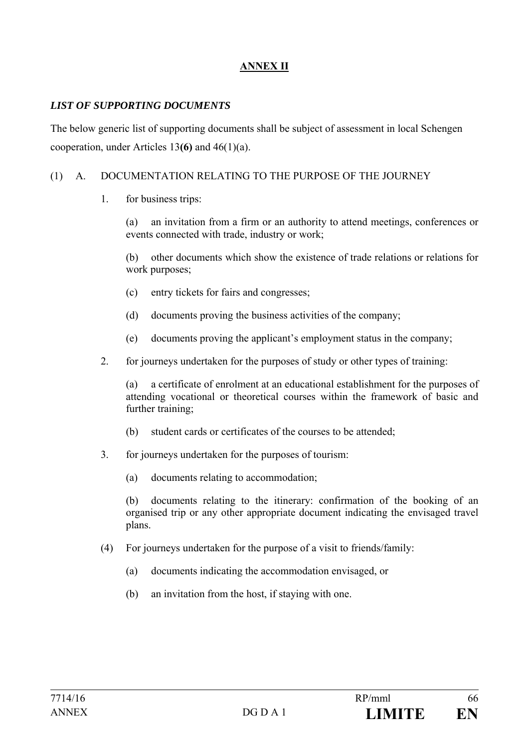**ANNEX II**

***LIST OF SUPPORTING DOCUMENTS***

The below generic list of supporting documents shall be subject of assessment in local Schengen cooperation, under Articles 13**(6)** and 46(1)(a).

(1) A. DOCUMENTATION RELATING TO THE PURPOSE OF THE JOURNEY

1. for business trips:

   (a) an invitation from a firm or an authority to attend meetings, conferences or events connected with trade, industry or work;

   (b) other documents which show the existence of trade relations or relations for work purposes;

   (c) entry tickets for fairs and congresses;

   (d) documents proving the business activities of the company;

   (e) documents proving the applicant's employment status in the company;

2. for journeys undertaken for the purposes of study or other types of training:

   (a) a certificate of enrolment at an educational establishment for the purposes of attending vocational or theoretical courses within the framework of basic and further training;

   (b) student cards or certificates of the courses to be attended;

3. for journeys undertaken for the purposes of tourism:

   (a) documents relating to accommodation;

   (b) documents relating to the itinerary: confirmation of the booking of an organised trip or any other appropriate document indicating the envisaged travel plans.

(4) For journeys undertaken for the purpose of a visit to friends/family:

   (a) documents indicating the accommodation envisaged, or

   (b) an invitation from the host, if staying with one.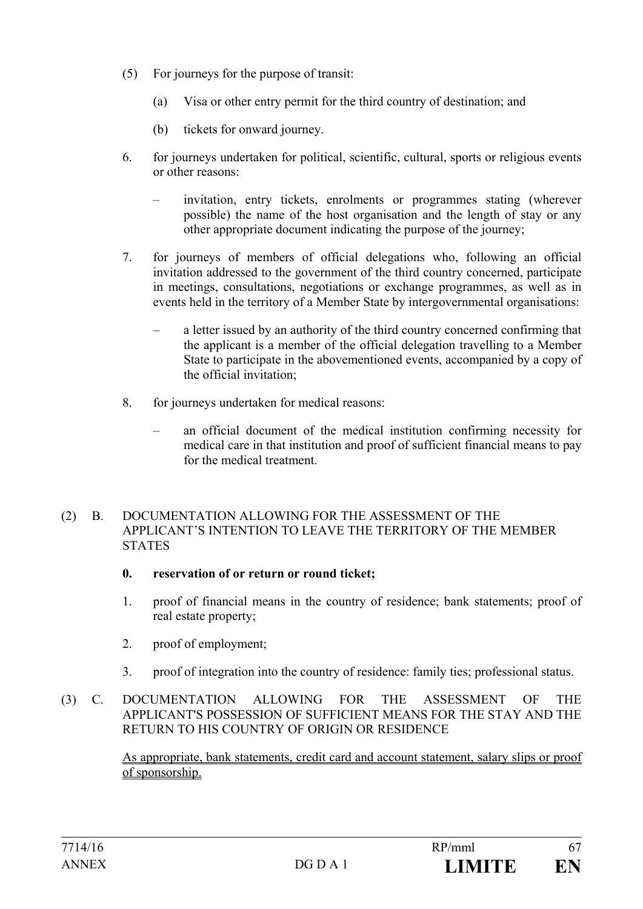(5) For journeys for the purpose of transit:

  (a) Visa or other entry permit for the third country of destination; and

  (b) tickets for onward journey.

6. for journeys undertaken for political, scientific, cultural, sports or religious events or other reasons:

   – invitation, entry tickets, enrolments or programmes stating (wherever possible) the name of the host organisation and the length of stay or any other appropriate document indicating the purpose of the journey;

7. for journeys of members of official delegations who, following an official invitation addressed to the government of the third country concerned, participate in meetings, consultations, negotiations or exchange programmes, as well as in events held in the territory of a Member State by intergovernmental organisations:

   – a letter issued by an authority of the third country concerned confirming that the applicant is a member of the official delegation travelling to a Member State to participate in the abovementioned events, accompanied by a copy of the official invitation;

8. for journeys undertaken for medical reasons:

   – an official document of the medical institution confirming necessity for medical care in that institution and proof of sufficient financial means to pay for the medical treatment.

(2) B. DOCUMENTATION ALLOWING FOR THE ASSESSMENT OF THE APPLICANT'S INTENTION TO LEAVE THE TERRITORY OF THE MEMBER STATES

**0. reservation of or return or round ticket;**

1. proof of financial means in the country of residence; bank statements; proof of real estate property;

2. proof of employment;

3. proof of integration into the country of residence: family ties; professional status.

(3) C. DOCUMENTATION ALLOWING FOR THE ASSESSMENT OF THE APPLICANT'S POSSESSION OF SUFFICIENT MEANS FOR THE STAY AND THE RETURN TO HIS COUNTRY OF ORIGIN OR RESIDENCE

<u>As appropriate, bank statements, credit card and account statement, salary slips or proof of sponsorship.</u>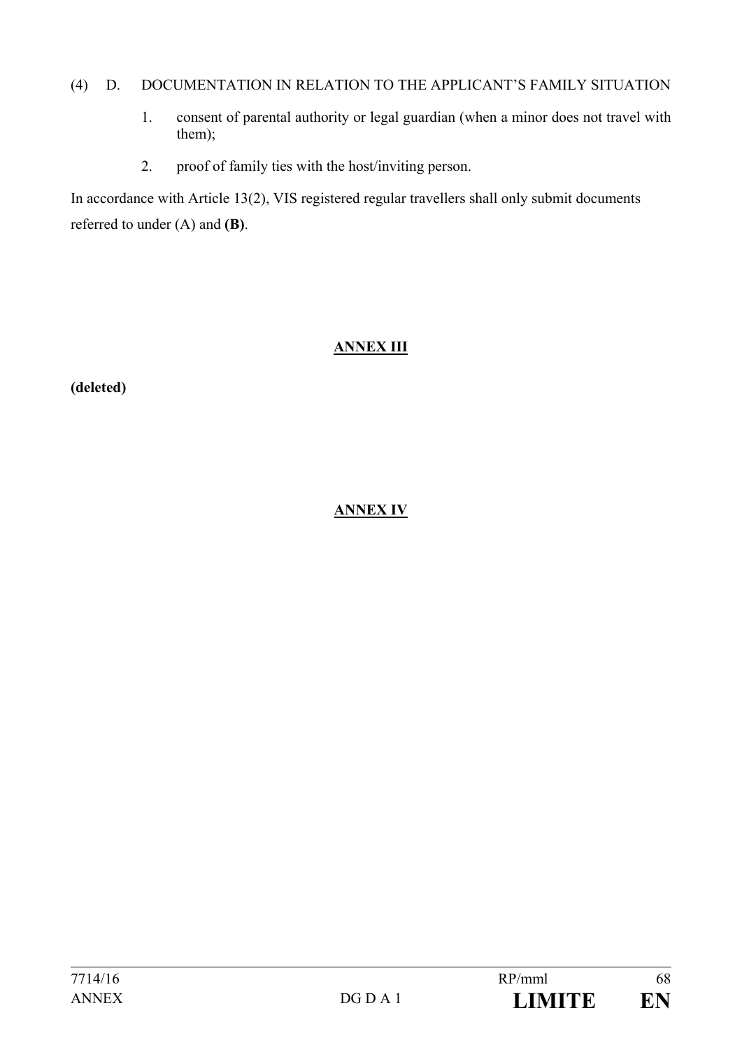(4) D. DOCUMENTATION IN RELATION TO THE APPLICANT'S FAMILY SITUATION

1. consent of parental authority or legal guardian (when a minor does not travel with them);
2. proof of family ties with the host/inviting person.

In accordance with Article 13(2), VIS registered regular travellers shall only submit documents referred to under (A) and **(B)**.

## ANNEX III

**(deleted)**

## ANNEX IV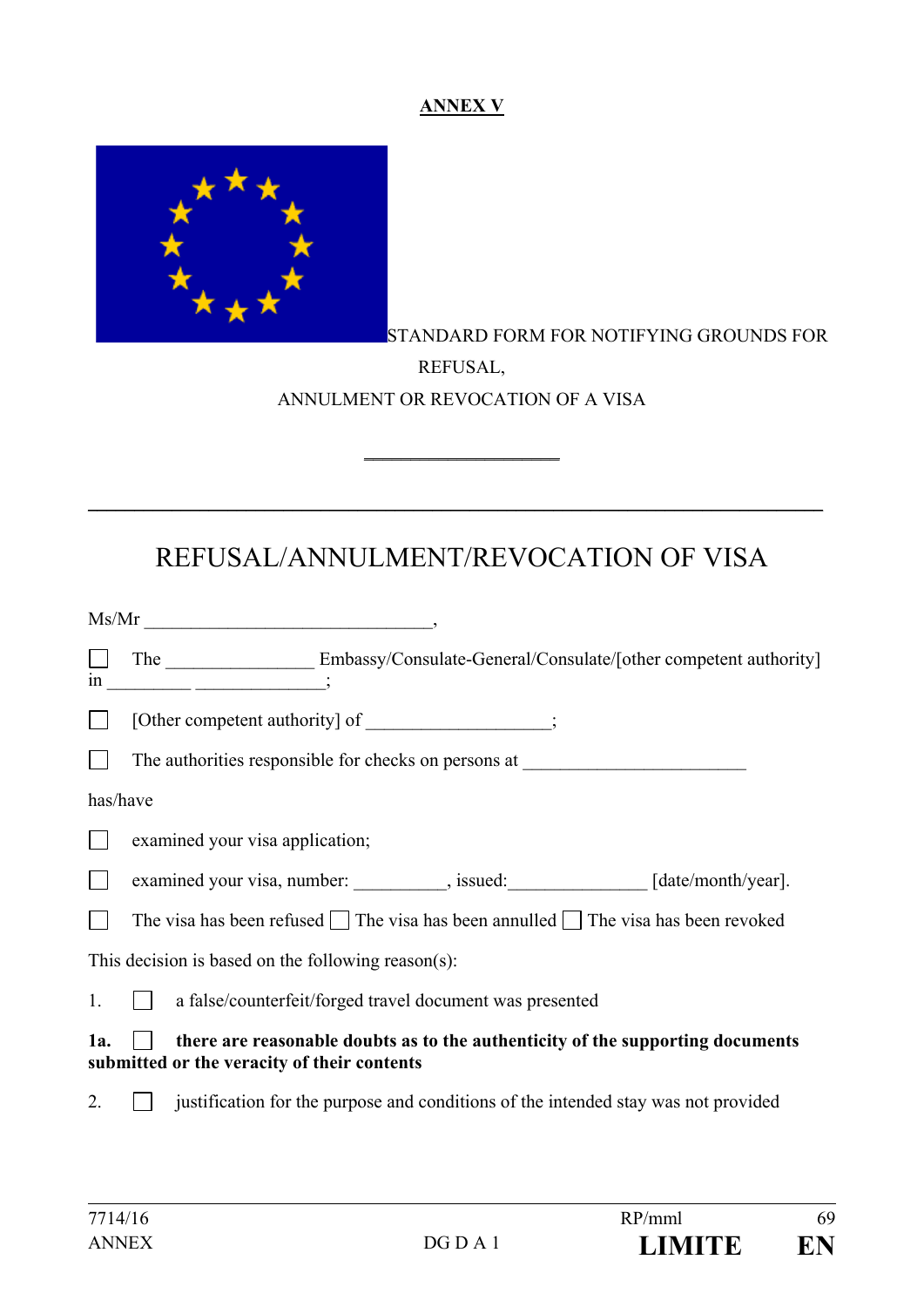**ANNEX V**

STANDARD FORM FOR NOTIFYING GROUNDS FOR REFUSAL,

ANNULMENT OR REVOCATION OF A VISA

\_\_\_\_\_\_\_\_\_\_\_\_\_\_\_\_\_\_\_\_

---

# REFUSAL/ANNULMENT/REVOCATION OF VISA

Ms/Mr \_\_\_\_\_\_\_\_\_\_\_\_\_\_\_\_\_\_\_\_\_\_\_\_\_\_\_\_\_,

☐ The \_\_\_\_\_\_\_\_\_\_\_\_\_\_\_ Embassy/Consulate-General/Consulate/[other competent authority] in \_\_\_\_\_\_\_\_ \_\_\_\_\_\_\_\_\_\_\_\_\_;

☐ [Other competent authority] of \_\_\_\_\_\_\_\_\_\_\_\_\_\_\_\_\_\_;

☐ The authorities responsible for checks on persons at \_\_\_\_\_\_\_\_\_\_\_\_\_\_\_\_\_\_\_\_\_\_\_

has/have

☐ examined your visa application;

☐ examined your visa, number: \_\_\_\_\_\_\_\_\_\_, issued:\_\_\_\_\_\_\_\_\_\_\_\_\_\_ [date/month/year].

☐ The visa has been refused ☐ The visa has been annulled ☐ The visa has been revoked

This decision is based on the following reason(s):

1. ☐ a false/counterfeit/forged travel document was presented

**1a.** ☐ **there are reasonable doubts as to the authenticity of the supporting documents submitted or the veracity of their contents**

2. ☐ justification for the purpose and conditions of the intended stay was not provided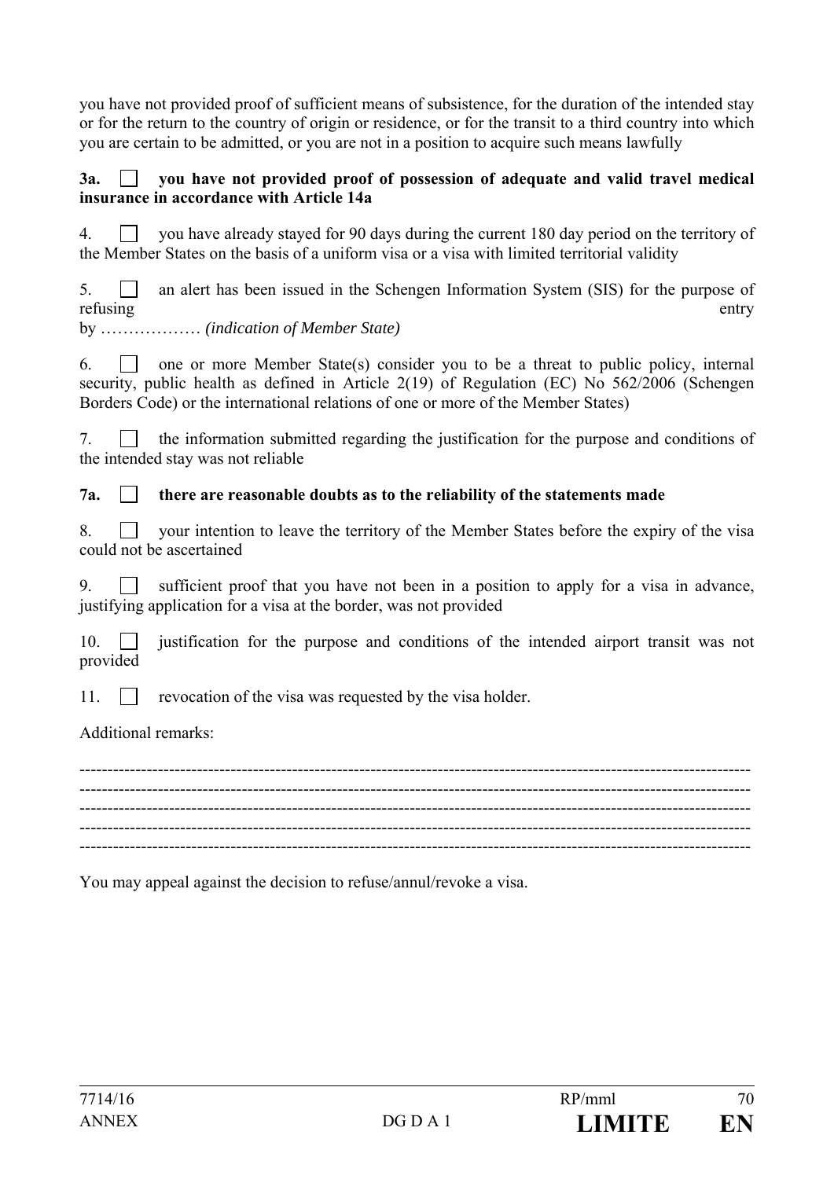you have not provided proof of sufficient means of subsistence, for the duration of the intended stay or for the return to the country of origin or residence, or for the transit to a third country into which you are certain to be admitted, or you are not in a position to acquire such means lawfully

**3a. ☐ you have not provided proof of possession of adequate and valid travel medical insurance in accordance with Article 14a**

4. ☐ you have already stayed for 90 days during the current 180 day period on the territory of the Member States on the basis of a uniform visa or a visa with limited territorial validity

5. ☐ an alert has been issued in the Schengen Information System (SIS) for the purpose of refusing entry by ……………… *(indication of Member State)*

6. ☐ one or more Member State(s) consider you to be a threat to public policy, internal security, public health as defined in Article 2(19) of Regulation (EC) No 562/2006 (Schengen Borders Code) or the international relations of one or more of the Member States)

7. ☐ the information submitted regarding the justification for the purpose and conditions of the intended stay was not reliable

**7a. ☐ there are reasonable doubts as to the reliability of the statements made**

8. ☐ your intention to leave the territory of the Member States before the expiry of the visa could not be ascertained

9. ☐ sufficient proof that you have not been in a position to apply for a visa in advance, justifying application for a visa at the border, was not provided

10. ☐ justification for the purpose and conditions of the intended airport transit was not provided

11. ☐ revocation of the visa was requested by the visa holder.

Additional remarks:

------------------------------------------------------------------------------------------------------------------------
------------------------------------------------------------------------------------------------------------------------
------------------------------------------------------------------------------------------------------------------------
------------------------------------------------------------------------------------------------------------------------
------------------------------------------------------------------------------------------------------------------------

You may appeal against the decision to refuse/annul/revoke a visa.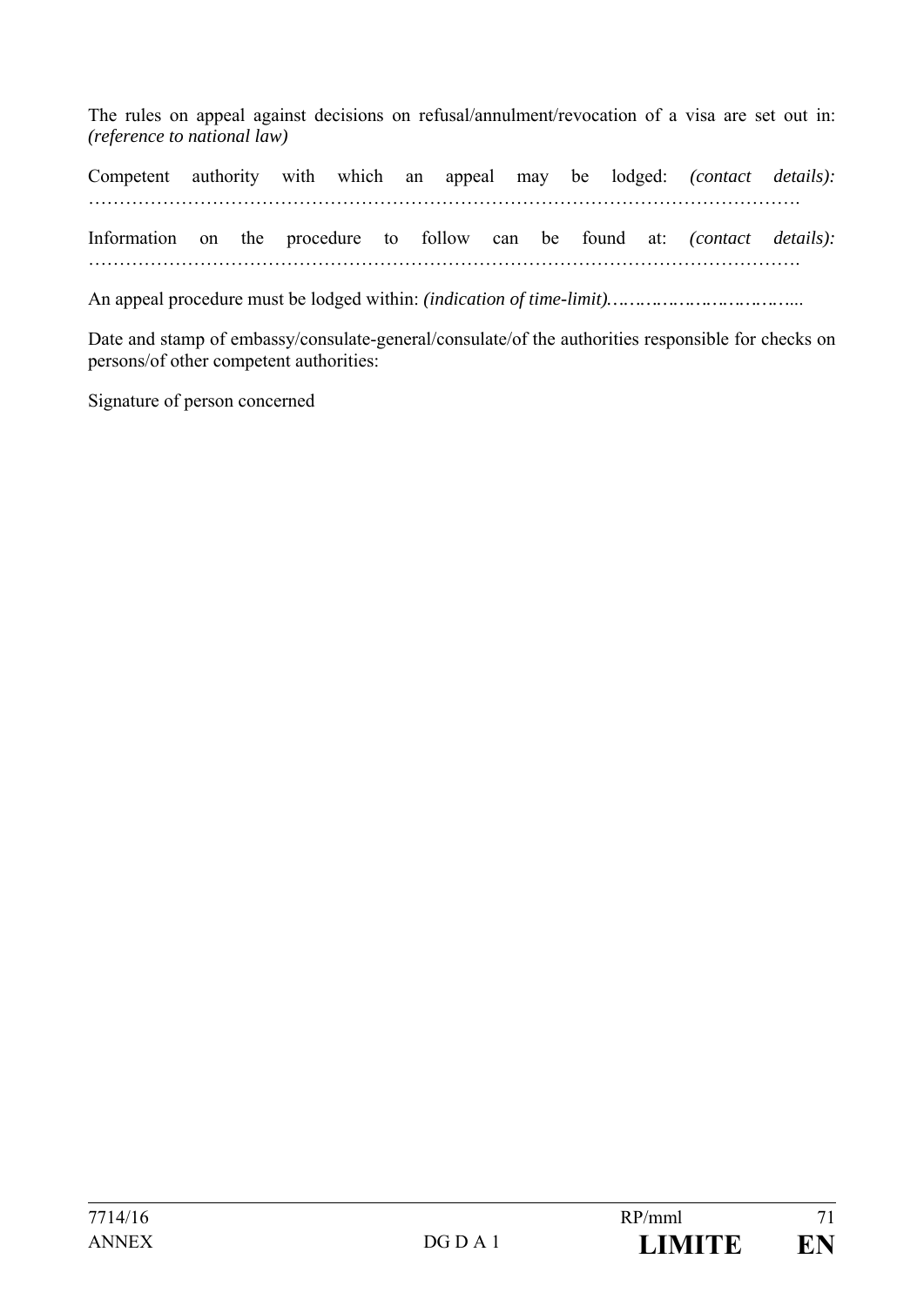The rules on appeal against decisions on refusal/annulment/revocation of a visa are set out in: *(reference to national law)*

Competent authority with which an appeal may be lodged: *(contact details):* ………………………………………………………………………………………………….

Information on the procedure to follow can be found at: *(contact details):* ………………………………………………………………………………………………….

An appeal procedure must be lodged within: *(indication of time-limit)*…………………………….

Date and stamp of embassy/consulate-general/consulate/of the authorities responsible for checks on persons/of other competent authorities:

Signature of person concerned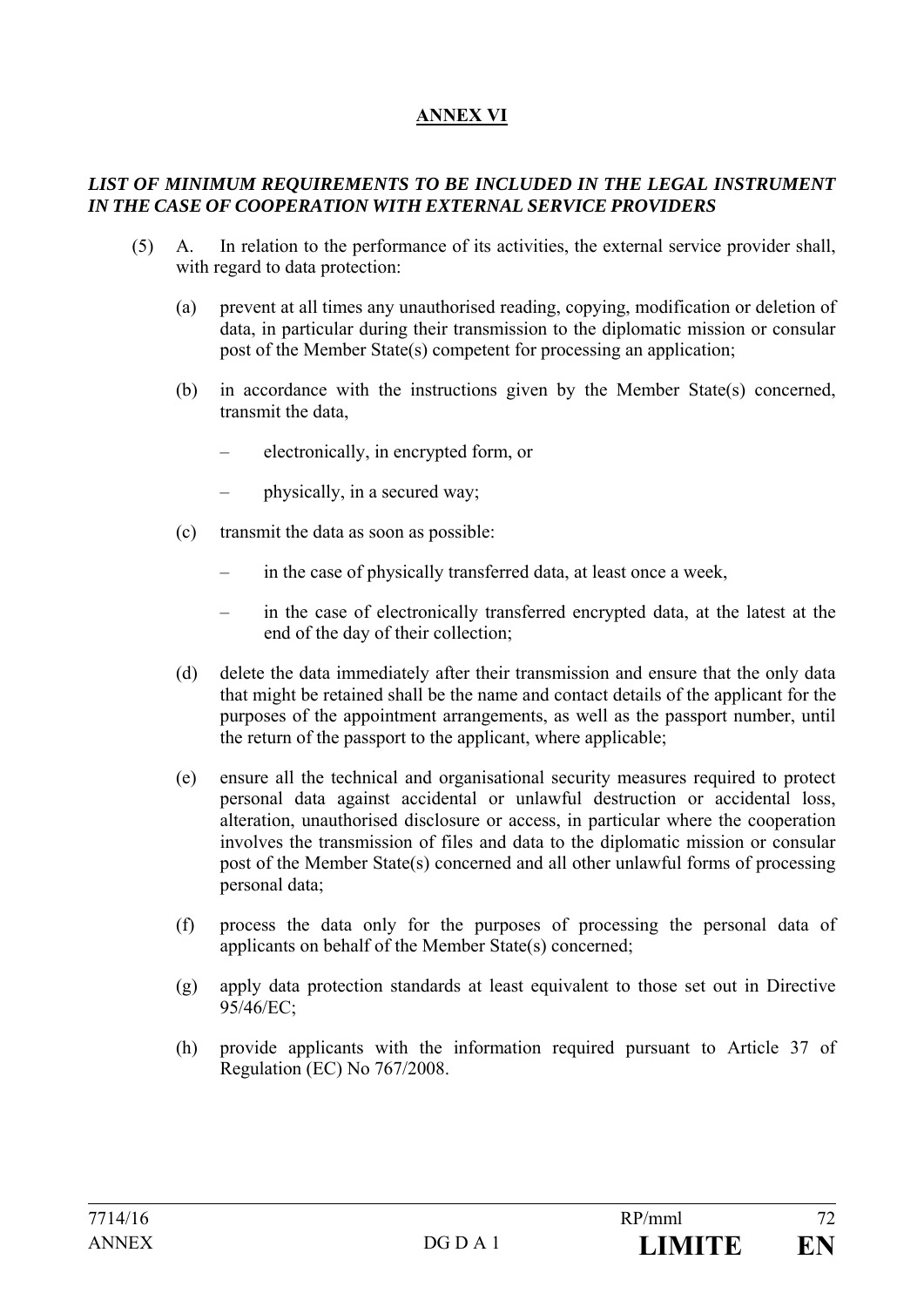## ANNEX VI

***LIST OF MINIMUM REQUIREMENTS TO BE INCLUDED IN THE LEGAL INSTRUMENT IN THE CASE OF COOPERATION WITH EXTERNAL SERVICE PROVIDERS***

(5) A. In relation to the performance of its activities, the external service provider shall, with regard to data protection:

(a) prevent at all times any unauthorised reading, copying, modification or deletion of data, in particular during their transmission to the diplomatic mission or consular post of the Member State(s) competent for processing an application;

(b) in accordance with the instructions given by the Member State(s) concerned, transmit the data,

– electronically, in encrypted form, or

– physically, in a secured way;

(c) transmit the data as soon as possible:

– in the case of physically transferred data, at least once a week,

– in the case of electronically transferred encrypted data, at the latest at the end of the day of their collection;

(d) delete the data immediately after their transmission and ensure that the only data that might be retained shall be the name and contact details of the applicant for the purposes of the appointment arrangements, as well as the passport number, until the return of the passport to the applicant, where applicable;

(e) ensure all the technical and organisational security measures required to protect personal data against accidental or unlawful destruction or accidental loss, alteration, unauthorised disclosure or access, in particular where the cooperation involves the transmission of files and data to the diplomatic mission or consular post of the Member State(s) concerned and all other unlawful forms of processing personal data;

(f) process the data only for the purposes of processing the personal data of applicants on behalf of the Member State(s) concerned;

(g) apply data protection standards at least equivalent to those set out in Directive 95/46/EC;

(h) provide applicants with the information required pursuant to Article 37 of Regulation (EC) No 767/2008.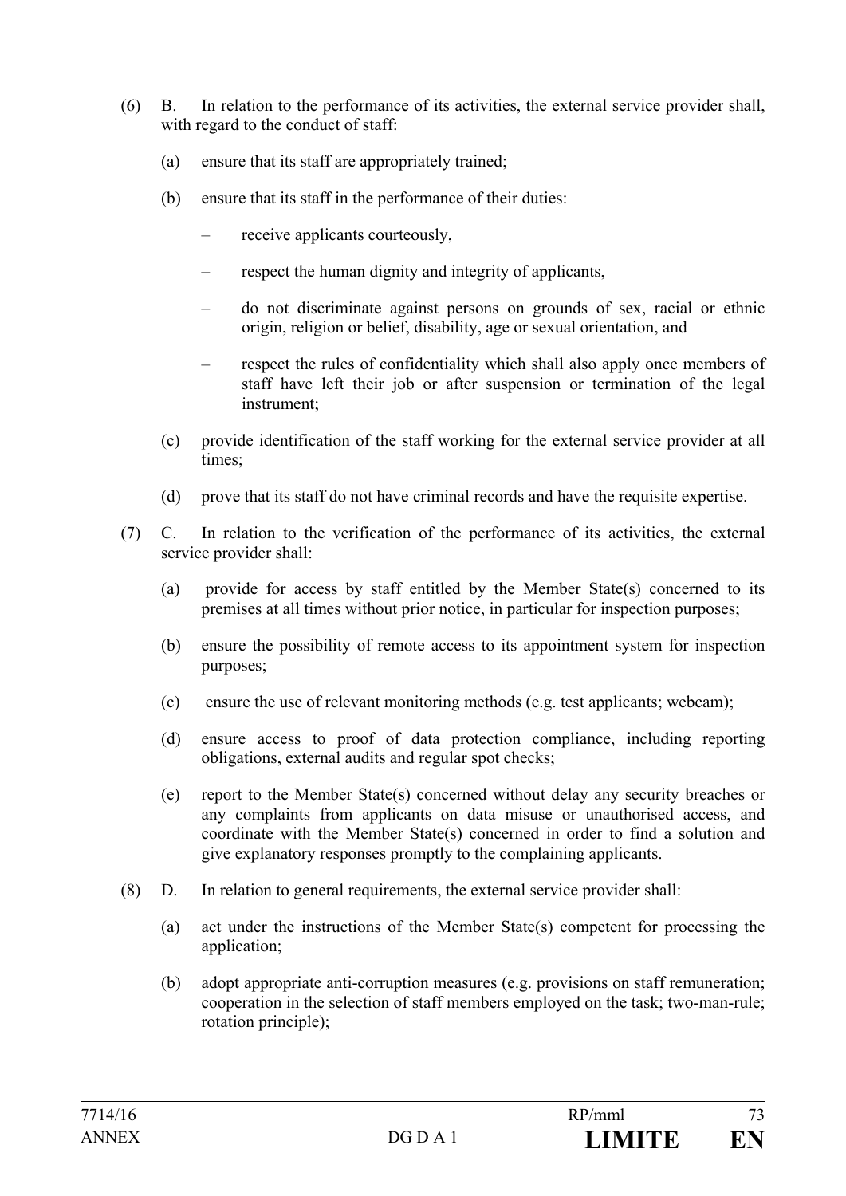(6) B. In relation to the performance of its activities, the external service provider shall, with regard to the conduct of staff:

(a) ensure that its staff are appropriately trained;

(b) ensure that its staff in the performance of their duties:

– receive applicants courteously,

– respect the human dignity and integrity of applicants,

– do not discriminate against persons on grounds of sex, racial or ethnic origin, religion or belief, disability, age or sexual orientation, and

– respect the rules of confidentiality which shall also apply once members of staff have left their job or after suspension or termination of the legal instrument;

(c) provide identification of the staff working for the external service provider at all times;

(d) prove that its staff do not have criminal records and have the requisite expertise.

(7) C. In relation to the verification of the performance of its activities, the external service provider shall:

(a) provide for access by staff entitled by the Member State(s) concerned to its premises at all times without prior notice, in particular for inspection purposes;

(b) ensure the possibility of remote access to its appointment system for inspection purposes;

(c) ensure the use of relevant monitoring methods (e.g. test applicants; webcam);

(d) ensure access to proof of data protection compliance, including reporting obligations, external audits and regular spot checks;

(e) report to the Member State(s) concerned without delay any security breaches or any complaints from applicants on data misuse or unauthorised access, and coordinate with the Member State(s) concerned in order to find a solution and give explanatory responses promptly to the complaining applicants.

(8) D. In relation to general requirements, the external service provider shall:

(a) act under the instructions of the Member State(s) competent for processing the application;

(b) adopt appropriate anti-corruption measures (e.g. provisions on staff remuneration; cooperation in the selection of staff members employed on the task; two-man-rule; rotation principle);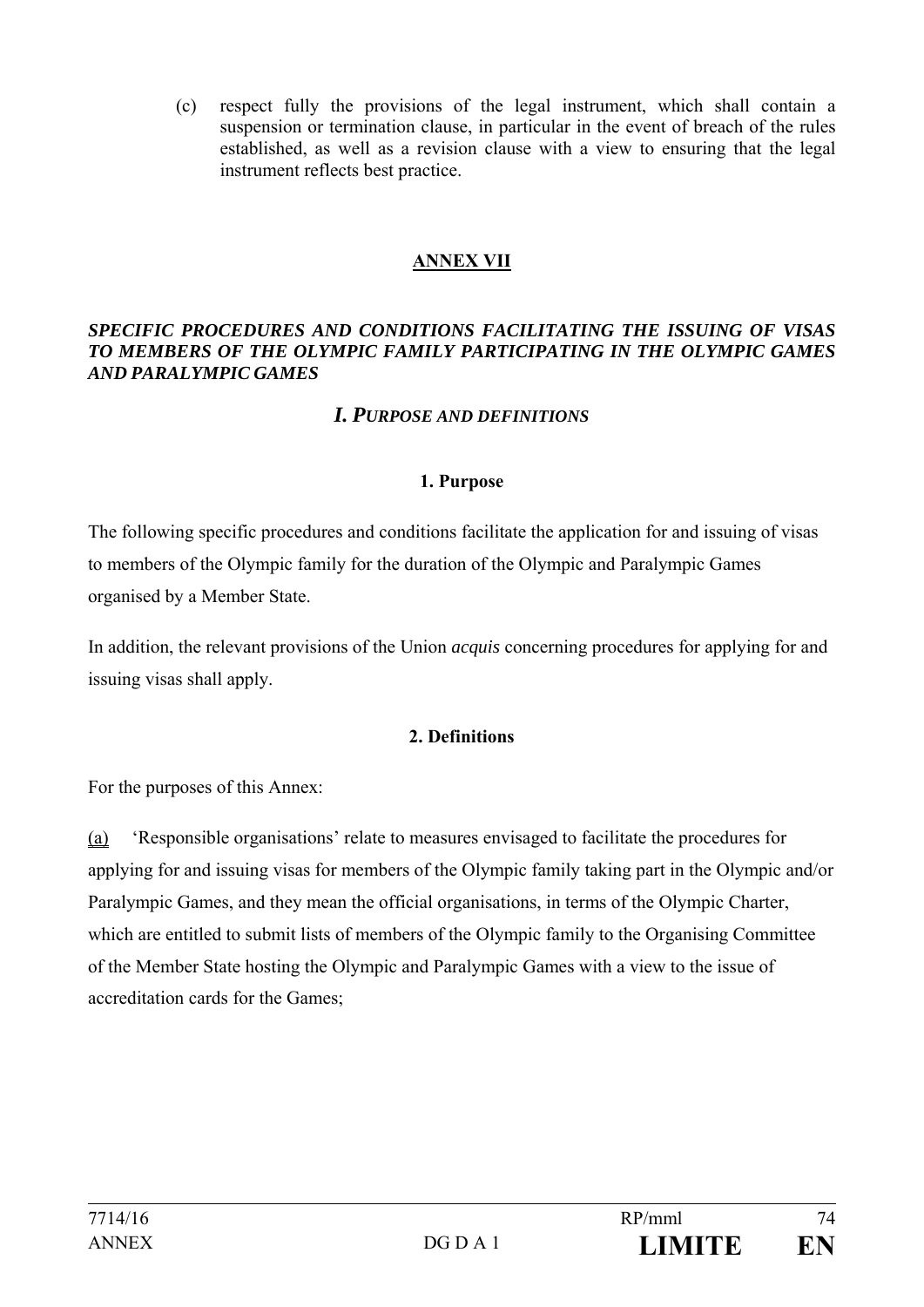(c) respect fully the provisions of the legal instrument, which shall contain a suspension or termination clause, in particular in the event of breach of the rules established, as well as a revision clause with a view to ensuring that the legal instrument reflects best practice.

## ANNEX VII

***SPECIFIC PROCEDURES AND CONDITIONS FACILITATING THE ISSUING OF VISAS TO MEMBERS OF THE OLYMPIC FAMILY PARTICIPATING IN THE OLYMPIC GAMES AND PARALYMPIC GAMES***

### *I. PURPOSE AND DEFINITIONS*

#### 1. Purpose

The following specific procedures and conditions facilitate the application for and issuing of visas to members of the Olympic family for the duration of the Olympic and Paralympic Games organised by a Member State.

In addition, the relevant provisions of the Union *acquis* concerning procedures for applying for and issuing visas shall apply.

#### 2. Definitions

For the purposes of this Annex:

(a) 'Responsible organisations' relate to measures envisaged to facilitate the procedures for applying for and issuing visas for members of the Olympic family taking part in the Olympic and/or Paralympic Games, and they mean the official organisations, in terms of the Olympic Charter, which are entitled to submit lists of members of the Olympic family to the Organising Committee of the Member State hosting the Olympic and Paralympic Games with a view to the issue of accreditation cards for the Games;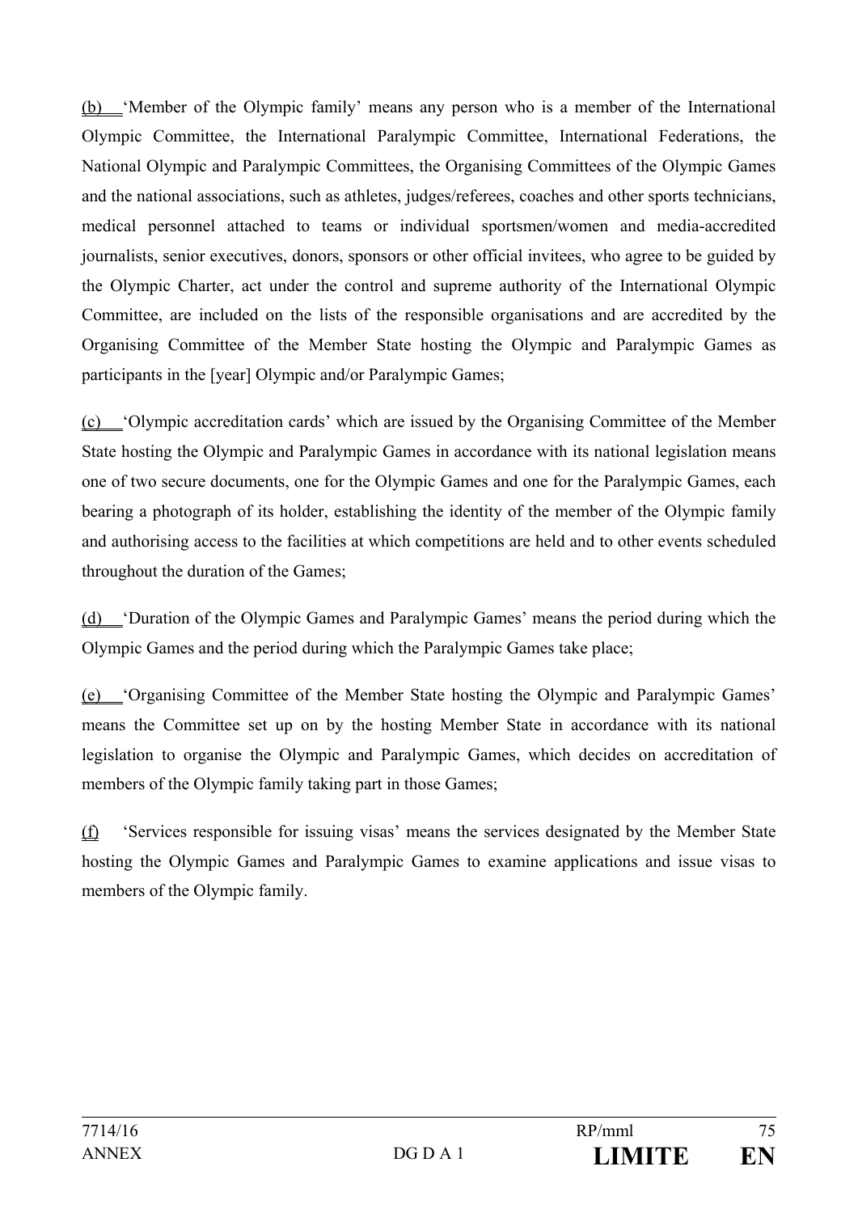(b) 'Member of the Olympic family' means any person who is a member of the International Olympic Committee, the International Paralympic Committee, International Federations, the National Olympic and Paralympic Committees, the Organising Committees of the Olympic Games and the national associations, such as athletes, judges/referees, coaches and other sports technicians, medical personnel attached to teams or individual sportsmen/women and media-accredited journalists, senior executives, donors, sponsors or other official invitees, who agree to be guided by the Olympic Charter, act under the control and supreme authority of the International Olympic Committee, are included on the lists of the responsible organisations and are accredited by the Organising Committee of the Member State hosting the Olympic and Paralympic Games as participants in the [year] Olympic and/or Paralympic Games;

(c) 'Olympic accreditation cards' which are issued by the Organising Committee of the Member State hosting the Olympic and Paralympic Games in accordance with its national legislation means one of two secure documents, one for the Olympic Games and one for the Paralympic Games, each bearing a photograph of its holder, establishing the identity of the member of the Olympic family and authorising access to the facilities at which competitions are held and to other events scheduled throughout the duration of the Games;

(d) 'Duration of the Olympic Games and Paralympic Games' means the period during which the Olympic Games and the period during which the Paralympic Games take place;

(e) 'Organising Committee of the Member State hosting the Olympic and Paralympic Games' means the Committee set up on by the hosting Member State in accordance with its national legislation to organise the Olympic and Paralympic Games, which decides on accreditation of members of the Olympic family taking part in those Games;

(f) 'Services responsible for issuing visas' means the services designated by the Member State hosting the Olympic Games and Paralympic Games to examine applications and issue visas to members of the Olympic family.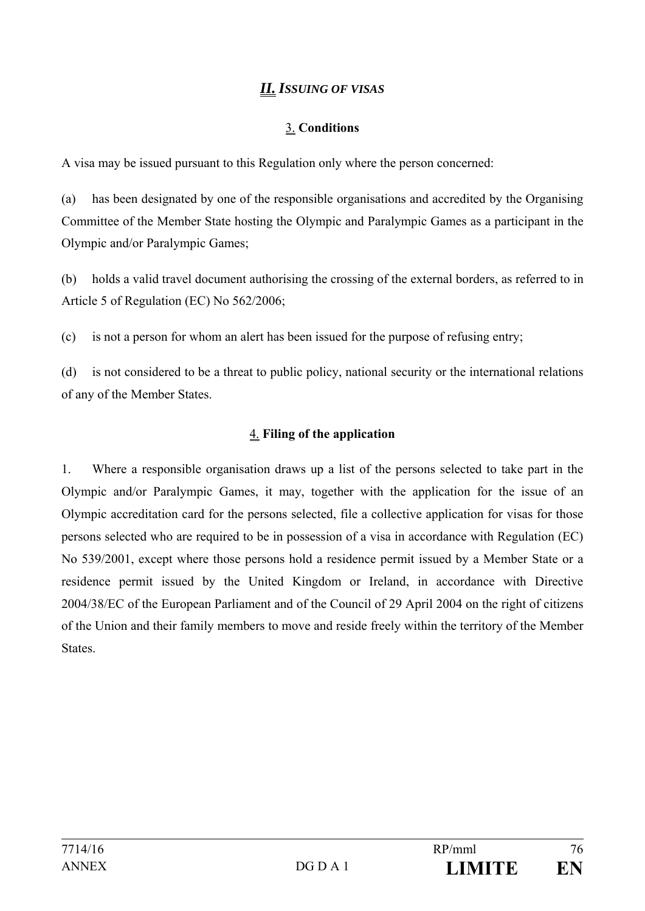## *II. ISSUING OF VISAS*

### 3. Conditions

A visa may be issued pursuant to this Regulation only where the person concerned:

(a) has been designated by one of the responsible organisations and accredited by the Organising Committee of the Member State hosting the Olympic and Paralympic Games as a participant in the Olympic and/or Paralympic Games;

(b) holds a valid travel document authorising the crossing of the external borders, as referred to in Article 5 of Regulation (EC) No 562/2006;

(c) is not a person for whom an alert has been issued for the purpose of refusing entry;

(d) is not considered to be a threat to public policy, national security or the international relations of any of the Member States.

### 4. Filing of the application

1. Where a responsible organisation draws up a list of the persons selected to take part in the Olympic and/or Paralympic Games, it may, together with the application for the issue of an Olympic accreditation card for the persons selected, file a collective application for visas for those persons selected who are required to be in possession of a visa in accordance with Regulation (EC) No 539/2001, except where those persons hold a residence permit issued by a Member State or a residence permit issued by the United Kingdom or Ireland, in accordance with Directive 2004/38/EC of the European Parliament and of the Council of 29 April 2004 on the right of citizens of the Union and their family members to move and reside freely within the territory of the Member States.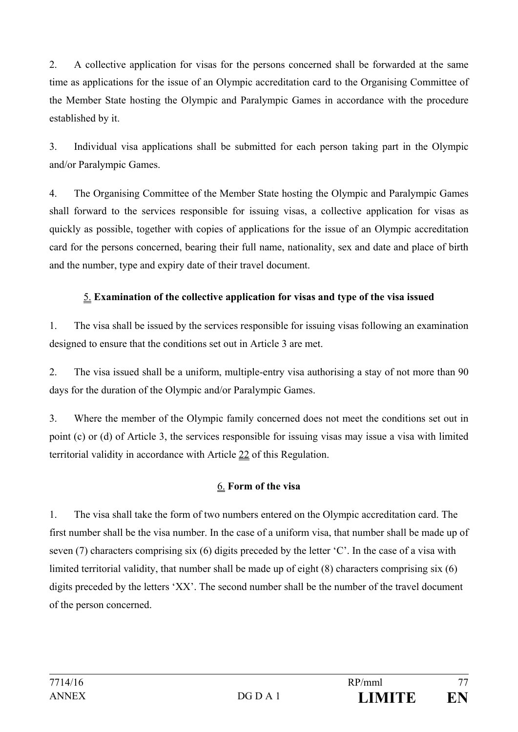2. A collective application for visas for the persons concerned shall be forwarded at the same time as applications for the issue of an Olympic accreditation card to the Organising Committee of the Member State hosting the Olympic and Paralympic Games in accordance with the procedure established by it.

3. Individual visa applications shall be submitted for each person taking part in the Olympic and/or Paralympic Games.

4. The Organising Committee of the Member State hosting the Olympic and Paralympic Games shall forward to the services responsible for issuing visas, a collective application for visas as quickly as possible, together with copies of applications for the issue of an Olympic accreditation card for the persons concerned, bearing their full name, nationality, sex and date and place of birth and the number, type and expiry date of their travel document.

**5. Examination of the collective application for visas and type of the visa issued**

1. The visa shall be issued by the services responsible for issuing visas following an examination designed to ensure that the conditions set out in Article 3 are met.

2. The visa issued shall be a uniform, multiple-entry visa authorising a stay of not more than 90 days for the duration of the Olympic and/or Paralympic Games.

3. Where the member of the Olympic family concerned does not meet the conditions set out in point (c) or (d) of Article 3, the services responsible for issuing visas may issue a visa with limited territorial validity in accordance with Article 22 of this Regulation.

**6. Form of the visa**

1. The visa shall take the form of two numbers entered on the Olympic accreditation card. The first number shall be the visa number. In the case of a uniform visa, that number shall be made up of seven (7) characters comprising six (6) digits preceded by the letter 'C'. In the case of a visa with limited territorial validity, that number shall be made up of eight (8) characters comprising six (6) digits preceded by the letters 'XX'. The second number shall be the number of the travel document of the person concerned.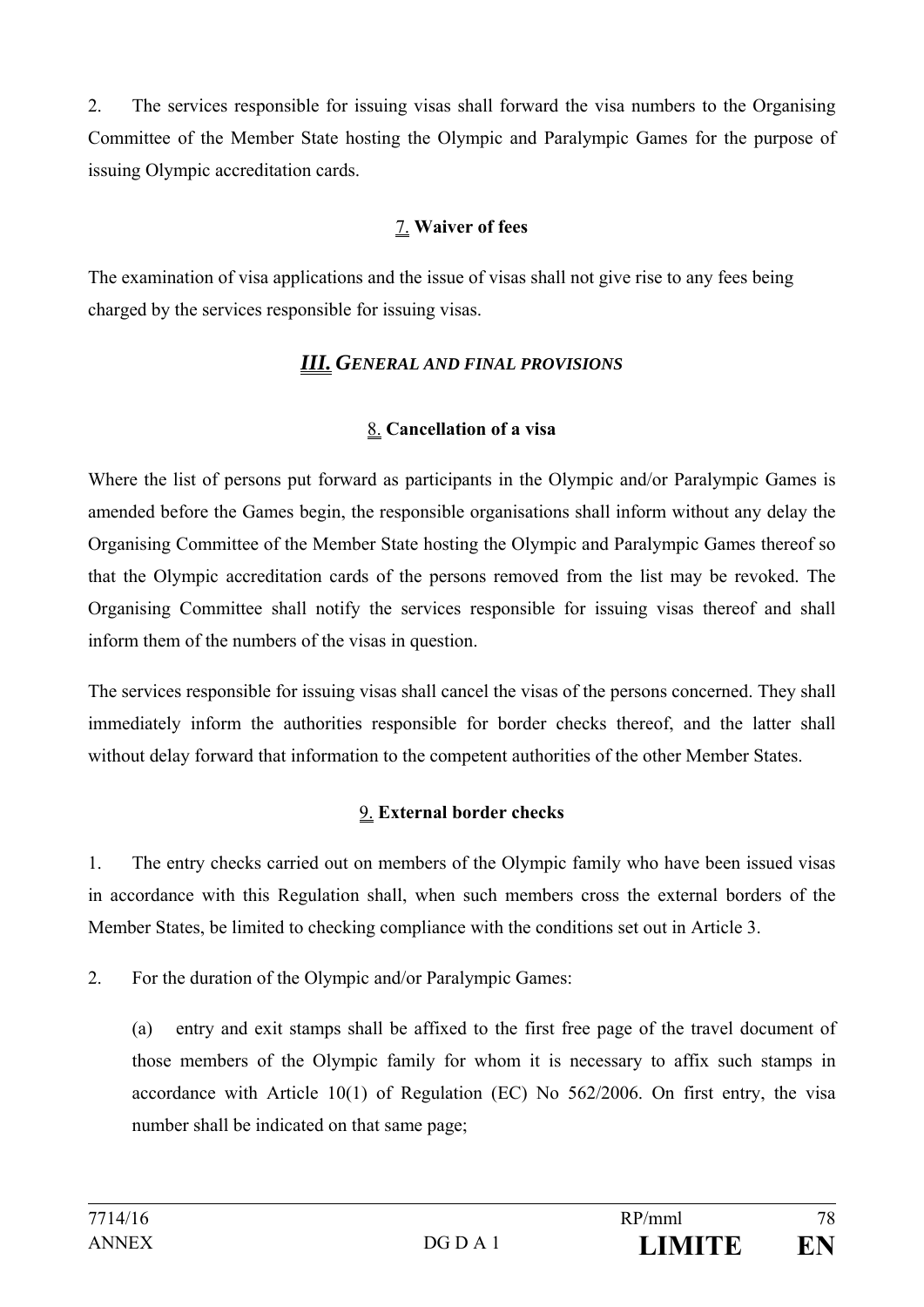2. The services responsible for issuing visas shall forward the visa numbers to the Organising Committee of the Member State hosting the Olympic and Paralympic Games for the purpose of issuing Olympic accreditation cards.

**7. Waiver of fees**

The examination of visa applications and the issue of visas shall not give rise to any fees being charged by the services responsible for issuing visas.

***III. GENERAL AND FINAL PROVISIONS***

**8. Cancellation of a visa**

Where the list of persons put forward as participants in the Olympic and/or Paralympic Games is amended before the Games begin, the responsible organisations shall inform without any delay the Organising Committee of the Member State hosting the Olympic and Paralympic Games thereof so that the Olympic accreditation cards of the persons removed from the list may be revoked. The Organising Committee shall notify the services responsible for issuing visas thereof and shall inform them of the numbers of the visas in question.

The services responsible for issuing visas shall cancel the visas of the persons concerned. They shall immediately inform the authorities responsible for border checks thereof, and the latter shall without delay forward that information to the competent authorities of the other Member States.

**9. External border checks**

1. The entry checks carried out on members of the Olympic family who have been issued visas in accordance with this Regulation shall, when such members cross the external borders of the Member States, be limited to checking compliance with the conditions set out in Article 3.

2. For the duration of the Olympic and/or Paralympic Games:

(a) entry and exit stamps shall be affixed to the first free page of the travel document of those members of the Olympic family for whom it is necessary to affix such stamps in accordance with Article 10(1) of Regulation (EC) No 562/2006. On first entry, the visa number shall be indicated on that same page;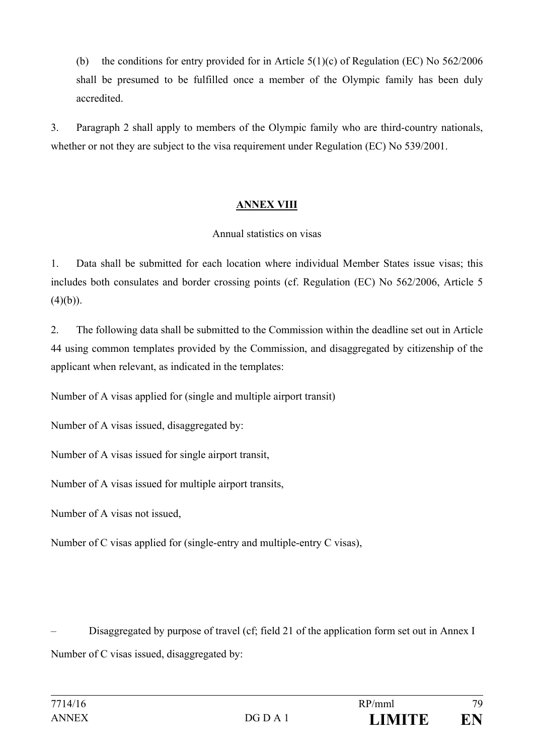(b) the conditions for entry provided for in Article 5(1)(c) of Regulation (EC) No 562/2006 shall be presumed to be fulfilled once a member of the Olympic family has been duly accredited.

3. Paragraph 2 shall apply to members of the Olympic family who are third-country nationals, whether or not they are subject to the visa requirement under Regulation (EC) No 539/2001.

## ANNEX VIII

Annual statistics on visas

1. Data shall be submitted for each location where individual Member States issue visas; this includes both consulates and border crossing points (cf. Regulation (EC) No 562/2006, Article 5 (4)(b)).

2. The following data shall be submitted to the Commission within the deadline set out in Article 44 using common templates provided by the Commission, and disaggregated by citizenship of the applicant when relevant, as indicated in the templates:

Number of A visas applied for (single and multiple airport transit)

Number of A visas issued, disaggregated by:

Number of A visas issued for single airport transit,

Number of A visas issued for multiple airport transits,

Number of A visas not issued,

Number of C visas applied for (single-entry and multiple-entry C visas),

– Disaggregated by purpose of travel (cf; field 21 of the application form set out in Annex I

Number of C visas issued, disaggregated by: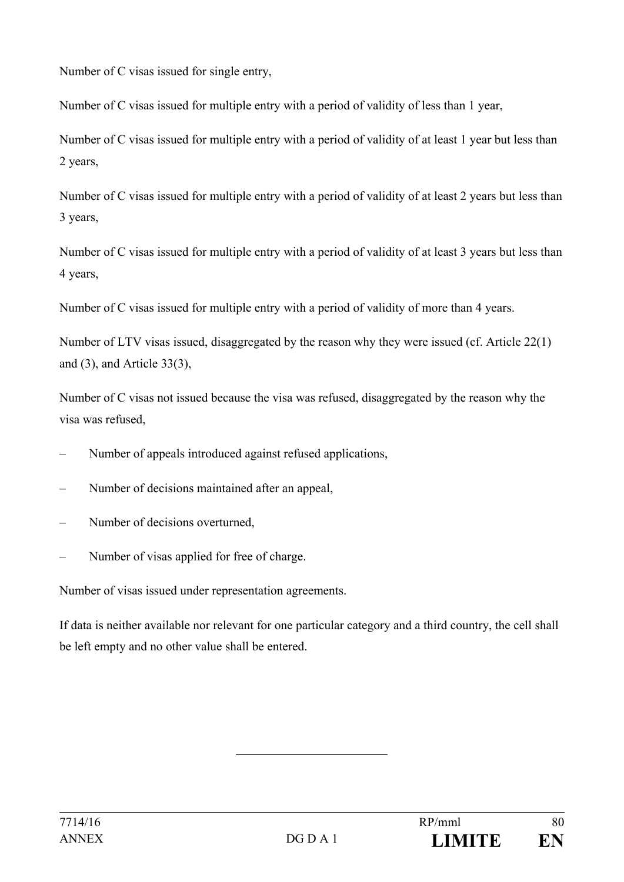Number of C visas issued for single entry,

Number of C visas issued for multiple entry with a period of validity of less than 1 year,

Number of C visas issued for multiple entry with a period of validity of at least 1 year but less than 2 years,

Number of C visas issued for multiple entry with a period of validity of at least 2 years but less than 3 years,

Number of C visas issued for multiple entry with a period of validity of at least 3 years but less than 4 years,

Number of C visas issued for multiple entry with a period of validity of more than 4 years.

Number of LTV visas issued, disaggregated by the reason why they were issued (cf. Article 22(1) and (3), and Article 33(3),

Number of C visas not issued because the visa was refused, disaggregated by the reason why the visa was refused,

– Number of appeals introduced against refused applications,

– Number of decisions maintained after an appeal,

– Number of decisions overturned,

– Number of visas applied for free of charge.

Number of visas issued under representation agreements.

If data is neither available nor relevant for one particular category and a third country, the cell shall be left empty and no other value shall be entered.